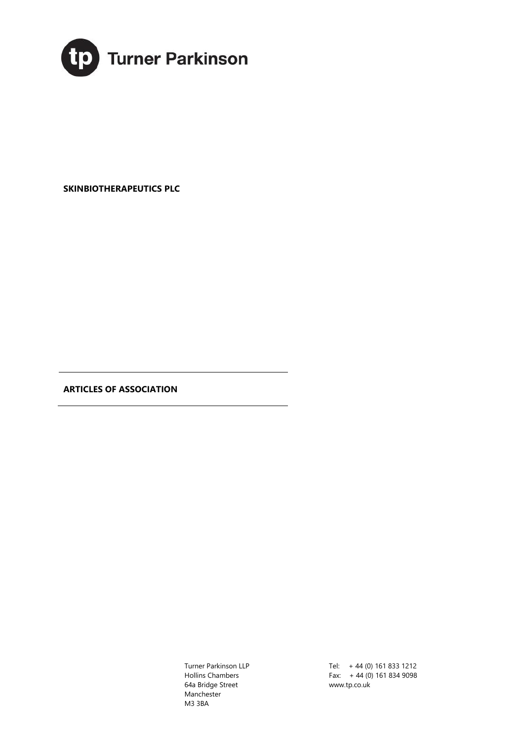**Turner Parkinson**

**SKINBIOTHERAPEUTICS PLC**

---

**ARTICLES OF ASSOCIATION**

---

Turner Parkinson LLP
Hollins Chambers
64a Bridge Street
Manchester
M3 3BA

Tel: + 44 (0) 161 833 1212
Fax: + 44 (0) 161 834 9098
www.tp.co.uk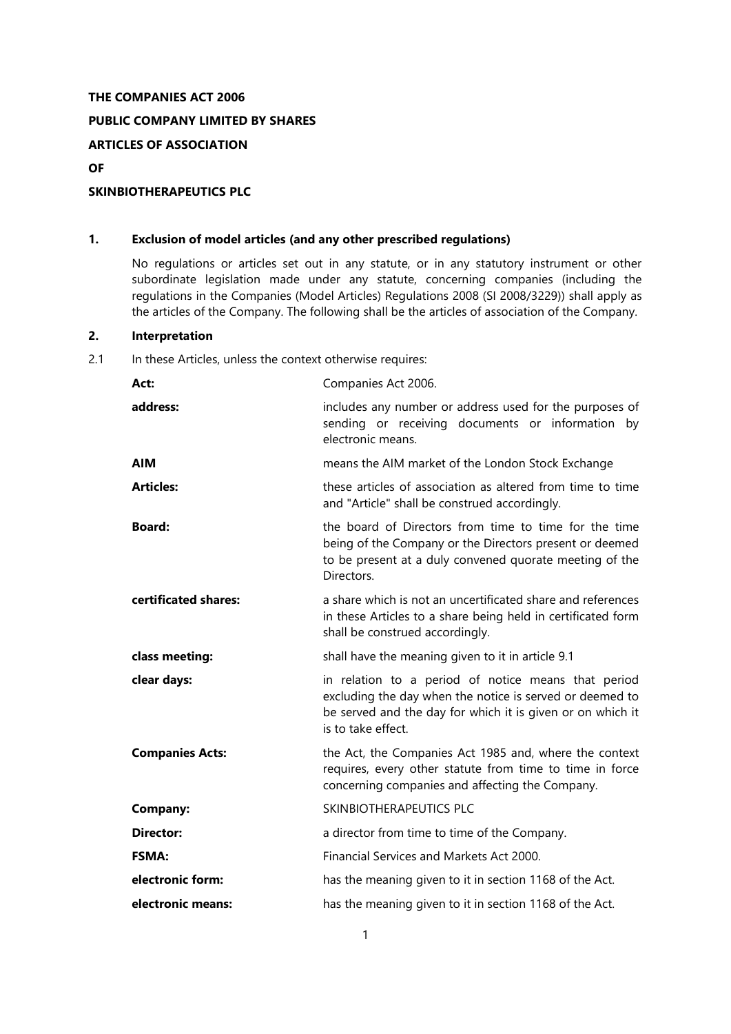**THE COMPANIES ACT 2006**

**PUBLIC COMPANY LIMITED BY SHARES**

**ARTICLES OF ASSOCIATION**

**OF**

**SKINBIOTHERAPEUTICS PLC**

## 1. Exclusion of model articles (and any other prescribed regulations)

No regulations or articles set out in any statute, or in any statutory instrument or other subordinate legislation made under any statute, concerning companies (including the regulations in the Companies (Model Articles) Regulations 2008 (SI 2008/3229)) shall apply as the articles of the Company. The following shall be the articles of association of the Company.

## 2. Interpretation

2.1 In these Articles, unless the context otherwise requires:

| | |
|---|---|
| **Act:** | Companies Act 2006. |
| **address:** | includes any number or address used for the purposes of sending or receiving documents or information by electronic means. |
| **AIM** | means the AIM market of the London Stock Exchange |
| **Articles:** | these articles of association as altered from time to time and "Article" shall be construed accordingly. |
| **Board:** | the board of Directors from time to time for the time being of the Company or the Directors present or deemed to be present at a duly convened quorate meeting of the Directors. |
| **certificated shares:** | a share which is not an uncertificated share and references in these Articles to a share being held in certificated form shall be construed accordingly. |
| **class meeting:** | shall have the meaning given to it in article 9.1 |
| **clear days:** | in relation to a period of notice means that period excluding the day when the notice is served or deemed to be served and the day for which it is given or on which it is to take effect. |
| **Companies Acts:** | the Act, the Companies Act 1985 and, where the context requires, every other statute from time to time in force concerning companies and affecting the Company. |
| **Company:** | SKINBIOTHERAPEUTICS PLC |
| **Director:** | a director from time to time of the Company. |
| **FSMA:** | Financial Services and Markets Act 2000. |
| **electronic form:** | has the meaning given to it in section 1168 of the Act. |
| **electronic means:** | has the meaning given to it in section 1168 of the Act. |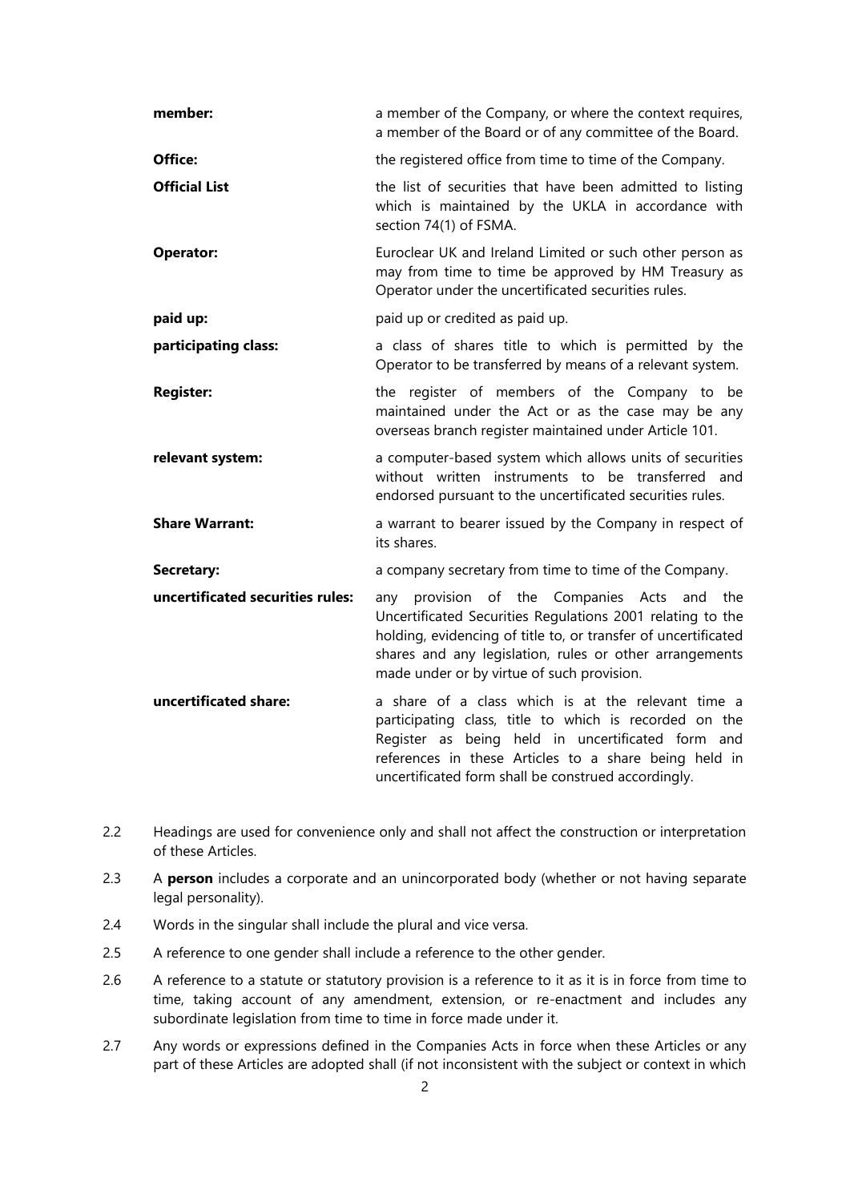| | |
|---|---|
| **member:** | a member of the Company, or where the context requires, a member of the Board or of any committee of the Board. |
| **Office:** | the registered office from time to time of the Company. |
| **Official List** | the list of securities that have been admitted to listing which is maintained by the UKLA in accordance with section 74(1) of FSMA. |
| **Operator:** | Euroclear UK and Ireland Limited or such other person as may from time to time be approved by HM Treasury as Operator under the uncertificated securities rules. |
| **paid up:** | paid up or credited as paid up. |
| **participating class:** | a class of shares title to which is permitted by the Operator to be transferred by means of a relevant system. |
| **Register:** | the register of members of the Company to be maintained under the Act or as the case may be any overseas branch register maintained under Article 101. |
| **relevant system:** | a computer-based system which allows units of securities without written instruments to be transferred and endorsed pursuant to the uncertificated securities rules. |
| **Share Warrant:** | a warrant to bearer issued by the Company in respect of its shares. |
| **Secretary:** | a company secretary from time to time of the Company. |
| **uncertificated securities rules:** | any provision of the Companies Acts and the Uncertificated Securities Regulations 2001 relating to the holding, evidencing of title to, or transfer of uncertificated shares and any legislation, rules or other arrangements made under or by virtue of such provision. |
| **uncertificated share:** | a share of a class which is at the relevant time a participating class, title to which is recorded on the Register as being held in uncertificated form and references in these Articles to a share being held in uncertificated form shall be construed accordingly. |

2.2 Headings are used for convenience only and shall not affect the construction or interpretation of these Articles.

2.3 A **person** includes a corporate and an unincorporated body (whether or not having separate legal personality).

2.4 Words in the singular shall include the plural and vice versa.

2.5 A reference to one gender shall include a reference to the other gender.

2.6 A reference to a statute or statutory provision is a reference to it as it is in force from time to time, taking account of any amendment, extension, or re-enactment and includes any subordinate legislation from time to time in force made under it.

2.7 Any words or expressions defined in the Companies Acts in force when these Articles or any part of these Articles are adopted shall (if not inconsistent with the subject or context in which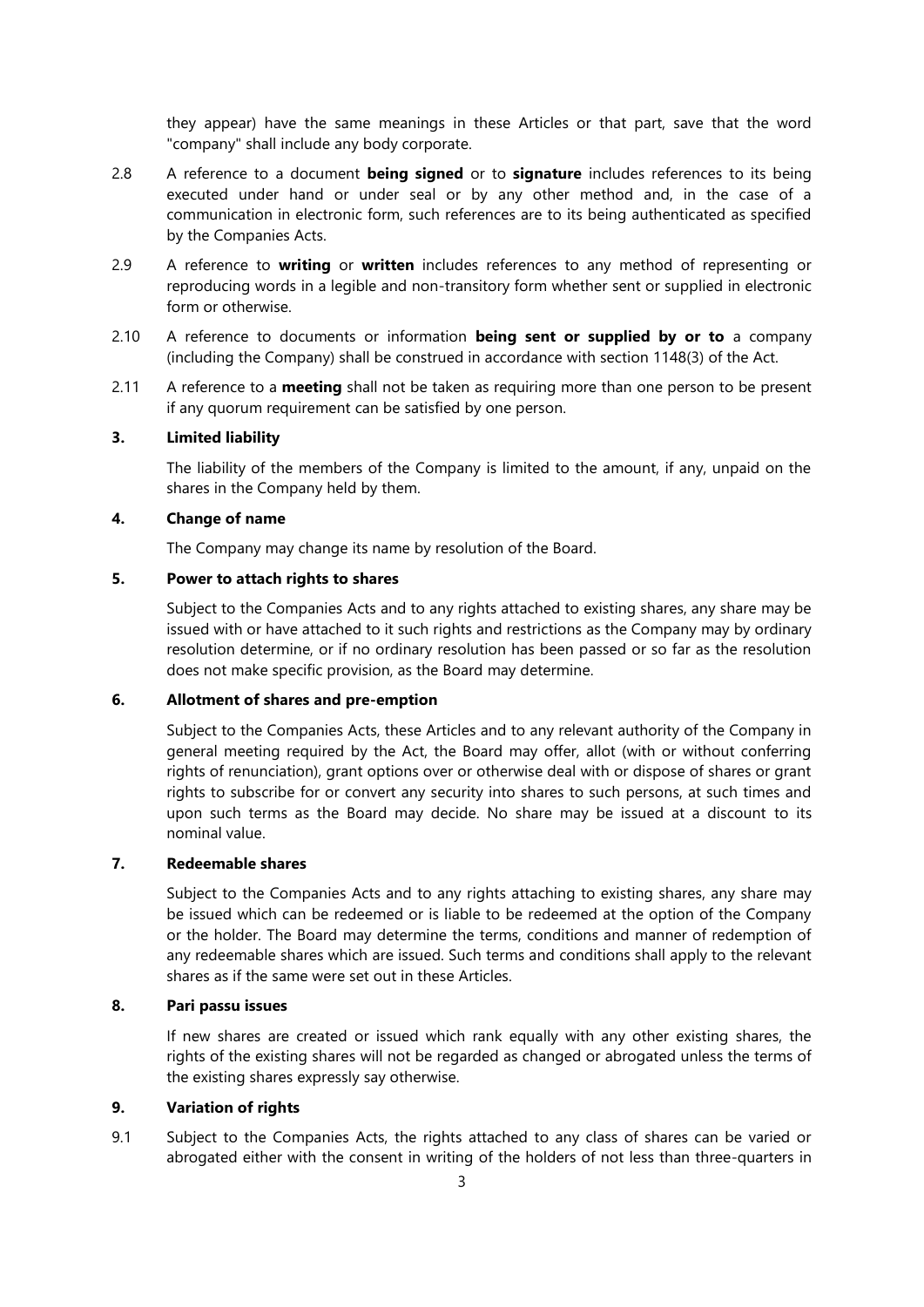they appear) have the same meanings in these Articles or that part, save that the word "company" shall include any body corporate.

2.8 A reference to a document **being signed** or to **signature** includes references to its being executed under hand or under seal or by any other method and, in the case of a communication in electronic form, such references are to its being authenticated as specified by the Companies Acts.

2.9 A reference to **writing** or **written** includes references to any method of representing or reproducing words in a legible and non-transitory form whether sent or supplied in electronic form or otherwise.

2.10 A reference to documents or information **being sent or supplied by or to** a company (including the Company) shall be construed in accordance with section 1148(3) of the Act.

2.11 A reference to a **meeting** shall not be taken as requiring more than one person to be present if any quorum requirement can be satisfied by one person.

**3. Limited liability**

The liability of the members of the Company is limited to the amount, if any, unpaid on the shares in the Company held by them.

**4. Change of name**

The Company may change its name by resolution of the Board.

**5. Power to attach rights to shares**

Subject to the Companies Acts and to any rights attached to existing shares, any share may be issued with or have attached to it such rights and restrictions as the Company may by ordinary resolution determine, or if no ordinary resolution has been passed or so far as the resolution does not make specific provision, as the Board may determine.

**6. Allotment of shares and pre-emption**

Subject to the Companies Acts, these Articles and to any relevant authority of the Company in general meeting required by the Act, the Board may offer, allot (with or without conferring rights of renunciation), grant options over or otherwise deal with or dispose of shares or grant rights to subscribe for or convert any security into shares to such persons, at such times and upon such terms as the Board may decide. No share may be issued at a discount to its nominal value.

**7. Redeemable shares**

Subject to the Companies Acts and to any rights attaching to existing shares, any share may be issued which can be redeemed or is liable to be redeemed at the option of the Company or the holder. The Board may determine the terms, conditions and manner of redemption of any redeemable shares which are issued. Such terms and conditions shall apply to the relevant shares as if the same were set out in these Articles.

**8. Pari passu issues**

If new shares are created or issued which rank equally with any other existing shares, the rights of the existing shares will not be regarded as changed or abrogated unless the terms of the existing shares expressly say otherwise.

**9. Variation of rights**

9.1 Subject to the Companies Acts, the rights attached to any class of shares can be varied or abrogated either with the consent in writing of the holders of not less than three-quarters in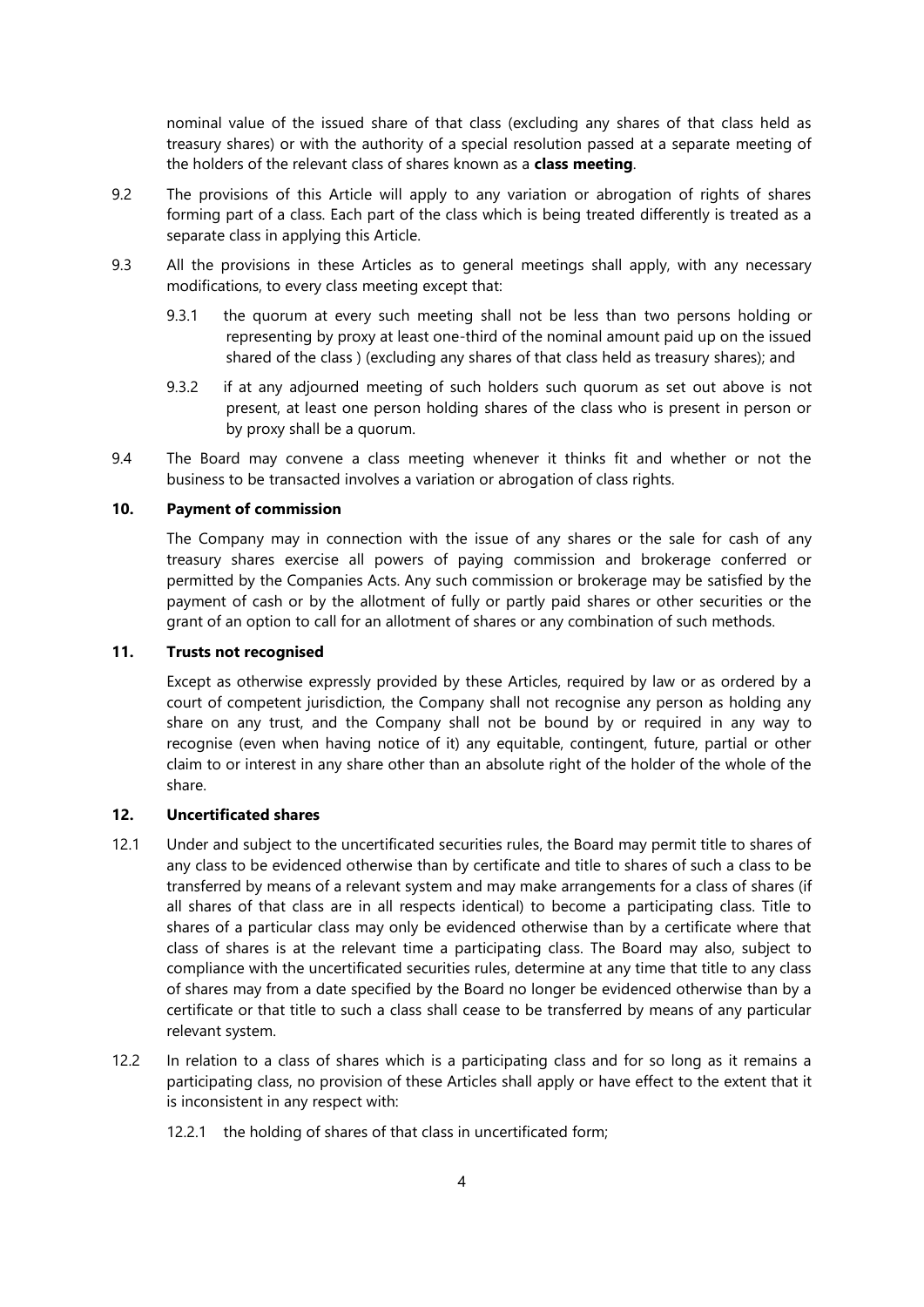nominal value of the issued share of that class (excluding any shares of that class held as treasury shares) or with the authority of a special resolution passed at a separate meeting of the holders of the relevant class of shares known as a **class meeting**.

9.2 The provisions of this Article will apply to any variation or abrogation of rights of shares forming part of a class. Each part of the class which is being treated differently is treated as a separate class in applying this Article.

9.3 All the provisions in these Articles as to general meetings shall apply, with any necessary modifications, to every class meeting except that:

9.3.1 the quorum at every such meeting shall not be less than two persons holding or representing by proxy at least one-third of the nominal amount paid up on the issued shared of the class ) (excluding any shares of that class held as treasury shares); and

9.3.2 if at any adjourned meeting of such holders such quorum as set out above is not present, at least one person holding shares of the class who is present in person or by proxy shall be a quorum.

9.4 The Board may convene a class meeting whenever it thinks fit and whether or not the business to be transacted involves a variation or abrogation of class rights.

### 10. Payment of commission

The Company may in connection with the issue of any shares or the sale for cash of any treasury shares exercise all powers of paying commission and brokerage conferred or permitted by the Companies Acts. Any such commission or brokerage may be satisfied by the payment of cash or by the allotment of fully or partly paid shares or other securities or the grant of an option to call for an allotment of shares or any combination of such methods.

### 11. Trusts not recognised

Except as otherwise expressly provided by these Articles, required by law or as ordered by a court of competent jurisdiction, the Company shall not recognise any person as holding any share on any trust, and the Company shall not be bound by or required in any way to recognise (even when having notice of it) any equitable, contingent, future, partial or other claim to or interest in any share other than an absolute right of the holder of the whole of the share.

### 12. Uncertificated shares

12.1 Under and subject to the uncertificated securities rules, the Board may permit title to shares of any class to be evidenced otherwise than by certificate and title to shares of such a class to be transferred by means of a relevant system and may make arrangements for a class of shares (if all shares of that class are in all respects identical) to become a participating class. Title to shares of a particular class may only be evidenced otherwise than by a certificate where that class of shares is at the relevant time a participating class. The Board may also, subject to compliance with the uncertificated securities rules, determine at any time that title to any class of shares may from a date specified by the Board no longer be evidenced otherwise than by a certificate or that title to such a class shall cease to be transferred by means of any particular relevant system.

12.2 In relation to a class of shares which is a participating class and for so long as it remains a participating class, no provision of these Articles shall apply or have effect to the extent that it is inconsistent in any respect with:

12.2.1 the holding of shares of that class in uncertificated form;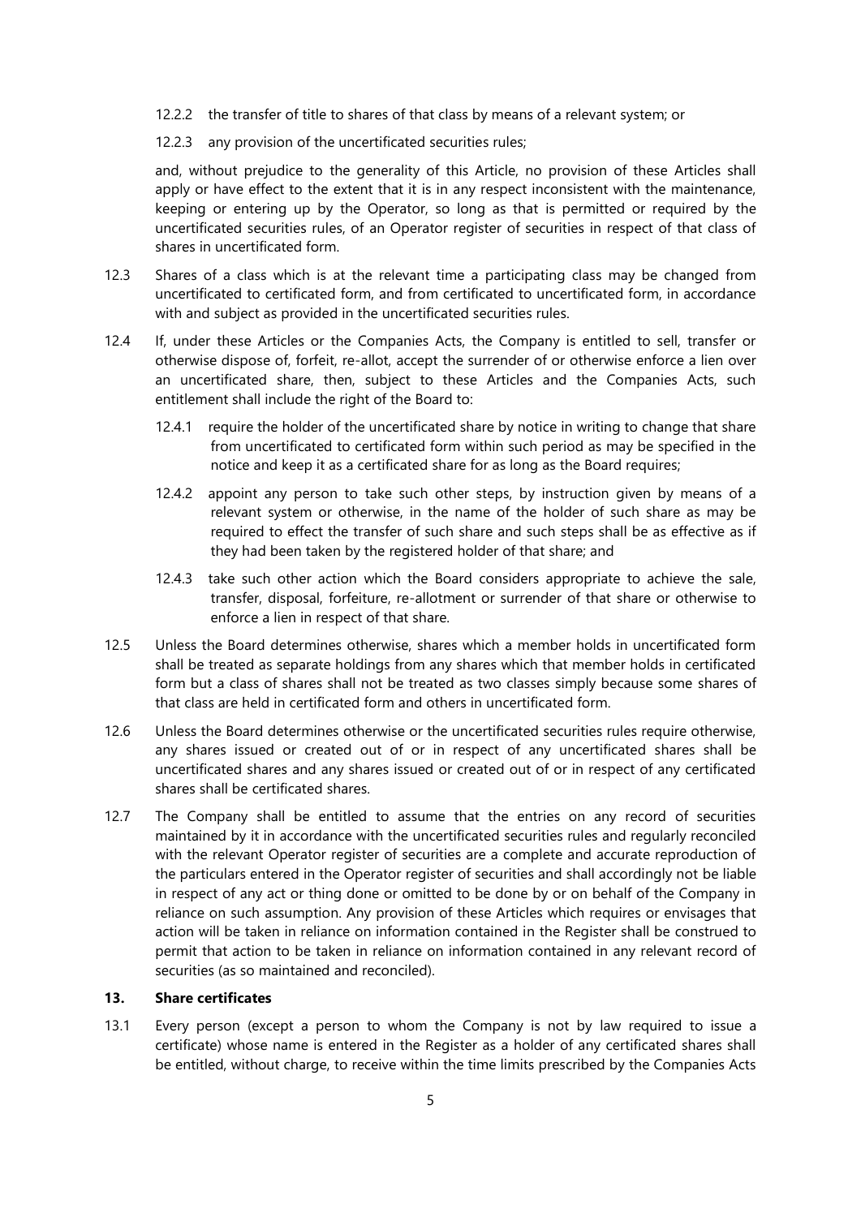12.2.2 the transfer of title to shares of that class by means of a relevant system; or

12.2.3 any provision of the uncertificated securities rules;

and, without prejudice to the generality of this Article, no provision of these Articles shall apply or have effect to the extent that it is in any respect inconsistent with the maintenance, keeping or entering up by the Operator, so long as that is permitted or required by the uncertificated securities rules, of an Operator register of securities in respect of that class of shares in uncertificated form.

12.3 Shares of a class which is at the relevant time a participating class may be changed from uncertificated to certificated form, and from certificated to uncertificated form, in accordance with and subject as provided in the uncertificated securities rules.

12.4 If, under these Articles or the Companies Acts, the Company is entitled to sell, transfer or otherwise dispose of, forfeit, re-allot, accept the surrender of or otherwise enforce a lien over an uncertificated share, then, subject to these Articles and the Companies Acts, such entitlement shall include the right of the Board to:

12.4.1 require the holder of the uncertificated share by notice in writing to change that share from uncertificated to certificated form within such period as may be specified in the notice and keep it as a certificated share for as long as the Board requires;

12.4.2 appoint any person to take such other steps, by instruction given by means of a relevant system or otherwise, in the name of the holder of such share as may be required to effect the transfer of such share and such steps shall be as effective as if they had been taken by the registered holder of that share; and

12.4.3 take such other action which the Board considers appropriate to achieve the sale, transfer, disposal, forfeiture, re-allotment or surrender of that share or otherwise to enforce a lien in respect of that share.

12.5 Unless the Board determines otherwise, shares which a member holds in uncertificated form shall be treated as separate holdings from any shares which that member holds in certificated form but a class of shares shall not be treated as two classes simply because some shares of that class are held in certificated form and others in uncertificated form.

12.6 Unless the Board determines otherwise or the uncertificated securities rules require otherwise, any shares issued or created out of or in respect of any uncertificated shares shall be uncertificated shares and any shares issued or created out of or in respect of any certificated shares shall be certificated shares.

12.7 The Company shall be entitled to assume that the entries on any record of securities maintained by it in accordance with the uncertificated securities rules and regularly reconciled with the relevant Operator register of securities are a complete and accurate reproduction of the particulars entered in the Operator register of securities and shall accordingly not be liable in respect of any act or thing done or omitted to be done by or on behalf of the Company in reliance on such assumption. Any provision of these Articles which requires or envisages that action will be taken in reliance on information contained in the Register shall be construed to permit that action to be taken in reliance on information contained in any relevant record of securities (as so maintained and reconciled).

## 13. Share certificates

13.1 Every person (except a person to whom the Company is not by law required to issue a certificate) whose name is entered in the Register as a holder of any certificated shares shall be entitled, without charge, to receive within the time limits prescribed by the Companies Acts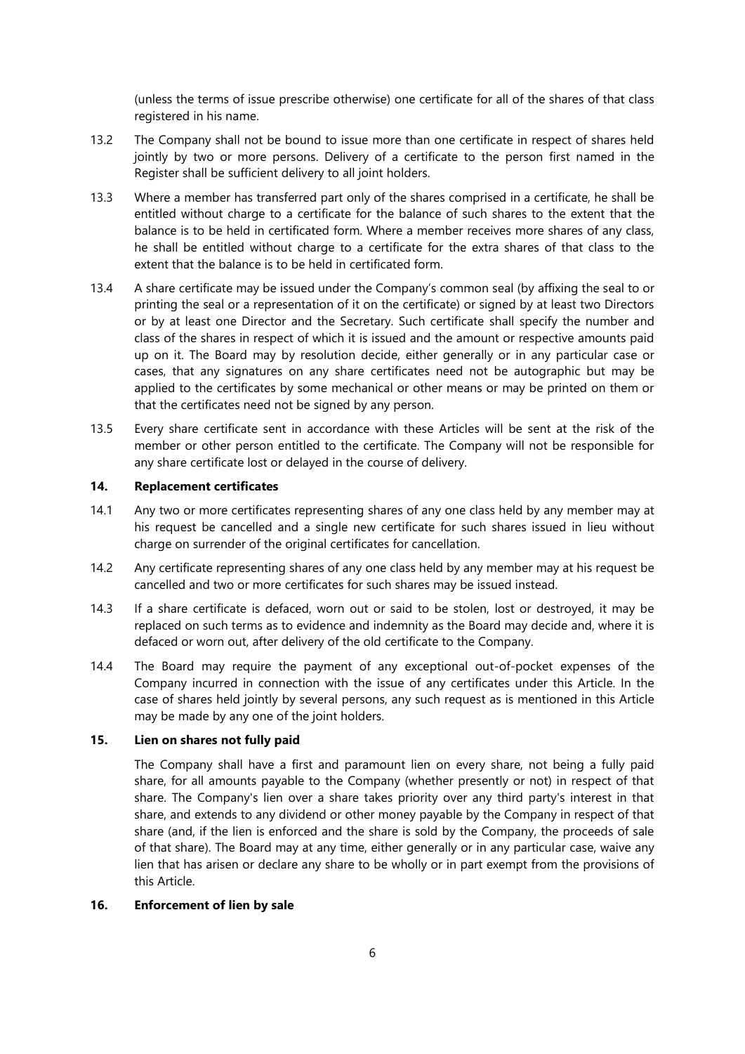(unless the terms of issue prescribe otherwise) one certificate for all of the shares of that class registered in his name.

13.2 The Company shall not be bound to issue more than one certificate in respect of shares held jointly by two or more persons. Delivery of a certificate to the person first named in the Register shall be sufficient delivery to all joint holders.

13.3 Where a member has transferred part only of the shares comprised in a certificate, he shall be entitled without charge to a certificate for the balance of such shares to the extent that the balance is to be held in certificated form. Where a member receives more shares of any class, he shall be entitled without charge to a certificate for the extra shares of that class to the extent that the balance is to be held in certificated form.

13.4 A share certificate may be issued under the Company's common seal (by affixing the seal to or printing the seal or a representation of it on the certificate) or signed by at least two Directors or by at least one Director and the Secretary. Such certificate shall specify the number and class of the shares in respect of which it is issued and the amount or respective amounts paid up on it. The Board may by resolution decide, either generally or in any particular case or cases, that any signatures on any share certificates need not be autographic but may be applied to the certificates by some mechanical or other means or may be printed on them or that the certificates need not be signed by any person.

13.5 Every share certificate sent in accordance with these Articles will be sent at the risk of the member or other person entitled to the certificate. The Company will not be responsible for any share certificate lost or delayed in the course of delivery.

## 14. Replacement certificates

14.1 Any two or more certificates representing shares of any one class held by any member may at his request be cancelled and a single new certificate for such shares issued in lieu without charge on surrender of the original certificates for cancellation.

14.2 Any certificate representing shares of any one class held by any member may at his request be cancelled and two or more certificates for such shares may be issued instead.

14.3 If a share certificate is defaced, worn out or said to be stolen, lost or destroyed, it may be replaced on such terms as to evidence and indemnity as the Board may decide and, where it is defaced or worn out, after delivery of the old certificate to the Company.

14.4 The Board may require the payment of any exceptional out-of-pocket expenses of the Company incurred in connection with the issue of any certificates under this Article. In the case of shares held jointly by several persons, any such request as is mentioned in this Article may be made by any one of the joint holders.

## 15. Lien on shares not fully paid

The Company shall have a first and paramount lien on every share, not being a fully paid share, for all amounts payable to the Company (whether presently or not) in respect of that share. The Company's lien over a share takes priority over any third party's interest in that share, and extends to any dividend or other money payable by the Company in respect of that share (and, if the lien is enforced and the share is sold by the Company, the proceeds of sale of that share). The Board may at any time, either generally or in any particular case, waive any lien that has arisen or declare any share to be wholly or in part exempt from the provisions of this Article.

## 16. Enforcement of lien by sale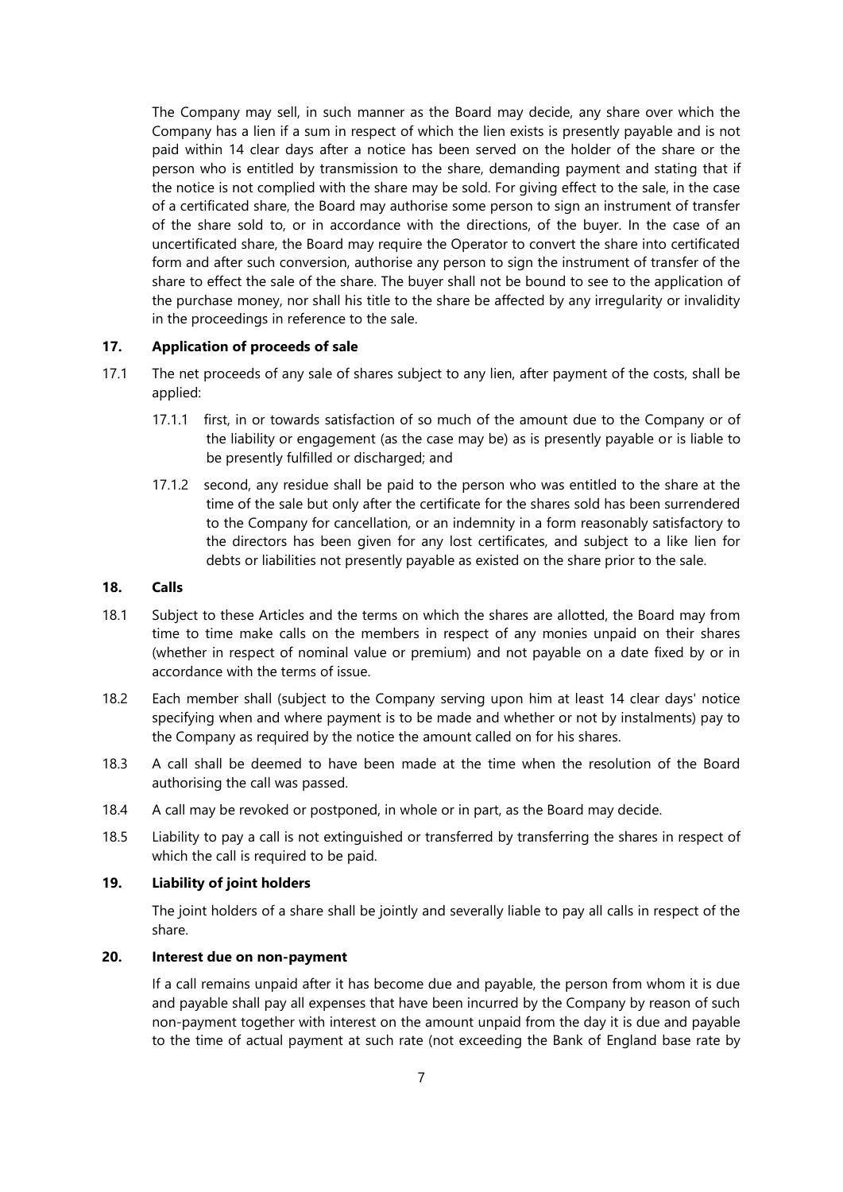The Company may sell, in such manner as the Board may decide, any share over which the Company has a lien if a sum in respect of which the lien exists is presently payable and is not paid within 14 clear days after a notice has been served on the holder of the share or the person who is entitled by transmission to the share, demanding payment and stating that if the notice is not complied with the share may be sold. For giving effect to the sale, in the case of a certificated share, the Board may authorise some person to sign an instrument of transfer of the share sold to, or in accordance with the directions, of the buyer. In the case of an uncertificated share, the Board may require the Operator to convert the share into certificated form and after such conversion, authorise any person to sign the instrument of transfer of the share to effect the sale of the share. The buyer shall not be bound to see to the application of the purchase money, nor shall his title to the share be affected by any irregularity or invalidity in the proceedings in reference to the sale.

## 17. Application of proceeds of sale

17.1 The net proceeds of any sale of shares subject to any lien, after payment of the costs, shall be applied:

17.1.1 first, in or towards satisfaction of so much of the amount due to the Company or of the liability or engagement (as the case may be) as is presently payable or is liable to be presently fulfilled or discharged; and

17.1.2 second, any residue shall be paid to the person who was entitled to the share at the time of the sale but only after the certificate for the shares sold has been surrendered to the Company for cancellation, or an indemnity in a form reasonably satisfactory to the directors has been given for any lost certificates, and subject to a like lien for debts or liabilities not presently payable as existed on the share prior to the sale.

## 18. Calls

18.1 Subject to these Articles and the terms on which the shares are allotted, the Board may from time to time make calls on the members in respect of any monies unpaid on their shares (whether in respect of nominal value or premium) and not payable on a date fixed by or in accordance with the terms of issue.

18.2 Each member shall (subject to the Company serving upon him at least 14 clear days' notice specifying when and where payment is to be made and whether or not by instalments) pay to the Company as required by the notice the amount called on for his shares.

18.3 A call shall be deemed to have been made at the time when the resolution of the Board authorising the call was passed.

18.4 A call may be revoked or postponed, in whole or in part, as the Board may decide.

18.5 Liability to pay a call is not extinguished or transferred by transferring the shares in respect of which the call is required to be paid.

## 19. Liability of joint holders

The joint holders of a share shall be jointly and severally liable to pay all calls in respect of the share.

## 20. Interest due on non-payment

If a call remains unpaid after it has become due and payable, the person from whom it is due and payable shall pay all expenses that have been incurred by the Company by reason of such non-payment together with interest on the amount unpaid from the day it is due and payable to the time of actual payment at such rate (not exceeding the Bank of England base rate by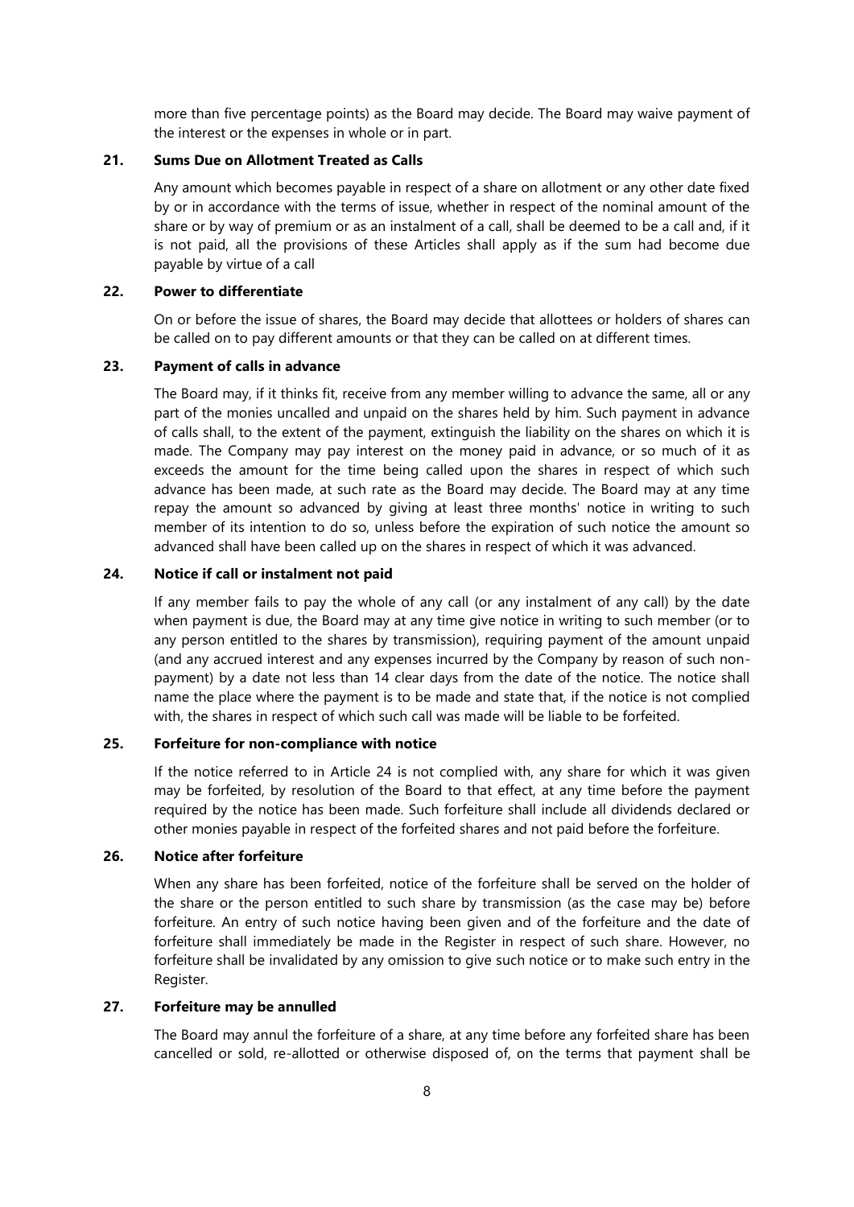more than five percentage points) as the Board may decide. The Board may waive payment of the interest or the expenses in whole or in part.

### 21. Sums Due on Allotment Treated as Calls

Any amount which becomes payable in respect of a share on allotment or any other date fixed by or in accordance with the terms of issue, whether in respect of the nominal amount of the share or by way of premium or as an instalment of a call, shall be deemed to be a call and, if it is not paid, all the provisions of these Articles shall apply as if the sum had become due payable by virtue of a call

### 22. Power to differentiate

On or before the issue of shares, the Board may decide that allottees or holders of shares can be called on to pay different amounts or that they can be called on at different times.

### 23. Payment of calls in advance

The Board may, if it thinks fit, receive from any member willing to advance the same, all or any part of the monies uncalled and unpaid on the shares held by him. Such payment in advance of calls shall, to the extent of the payment, extinguish the liability on the shares on which it is made. The Company may pay interest on the money paid in advance, or so much of it as exceeds the amount for the time being called upon the shares in respect of which such advance has been made, at such rate as the Board may decide. The Board may at any time repay the amount so advanced by giving at least three months' notice in writing to such member of its intention to do so, unless before the expiration of such notice the amount so advanced shall have been called up on the shares in respect of which it was advanced.

### 24. Notice if call or instalment not paid

If any member fails to pay the whole of any call (or any instalment of any call) by the date when payment is due, the Board may at any time give notice in writing to such member (or to any person entitled to the shares by transmission), requiring payment of the amount unpaid (and any accrued interest and any expenses incurred by the Company by reason of such non-payment) by a date not less than 14 clear days from the date of the notice. The notice shall name the place where the payment is to be made and state that, if the notice is not complied with, the shares in respect of which such call was made will be liable to be forfeited.

### 25. Forfeiture for non-compliance with notice

If the notice referred to in Article 24 is not complied with, any share for which it was given may be forfeited, by resolution of the Board to that effect, at any time before the payment required by the notice has been made. Such forfeiture shall include all dividends declared or other monies payable in respect of the forfeited shares and not paid before the forfeiture.

### 26. Notice after forfeiture

When any share has been forfeited, notice of the forfeiture shall be served on the holder of the share or the person entitled to such share by transmission (as the case may be) before forfeiture. An entry of such notice having been given and of the forfeiture and the date of forfeiture shall immediately be made in the Register in respect of such share. However, no forfeiture shall be invalidated by any omission to give such notice or to make such entry in the Register.

### 27. Forfeiture may be annulled

The Board may annul the forfeiture of a share, at any time before any forfeited share has been cancelled or sold, re-allotted or otherwise disposed of, on the terms that payment shall be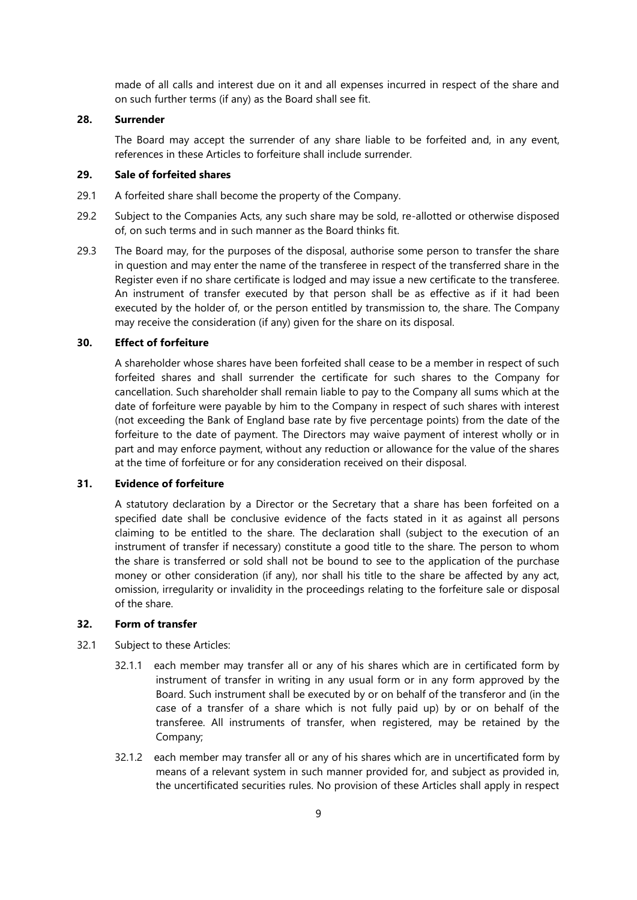made of all calls and interest due on it and all expenses incurred in respect of the share and on such further terms (if any) as the Board shall see fit.

### 28. Surrender

The Board may accept the surrender of any share liable to be forfeited and, in any event, references in these Articles to forfeiture shall include surrender.

### 29. Sale of forfeited shares

29.1 A forfeited share shall become the property of the Company.

29.2 Subject to the Companies Acts, any such share may be sold, re-allotted or otherwise disposed of, on such terms and in such manner as the Board thinks fit.

29.3 The Board may, for the purposes of the disposal, authorise some person to transfer the share in question and may enter the name of the transferee in respect of the transferred share in the Register even if no share certificate is lodged and may issue a new certificate to the transferee. An instrument of transfer executed by that person shall be as effective as if it had been executed by the holder of, or the person entitled by transmission to, the share. The Company may receive the consideration (if any) given for the share on its disposal.

### 30. Effect of forfeiture

A shareholder whose shares have been forfeited shall cease to be a member in respect of such forfeited shares and shall surrender the certificate for such shares to the Company for cancellation. Such shareholder shall remain liable to pay to the Company all sums which at the date of forfeiture were payable by him to the Company in respect of such shares with interest (not exceeding the Bank of England base rate by five percentage points) from the date of the forfeiture to the date of payment. The Directors may waive payment of interest wholly or in part and may enforce payment, without any reduction or allowance for the value of the shares at the time of forfeiture or for any consideration received on their disposal.

### 31. Evidence of forfeiture

A statutory declaration by a Director or the Secretary that a share has been forfeited on a specified date shall be conclusive evidence of the facts stated in it as against all persons claiming to be entitled to the share. The declaration shall (subject to the execution of an instrument of transfer if necessary) constitute a good title to the share. The person to whom the share is transferred or sold shall not be bound to see to the application of the purchase money or other consideration (if any), nor shall his title to the share be affected by any act, omission, irregularity or invalidity in the proceedings relating to the forfeiture sale or disposal of the share.

### 32. Form of transfer

32.1 Subject to these Articles:

32.1.1 each member may transfer all or any of his shares which are in certificated form by instrument of transfer in writing in any usual form or in any form approved by the Board. Such instrument shall be executed by or on behalf of the transferor and (in the case of a transfer of a share which is not fully paid up) by or on behalf of the transferee. All instruments of transfer, when registered, may be retained by the Company;

32.1.2 each member may transfer all or any of his shares which are in uncertificated form by means of a relevant system in such manner provided for, and subject as provided in, the uncertificated securities rules. No provision of these Articles shall apply in respect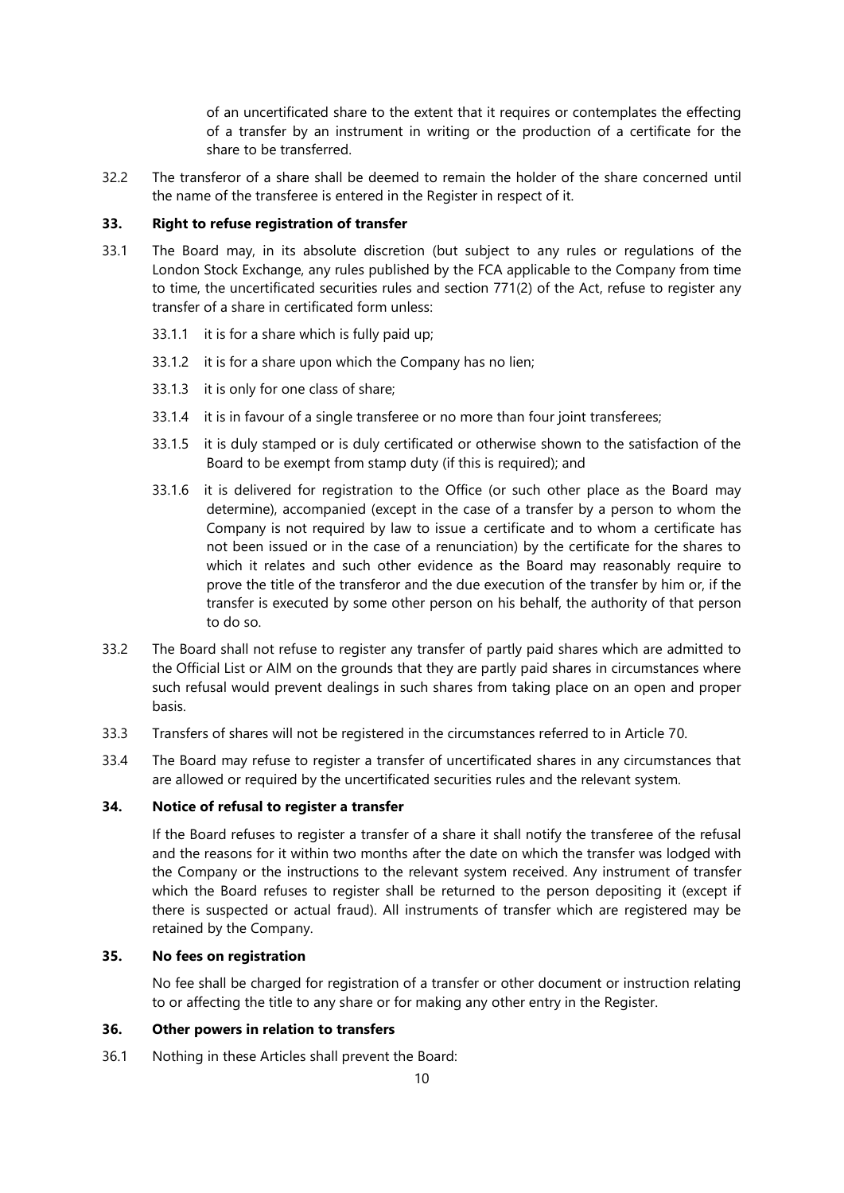of an uncertificated share to the extent that it requires or contemplates the effecting of a transfer by an instrument in writing or the production of a certificate for the share to be transferred.

32.2 The transferor of a share shall be deemed to remain the holder of the share concerned until the name of the transferee is entered in the Register in respect of it.

### 33. Right to refuse registration of transfer

33.1 The Board may, in its absolute discretion (but subject to any rules or regulations of the London Stock Exchange, any rules published by the FCA applicable to the Company from time to time, the uncertificated securities rules and section 771(2) of the Act, refuse to register any transfer of a share in certificated form unless:

33.1.1 it is for a share which is fully paid up;

33.1.2 it is for a share upon which the Company has no lien;

33.1.3 it is only for one class of share;

33.1.4 it is in favour of a single transferee or no more than four joint transferees;

33.1.5 it is duly stamped or is duly certificated or otherwise shown to the satisfaction of the Board to be exempt from stamp duty (if this is required); and

33.1.6 it is delivered for registration to the Office (or such other place as the Board may determine), accompanied (except in the case of a transfer by a person to whom the Company is not required by law to issue a certificate and to whom a certificate has not been issued or in the case of a renunciation) by the certificate for the shares to which it relates and such other evidence as the Board may reasonably require to prove the title of the transferor and the due execution of the transfer by him or, if the transfer is executed by some other person on his behalf, the authority of that person to do so.

33.2 The Board shall not refuse to register any transfer of partly paid shares which are admitted to the Official List or AIM on the grounds that they are partly paid shares in circumstances where such refusal would prevent dealings in such shares from taking place on an open and proper basis.

33.3 Transfers of shares will not be registered in the circumstances referred to in Article 70.

33.4 The Board may refuse to register a transfer of uncertificated shares in any circumstances that are allowed or required by the uncertificated securities rules and the relevant system.

### 34. Notice of refusal to register a transfer

If the Board refuses to register a transfer of a share it shall notify the transferee of the refusal and the reasons for it within two months after the date on which the transfer was lodged with the Company or the instructions to the relevant system received. Any instrument of transfer which the Board refuses to register shall be returned to the person depositing it (except if there is suspected or actual fraud). All instruments of transfer which are registered may be retained by the Company.

### 35. No fees on registration

No fee shall be charged for registration of a transfer or other document or instruction relating to or affecting the title to any share or for making any other entry in the Register.

### 36. Other powers in relation to transfers

36.1 Nothing in these Articles shall prevent the Board: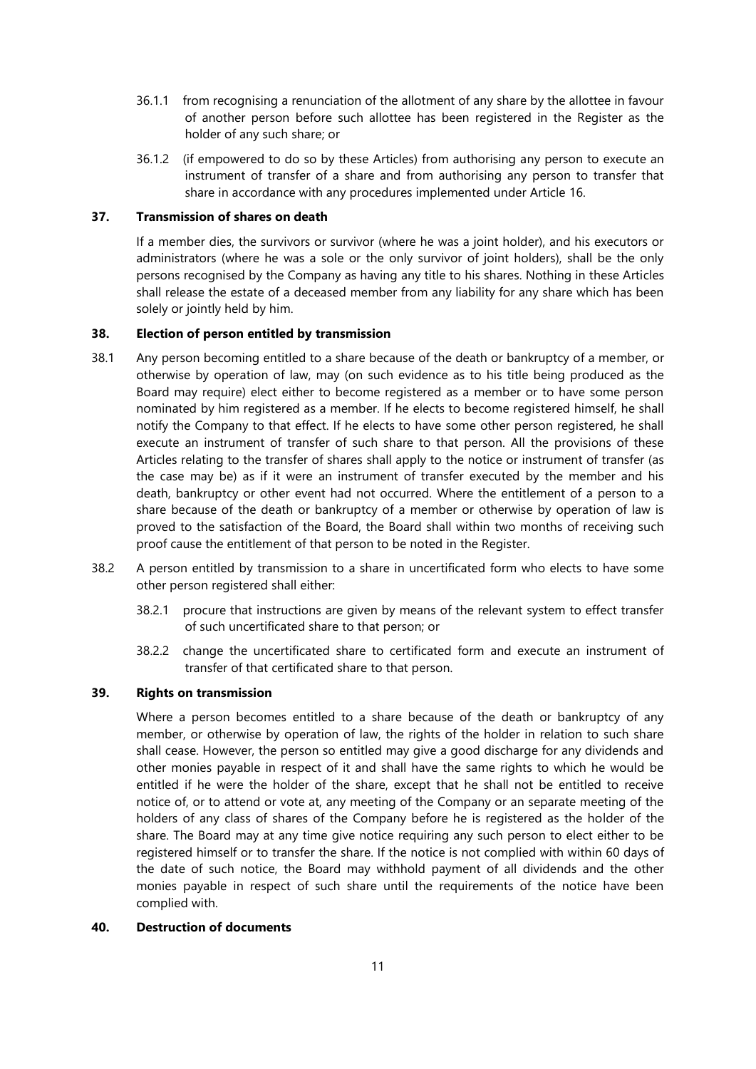36.1.1 from recognising a renunciation of the allotment of any share by the allottee in favour of another person before such allottee has been registered in the Register as the holder of any such share; or

36.1.2 (if empowered to do so by these Articles) from authorising any person to execute an instrument of transfer of a share and from authorising any person to transfer that share in accordance with any procedures implemented under Article 16.

### 37. Transmission of shares on death

If a member dies, the survivors or survivor (where he was a joint holder), and his executors or administrators (where he was a sole or the only survivor of joint holders), shall be the only persons recognised by the Company as having any title to his shares. Nothing in these Articles shall release the estate of a deceased member from any liability for any share which has been solely or jointly held by him.

### 38. Election of person entitled by transmission

38.1 Any person becoming entitled to a share because of the death or bankruptcy of a member, or otherwise by operation of law, may (on such evidence as to his title being produced as the Board may require) elect either to become registered as a member or to have some person nominated by him registered as a member. If he elects to become registered himself, he shall notify the Company to that effect. If he elects to have some other person registered, he shall execute an instrument of transfer of such share to that person. All the provisions of these Articles relating to the transfer of shares shall apply to the notice or instrument of transfer (as the case may be) as if it were an instrument of transfer executed by the member and his death, bankruptcy or other event had not occurred. Where the entitlement of a person to a share because of the death or bankruptcy of a member or otherwise by operation of law is proved to the satisfaction of the Board, the Board shall within two months of receiving such proof cause the entitlement of that person to be noted in the Register.

38.2 A person entitled by transmission to a share in uncertificated form who elects to have some other person registered shall either:

38.2.1 procure that instructions are given by means of the relevant system to effect transfer of such uncertificated share to that person; or

38.2.2 change the uncertificated share to certificated form and execute an instrument of transfer of that certificated share to that person.

### 39. Rights on transmission

Where a person becomes entitled to a share because of the death or bankruptcy of any member, or otherwise by operation of law, the rights of the holder in relation to such share shall cease. However, the person so entitled may give a good discharge for any dividends and other monies payable in respect of it and shall have the same rights to which he would be entitled if he were the holder of the share, except that he shall not be entitled to receive notice of, or to attend or vote at, any meeting of the Company or an separate meeting of the holders of any class of shares of the Company before he is registered as the holder of the share. The Board may at any time give notice requiring any such person to elect either to be registered himself or to transfer the share. If the notice is not complied with within 60 days of the date of such notice, the Board may withhold payment of all dividends and the other monies payable in respect of such share until the requirements of the notice have been complied with.

### 40. Destruction of documents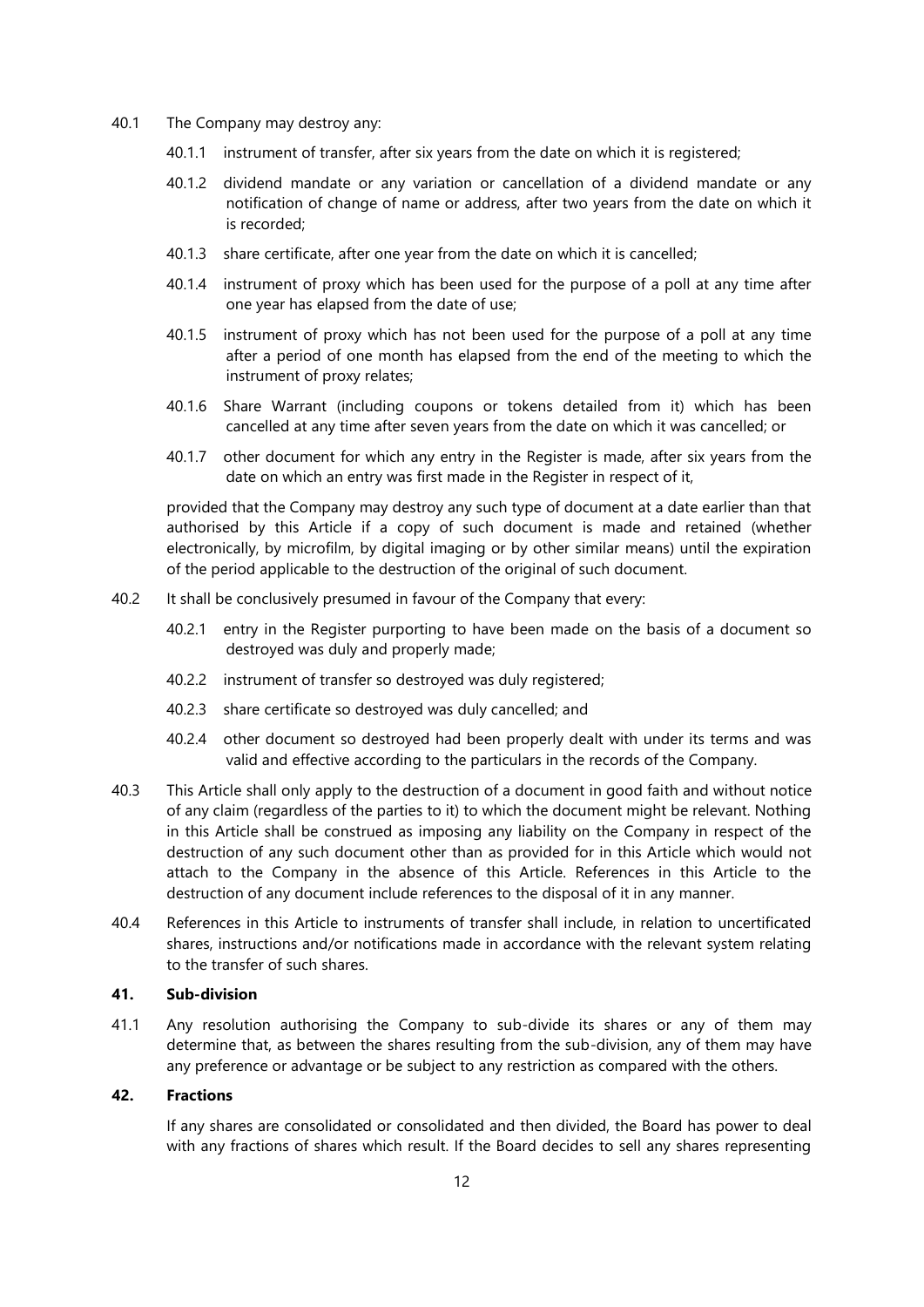40.1 The Company may destroy any:

40.1.1 instrument of transfer, after six years from the date on which it is registered;

40.1.2 dividend mandate or any variation or cancellation of a dividend mandate or any notification of change of name or address, after two years from the date on which it is recorded;

40.1.3 share certificate, after one year from the date on which it is cancelled;

40.1.4 instrument of proxy which has been used for the purpose of a poll at any time after one year has elapsed from the date of use;

40.1.5 instrument of proxy which has not been used for the purpose of a poll at any time after a period of one month has elapsed from the end of the meeting to which the instrument of proxy relates;

40.1.6 Share Warrant (including coupons or tokens detailed from it) which has been cancelled at any time after seven years from the date on which it was cancelled; or

40.1.7 other document for which any entry in the Register is made, after six years from the date on which an entry was first made in the Register in respect of it,

provided that the Company may destroy any such type of document at a date earlier than that authorised by this Article if a copy of such document is made and retained (whether electronically, by microfilm, by digital imaging or by other similar means) until the expiration of the period applicable to the destruction of the original of such document.

40.2 It shall be conclusively presumed in favour of the Company that every:

40.2.1 entry in the Register purporting to have been made on the basis of a document so destroyed was duly and properly made;

40.2.2 instrument of transfer so destroyed was duly registered;

40.2.3 share certificate so destroyed was duly cancelled; and

40.2.4 other document so destroyed had been properly dealt with under its terms and was valid and effective according to the particulars in the records of the Company.

40.3 This Article shall only apply to the destruction of a document in good faith and without notice of any claim (regardless of the parties to it) to which the document might be relevant. Nothing in this Article shall be construed as imposing any liability on the Company in respect of the destruction of any such document other than as provided for in this Article which would not attach to the Company in the absence of this Article. References in this Article to the destruction of any document include references to the disposal of it in any manner.

40.4 References in this Article to instruments of transfer shall include, in relation to uncertificated shares, instructions and/or notifications made in accordance with the relevant system relating to the transfer of such shares.

## 41. Sub-division

41.1 Any resolution authorising the Company to sub-divide its shares or any of them may determine that, as between the shares resulting from the sub-division, any of them may have any preference or advantage or be subject to any restriction as compared with the others.

## 42. Fractions

If any shares are consolidated or consolidated and then divided, the Board has power to deal with any fractions of shares which result. If the Board decides to sell any shares representing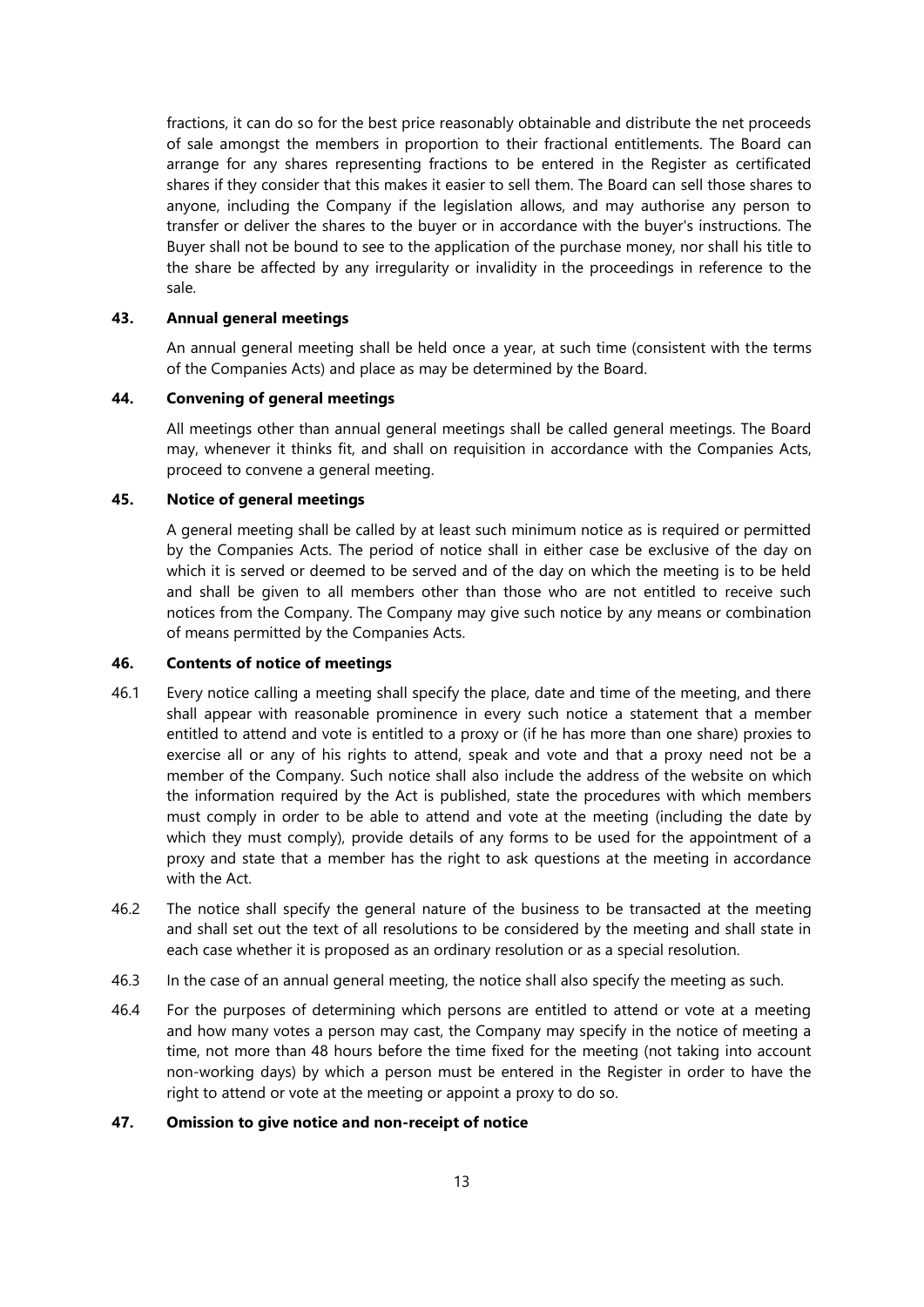fractions, it can do so for the best price reasonably obtainable and distribute the net proceeds of sale amongst the members in proportion to their fractional entitlements. The Board can arrange for any shares representing fractions to be entered in the Register as certificated shares if they consider that this makes it easier to sell them. The Board can sell those shares to anyone, including the Company if the legislation allows, and may authorise any person to transfer or deliver the shares to the buyer or in accordance with the buyer's instructions. The Buyer shall not be bound to see to the application of the purchase money, nor shall his title to the share be affected by any irregularity or invalidity in the proceedings in reference to the sale.

## 43. Annual general meetings

An annual general meeting shall be held once a year, at such time (consistent with the terms of the Companies Acts) and place as may be determined by the Board.

## 44. Convening of general meetings

All meetings other than annual general meetings shall be called general meetings. The Board may, whenever it thinks fit, and shall on requisition in accordance with the Companies Acts, proceed to convene a general meeting.

## 45. Notice of general meetings

A general meeting shall be called by at least such minimum notice as is required or permitted by the Companies Acts. The period of notice shall in either case be exclusive of the day on which it is served or deemed to be served and of the day on which the meeting is to be held and shall be given to all members other than those who are not entitled to receive such notices from the Company. The Company may give such notice by any means or combination of means permitted by the Companies Acts.

## 46. Contents of notice of meetings

46.1 Every notice calling a meeting shall specify the place, date and time of the meeting, and there shall appear with reasonable prominence in every such notice a statement that a member entitled to attend and vote is entitled to a proxy or (if he has more than one share) proxies to exercise all or any of his rights to attend, speak and vote and that a proxy need not be a member of the Company. Such notice shall also include the address of the website on which the information required by the Act is published, state the procedures with which members must comply in order to be able to attend and vote at the meeting (including the date by which they must comply), provide details of any forms to be used for the appointment of a proxy and state that a member has the right to ask questions at the meeting in accordance with the Act.

46.2 The notice shall specify the general nature of the business to be transacted at the meeting and shall set out the text of all resolutions to be considered by the meeting and shall state in each case whether it is proposed as an ordinary resolution or as a special resolution.

46.3 In the case of an annual general meeting, the notice shall also specify the meeting as such.

46.4 For the purposes of determining which persons are entitled to attend or vote at a meeting and how many votes a person may cast, the Company may specify in the notice of meeting a time, not more than 48 hours before the time fixed for the meeting (not taking into account non-working days) by which a person must be entered in the Register in order to have the right to attend or vote at the meeting or appoint a proxy to do so.

## 47. Omission to give notice and non-receipt of notice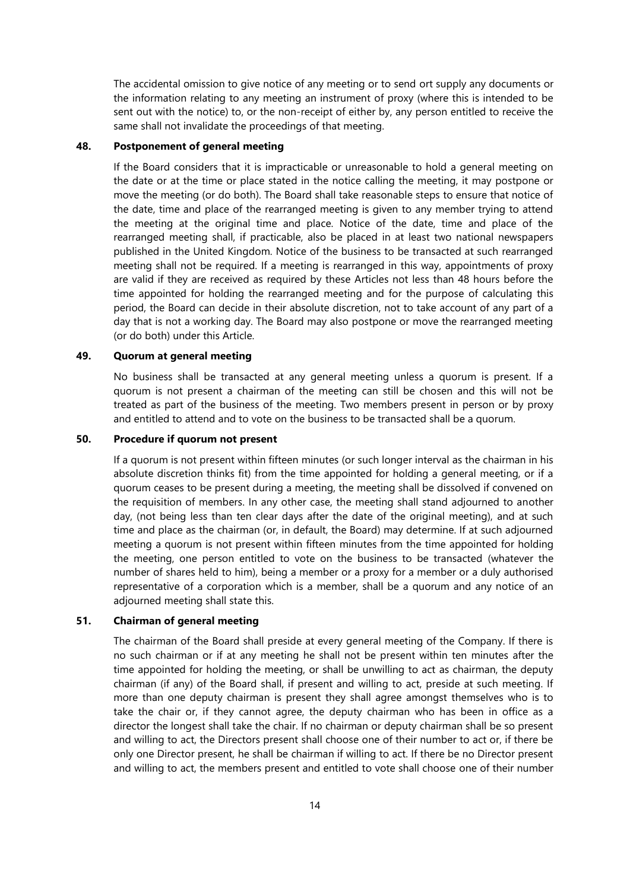The accidental omission to give notice of any meeting or to send ort supply any documents or the information relating to any meeting an instrument of proxy (where this is intended to be sent out with the notice) to, or the non-receipt of either by, any person entitled to receive the same shall not invalidate the proceedings of that meeting.

**48. Postponement of general meeting**

If the Board considers that it is impracticable or unreasonable to hold a general meeting on the date or at the time or place stated in the notice calling the meeting, it may postpone or move the meeting (or do both). The Board shall take reasonable steps to ensure that notice of the date, time and place of the rearranged meeting is given to any member trying to attend the meeting at the original time and place. Notice of the date, time and place of the rearranged meeting shall, if practicable, also be placed in at least two national newspapers published in the United Kingdom. Notice of the business to be transacted at such rearranged meeting shall not be required. If a meeting is rearranged in this way, appointments of proxy are valid if they are received as required by these Articles not less than 48 hours before the time appointed for holding the rearranged meeting and for the purpose of calculating this period, the Board can decide in their absolute discretion, not to take account of any part of a day that is not a working day. The Board may also postpone or move the rearranged meeting (or do both) under this Article.

**49. Quorum at general meeting**

No business shall be transacted at any general meeting unless a quorum is present. If a quorum is not present a chairman of the meeting can still be chosen and this will not be treated as part of the business of the meeting. Two members present in person or by proxy and entitled to attend and to vote on the business to be transacted shall be a quorum.

**50. Procedure if quorum not present**

If a quorum is not present within fifteen minutes (or such longer interval as the chairman in his absolute discretion thinks fit) from the time appointed for holding a general meeting, or if a quorum ceases to be present during a meeting, the meeting shall be dissolved if convened on the requisition of members. In any other case, the meeting shall stand adjourned to another day, (not being less than ten clear days after the date of the original meeting), and at such time and place as the chairman (or, in default, the Board) may determine. If at such adjourned meeting a quorum is not present within fifteen minutes from the time appointed for holding the meeting, one person entitled to vote on the business to be transacted (whatever the number of shares held to him), being a member or a proxy for a member or a duly authorised representative of a corporation which is a member, shall be a quorum and any notice of an adjourned meeting shall state this.

**51. Chairman of general meeting**

The chairman of the Board shall preside at every general meeting of the Company. If there is no such chairman or if at any meeting he shall not be present within ten minutes after the time appointed for holding the meeting, or shall be unwilling to act as chairman, the deputy chairman (if any) of the Board shall, if present and willing to act, preside at such meeting. If more than one deputy chairman is present they shall agree amongst themselves who is to take the chair or, if they cannot agree, the deputy chairman who has been in office as a director the longest shall take the chair. If no chairman or deputy chairman shall be so present and willing to act, the Directors present shall choose one of their number to act or, if there be only one Director present, he shall be chairman if willing to act. If there be no Director present and willing to act, the members present and entitled to vote shall choose one of their number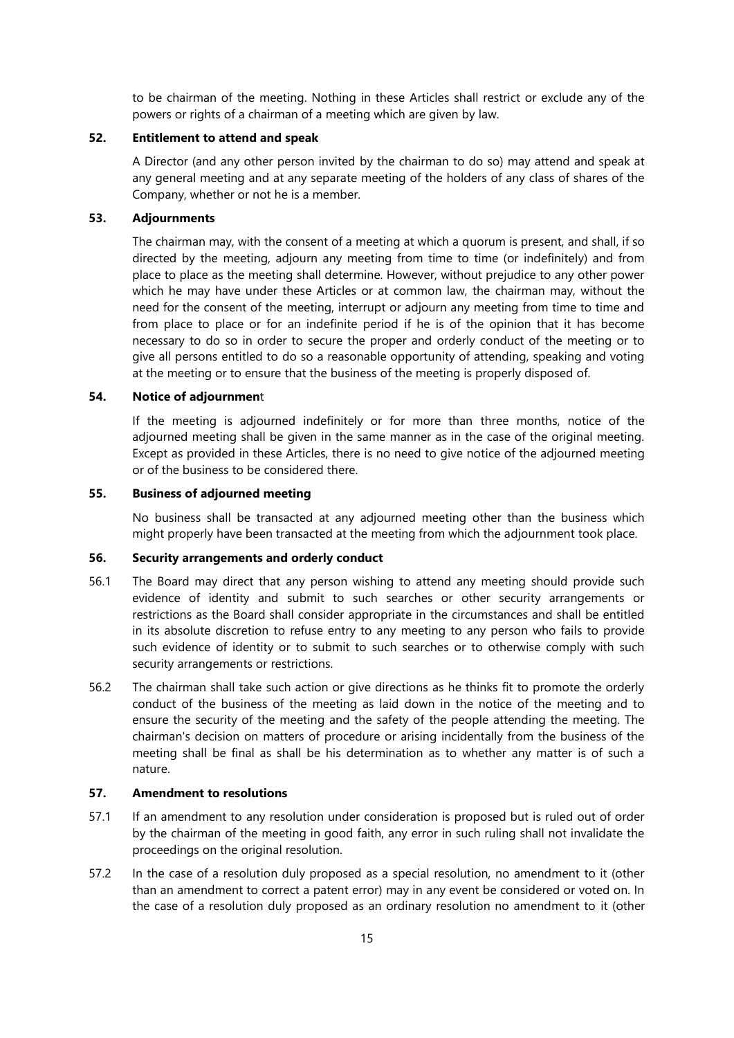to be chairman of the meeting. Nothing in these Articles shall restrict or exclude any of the powers or rights of a chairman of a meeting which are given by law.

## 52. Entitlement to attend and speak

A Director (and any other person invited by the chairman to do so) may attend and speak at any general meeting and at any separate meeting of the holders of any class of shares of the Company, whether or not he is a member.

## 53. Adjournments

The chairman may, with the consent of a meeting at which a quorum is present, and shall, if so directed by the meeting, adjourn any meeting from time to time (or indefinitely) and from place to place as the meeting shall determine. However, without prejudice to any other power which he may have under these Articles or at common law, the chairman may, without the need for the consent of the meeting, interrupt or adjourn any meeting from time to time and from place to place or for an indefinite period if he is of the opinion that it has become necessary to do so in order to secure the proper and orderly conduct of the meeting or to give all persons entitled to do so a reasonable opportunity of attending, speaking and voting at the meeting or to ensure that the business of the meeting is properly disposed of.

## 54. Notice of adjournment

If the meeting is adjourned indefinitely or for more than three months, notice of the adjourned meeting shall be given in the same manner as in the case of the original meeting. Except as provided in these Articles, there is no need to give notice of the adjourned meeting or of the business to be considered there.

## 55. Business of adjourned meeting

No business shall be transacted at any adjourned meeting other than the business which might properly have been transacted at the meeting from which the adjournment took place.

## 56. Security arrangements and orderly conduct

56.1 The Board may direct that any person wishing to attend any meeting should provide such evidence of identity and submit to such searches or other security arrangements or restrictions as the Board shall consider appropriate in the circumstances and shall be entitled in its absolute discretion to refuse entry to any meeting to any person who fails to provide such evidence of identity or to submit to such searches or to otherwise comply with such security arrangements or restrictions.

56.2 The chairman shall take such action or give directions as he thinks fit to promote the orderly conduct of the business of the meeting as laid down in the notice of the meeting and to ensure the security of the meeting and the safety of the people attending the meeting. The chairman's decision on matters of procedure or arising incidentally from the business of the meeting shall be final as shall be his determination as to whether any matter is of such a nature.

## 57. Amendment to resolutions

57.1 If an amendment to any resolution under consideration is proposed but is ruled out of order by the chairman of the meeting in good faith, any error in such ruling shall not invalidate the proceedings on the original resolution.

57.2 In the case of a resolution duly proposed as a special resolution, no amendment to it (other than an amendment to correct a patent error) may in any event be considered or voted on. In the case of a resolution duly proposed as an ordinary resolution no amendment to it (other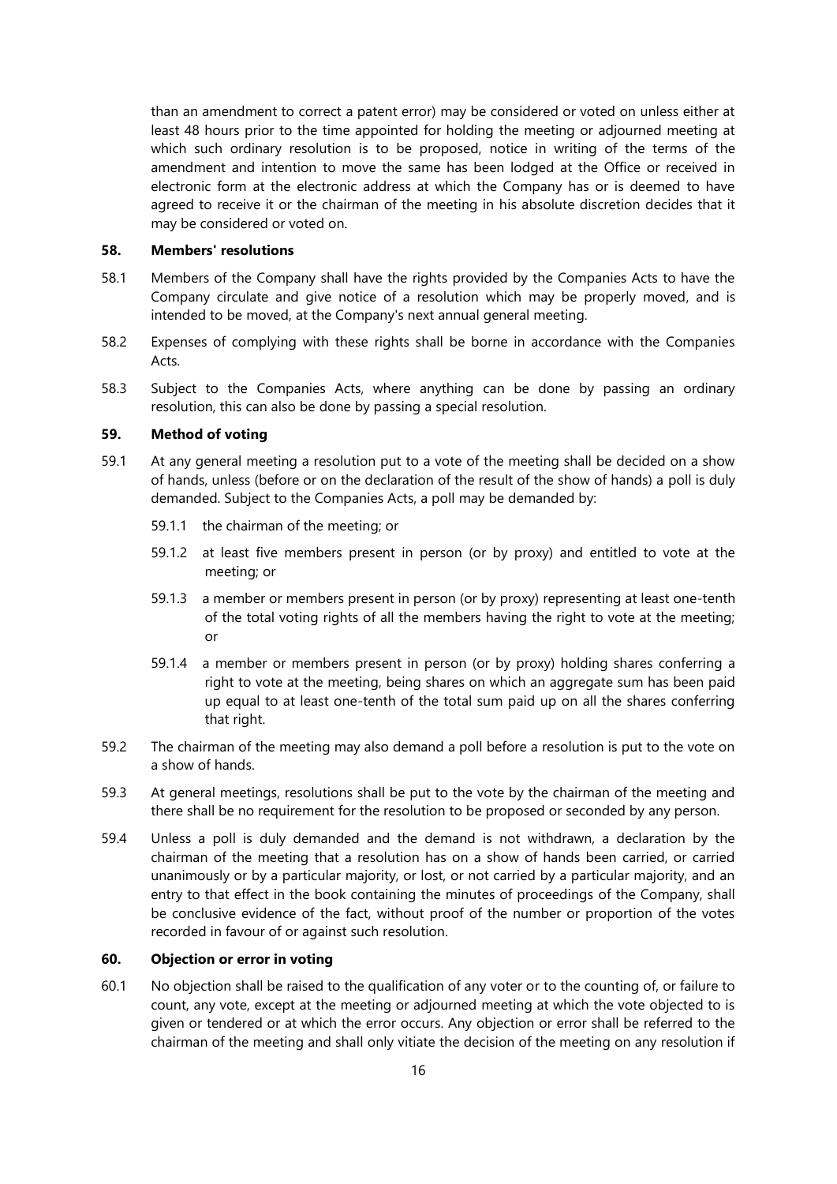than an amendment to correct a patent error) may be considered or voted on unless either at least 48 hours prior to the time appointed for holding the meeting or adjourned meeting at which such ordinary resolution is to be proposed, notice in writing of the terms of the amendment and intention to move the same has been lodged at the Office or received in electronic form at the electronic address at which the Company has or is deemed to have agreed to receive it or the chairman of the meeting in his absolute discretion decides that it may be considered or voted on.

### 58. Members' resolutions

58.1 Members of the Company shall have the rights provided by the Companies Acts to have the Company circulate and give notice of a resolution which may be properly moved, and is intended to be moved, at the Company's next annual general meeting.

58.2 Expenses of complying with these rights shall be borne in accordance with the Companies Acts.

58.3 Subject to the Companies Acts, where anything can be done by passing an ordinary resolution, this can also be done by passing a special resolution.

### 59. Method of voting

59.1 At any general meeting a resolution put to a vote of the meeting shall be decided on a show of hands, unless (before or on the declaration of the result of the show of hands) a poll is duly demanded. Subject to the Companies Acts, a poll may be demanded by:

59.1.1 the chairman of the meeting; or

59.1.2 at least five members present in person (or by proxy) and entitled to vote at the meeting; or

59.1.3 a member or members present in person (or by proxy) representing at least one-tenth of the total voting rights of all the members having the right to vote at the meeting; or

59.1.4 a member or members present in person (or by proxy) holding shares conferring a right to vote at the meeting, being shares on which an aggregate sum has been paid up equal to at least one-tenth of the total sum paid up on all the shares conferring that right.

59.2 The chairman of the meeting may also demand a poll before a resolution is put to the vote on a show of hands.

59.3 At general meetings, resolutions shall be put to the vote by the chairman of the meeting and there shall be no requirement for the resolution to be proposed or seconded by any person.

59.4 Unless a poll is duly demanded and the demand is not withdrawn, a declaration by the chairman of the meeting that a resolution has on a show of hands been carried, or carried unanimously or by a particular majority, or lost, or not carried by a particular majority, and an entry to that effect in the book containing the minutes of proceedings of the Company, shall be conclusive evidence of the fact, without proof of the number or proportion of the votes recorded in favour of or against such resolution.

### 60. Objection or error in voting

60.1 No objection shall be raised to the qualification of any voter or to the counting of, or failure to count, any vote, except at the meeting or adjourned meeting at which the vote objected to is given or tendered or at which the error occurs. Any objection or error shall be referred to the chairman of the meeting and shall only vitiate the decision of the meeting on any resolution if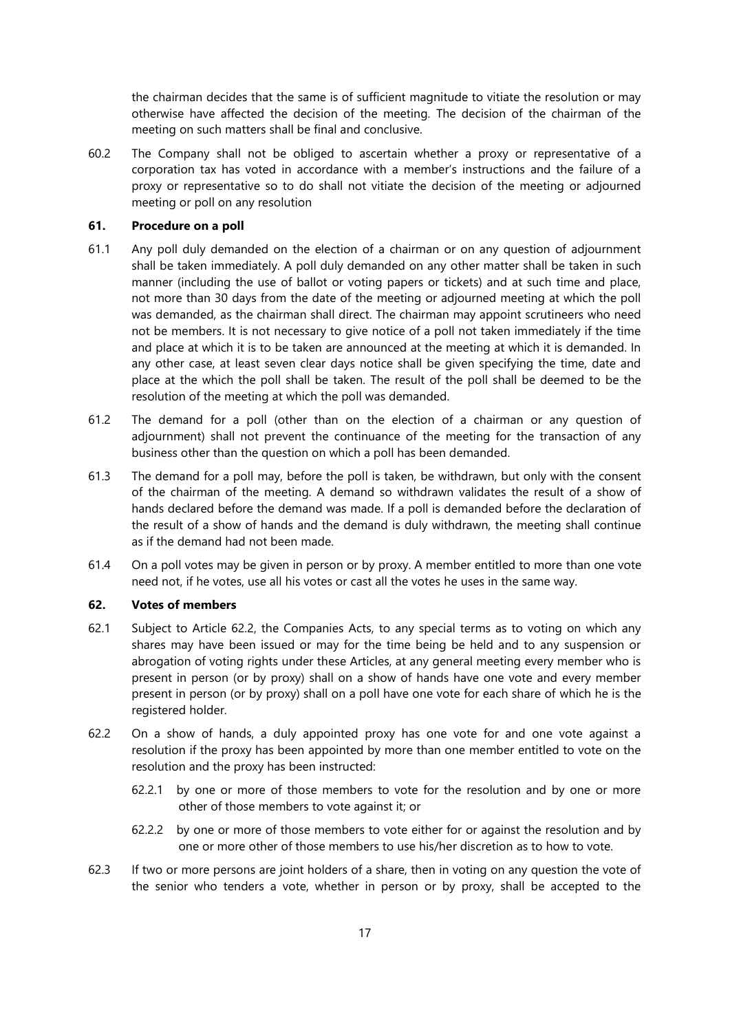the chairman decides that the same is of sufficient magnitude to vitiate the resolution or may otherwise have affected the decision of the meeting. The decision of the chairman of the meeting on such matters shall be final and conclusive.

60.2 The Company shall not be obliged to ascertain whether a proxy or representative of a corporation tax has voted in accordance with a member's instructions and the failure of a proxy or representative so to do shall not vitiate the decision of the meeting or adjourned meeting or poll on any resolution

### 61. Procedure on a poll

61.1 Any poll duly demanded on the election of a chairman or on any question of adjournment shall be taken immediately. A poll duly demanded on any other matter shall be taken in such manner (including the use of ballot or voting papers or tickets) and at such time and place, not more than 30 days from the date of the meeting or adjourned meeting at which the poll was demanded, as the chairman shall direct. The chairman may appoint scrutineers who need not be members. It is not necessary to give notice of a poll not taken immediately if the time and place at which it is to be taken are announced at the meeting at which it is demanded. In any other case, at least seven clear days notice shall be given specifying the time, date and place at the which the poll shall be taken. The result of the poll shall be deemed to be the resolution of the meeting at which the poll was demanded.

61.2 The demand for a poll (other than on the election of a chairman or any question of adjournment) shall not prevent the continuance of the meeting for the transaction of any business other than the question on which a poll has been demanded.

61.3 The demand for a poll may, before the poll is taken, be withdrawn, but only with the consent of the chairman of the meeting. A demand so withdrawn validates the result of a show of hands declared before the demand was made. If a poll is demanded before the declaration of the result of a show of hands and the demand is duly withdrawn, the meeting shall continue as if the demand had not been made.

61.4 On a poll votes may be given in person or by proxy. A member entitled to more than one vote need not, if he votes, use all his votes or cast all the votes he uses in the same way.

### 62. Votes of members

62.1 Subject to Article 62.2, the Companies Acts, to any special terms as to voting on which any shares may have been issued or may for the time being be held and to any suspension or abrogation of voting rights under these Articles, at any general meeting every member who is present in person (or by proxy) shall on a show of hands have one vote and every member present in person (or by proxy) shall on a poll have one vote for each share of which he is the registered holder.

62.2 On a show of hands, a duly appointed proxy has one vote for and one vote against a resolution if the proxy has been appointed by more than one member entitled to vote on the resolution and the proxy has been instructed:

62.2.1 by one or more of those members to vote for the resolution and by one or more other of those members to vote against it; or

62.2.2 by one or more of those members to vote either for or against the resolution and by one or more other of those members to use his/her discretion as to how to vote.

62.3 If two or more persons are joint holders of a share, then in voting on any question the vote of the senior who tenders a vote, whether in person or by proxy, shall be accepted to the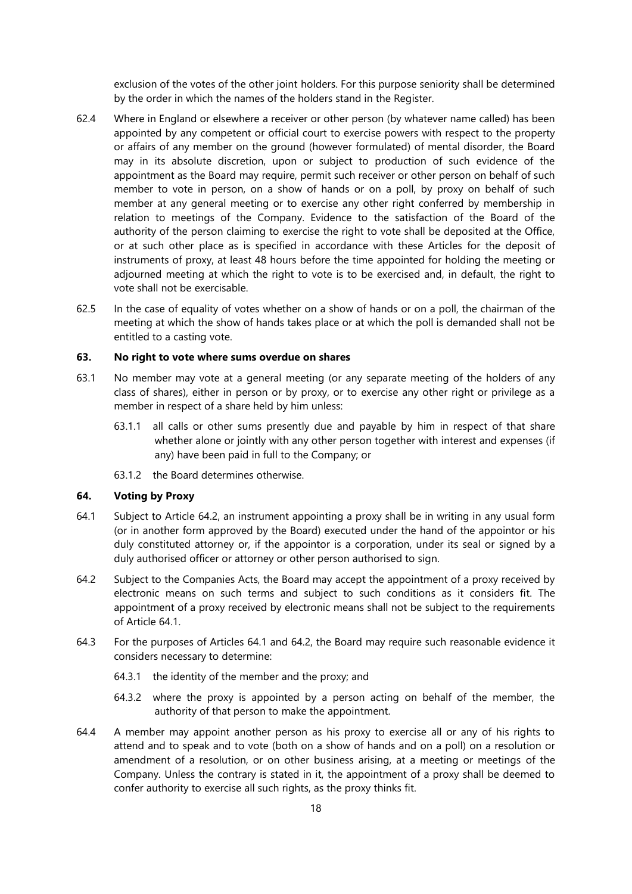exclusion of the votes of the other joint holders. For this purpose seniority shall be determined by the order in which the names of the holders stand in the Register.

62.4 Where in England or elsewhere a receiver or other person (by whatever name called) has been appointed by any competent or official court to exercise powers with respect to the property or affairs of any member on the ground (however formulated) of mental disorder, the Board may in its absolute discretion, upon or subject to production of such evidence of the appointment as the Board may require, permit such receiver or other person on behalf of such member to vote in person, on a show of hands or on a poll, by proxy on behalf of such member at any general meeting or to exercise any other right conferred by membership in relation to meetings of the Company. Evidence to the satisfaction of the Board of the authority of the person claiming to exercise the right to vote shall be deposited at the Office, or at such other place as is specified in accordance with these Articles for the deposit of instruments of proxy, at least 48 hours before the time appointed for holding the meeting or adjourned meeting at which the right to vote is to be exercised and, in default, the right to vote shall not be exercisable.

62.5 In the case of equality of votes whether on a show of hands or on a poll, the chairman of the meeting at which the show of hands takes place or at which the poll is demanded shall not be entitled to a casting vote.

**63. No right to vote where sums overdue on shares**

63.1 No member may vote at a general meeting (or any separate meeting of the holders of any class of shares), either in person or by proxy, or to exercise any other right or privilege as a member in respect of a share held by him unless:

63.1.1 all calls or other sums presently due and payable by him in respect of that share whether alone or jointly with any other person together with interest and expenses (if any) have been paid in full to the Company; or

63.1.2 the Board determines otherwise.

**64. Voting by Proxy**

64.1 Subject to Article 64.2, an instrument appointing a proxy shall be in writing in any usual form (or in another form approved by the Board) executed under the hand of the appointor or his duly constituted attorney or, if the appointor is a corporation, under its seal or signed by a duly authorised officer or attorney or other person authorised to sign.

64.2 Subject to the Companies Acts, the Board may accept the appointment of a proxy received by electronic means on such terms and subject to such conditions as it considers fit. The appointment of a proxy received by electronic means shall not be subject to the requirements of Article 64.1.

64.3 For the purposes of Articles 64.1 and 64.2, the Board may require such reasonable evidence it considers necessary to determine:

64.3.1 the identity of the member and the proxy; and

64.3.2 where the proxy is appointed by a person acting on behalf of the member, the authority of that person to make the appointment.

64.4 A member may appoint another person as his proxy to exercise all or any of his rights to attend and to speak and to vote (both on a show of hands and on a poll) on a resolution or amendment of a resolution, or on other business arising, at a meeting or meetings of the Company. Unless the contrary is stated in it, the appointment of a proxy shall be deemed to confer authority to exercise all such rights, as the proxy thinks fit.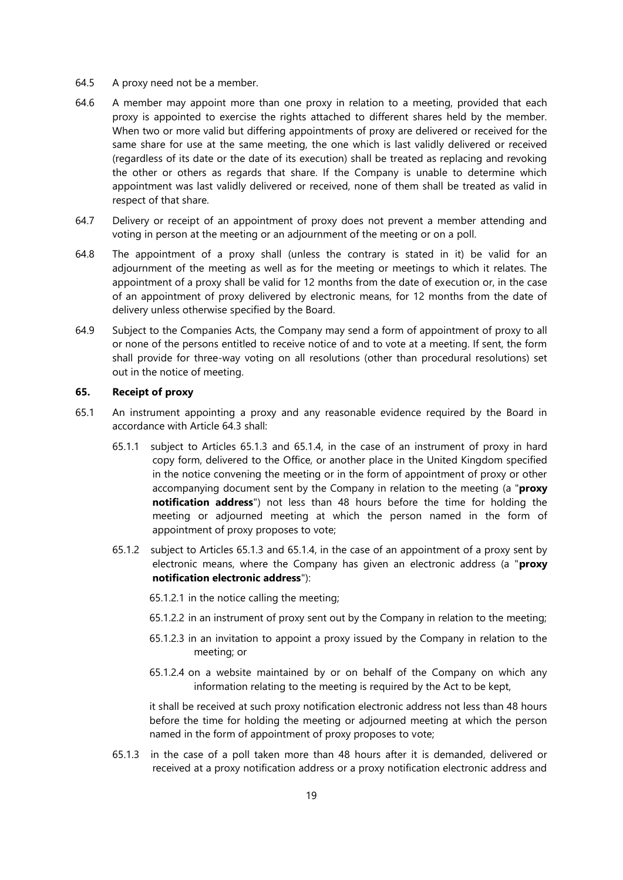64.5 A proxy need not be a member.

64.6 A member may appoint more than one proxy in relation to a meeting, provided that each proxy is appointed to exercise the rights attached to different shares held by the member. When two or more valid but differing appointments of proxy are delivered or received for the same share for use at the same meeting, the one which is last validly delivered or received (regardless of its date or the date of its execution) shall be treated as replacing and revoking the other or others as regards that share. If the Company is unable to determine which appointment was last validly delivered or received, none of them shall be treated as valid in respect of that share.

64.7 Delivery or receipt of an appointment of proxy does not prevent a member attending and voting in person at the meeting or an adjournment of the meeting or on a poll.

64.8 The appointment of a proxy shall (unless the contrary is stated in it) be valid for an adjournment of the meeting as well as for the meeting or meetings to which it relates. The appointment of a proxy shall be valid for 12 months from the date of execution or, in the case of an appointment of proxy delivered by electronic means, for 12 months from the date of delivery unless otherwise specified by the Board.

64.9 Subject to the Companies Acts, the Company may send a form of appointment of proxy to all or none of the persons entitled to receive notice of and to vote at a meeting. If sent, the form shall provide for three-way voting on all resolutions (other than procedural resolutions) set out in the notice of meeting.

### 65. Receipt of proxy

65.1 An instrument appointing a proxy and any reasonable evidence required by the Board in accordance with Article 64.3 shall:

65.1.1 subject to Articles 65.1.3 and 65.1.4, in the case of an instrument of proxy in hard copy form, delivered to the Office, or another place in the United Kingdom specified in the notice convening the meeting or in the form of appointment of proxy or other accompanying document sent by the Company in relation to the meeting (a "**proxy notification address**") not less than 48 hours before the time for holding the meeting or adjourned meeting at which the person named in the form of appointment of proxy proposes to vote;

65.1.2 subject to Articles 65.1.3 and 65.1.4, in the case of an appointment of a proxy sent by electronic means, where the Company has given an electronic address (a "**proxy notification electronic address**"):

65.1.2.1 in the notice calling the meeting;

65.1.2.2 in an instrument of proxy sent out by the Company in relation to the meeting;

65.1.2.3 in an invitation to appoint a proxy issued by the Company in relation to the meeting; or

65.1.2.4 on a website maintained by or on behalf of the Company on which any information relating to the meeting is required by the Act to be kept,

it shall be received at such proxy notification electronic address not less than 48 hours before the time for holding the meeting or adjourned meeting at which the person named in the form of appointment of proxy proposes to vote;

65.1.3 in the case of a poll taken more than 48 hours after it is demanded, delivered or received at a proxy notification address or a proxy notification electronic address and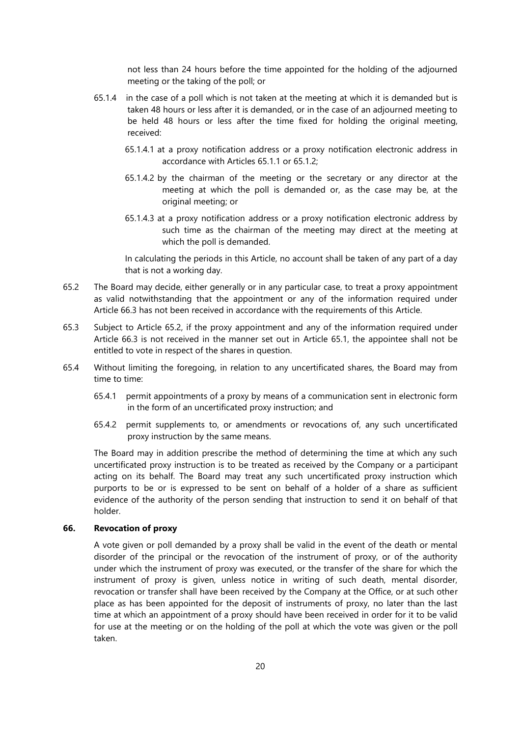not less than 24 hours before the time appointed for the holding of the adjourned meeting or the taking of the poll; or

65.1.4 in the case of a poll which is not taken at the meeting at which it is demanded but is taken 48 hours or less after it is demanded, or in the case of an adjourned meeting to be held 48 hours or less after the time fixed for holding the original meeting, received:

65.1.4.1 at a proxy notification address or a proxy notification electronic address in accordance with Articles 65.1.1 or 65.1.2;

65.1.4.2 by the chairman of the meeting or the secretary or any director at the meeting at which the poll is demanded or, as the case may be, at the original meeting; or

65.1.4.3 at a proxy notification address or a proxy notification electronic address by such time as the chairman of the meeting may direct at the meeting at which the poll is demanded.

In calculating the periods in this Article, no account shall be taken of any part of a day that is not a working day.

65.2 The Board may decide, either generally or in any particular case, to treat a proxy appointment as valid notwithstanding that the appointment or any of the information required under Article 66.3 has not been received in accordance with the requirements of this Article.

65.3 Subject to Article 65.2, if the proxy appointment and any of the information required under Article 66.3 is not received in the manner set out in Article 65.1, the appointee shall not be entitled to vote in respect of the shares in question.

65.4 Without limiting the foregoing, in relation to any uncertificated shares, the Board may from time to time:

65.4.1 permit appointments of a proxy by means of a communication sent in electronic form in the form of an uncertificated proxy instruction; and

65.4.2 permit supplements to, or amendments or revocations of, any such uncertificated proxy instruction by the same means.

The Board may in addition prescribe the method of determining the time at which any such uncertificated proxy instruction is to be treated as received by the Company or a participant acting on its behalf. The Board may treat any such uncertificated proxy instruction which purports to be or is expressed to be sent on behalf of a holder of a share as sufficient evidence of the authority of the person sending that instruction to send it on behalf of that holder.

**66. Revocation of proxy**

A vote given or poll demanded by a proxy shall be valid in the event of the death or mental disorder of the principal or the revocation of the instrument of proxy, or of the authority under which the instrument of proxy was executed, or the transfer of the share for which the instrument of proxy is given, unless notice in writing of such death, mental disorder, revocation or transfer shall have been received by the Company at the Office, or at such other place as has been appointed for the deposit of instruments of proxy, no later than the last time at which an appointment of a proxy should have been received in order for it to be valid for use at the meeting or on the holding of the poll at which the vote was given or the poll taken.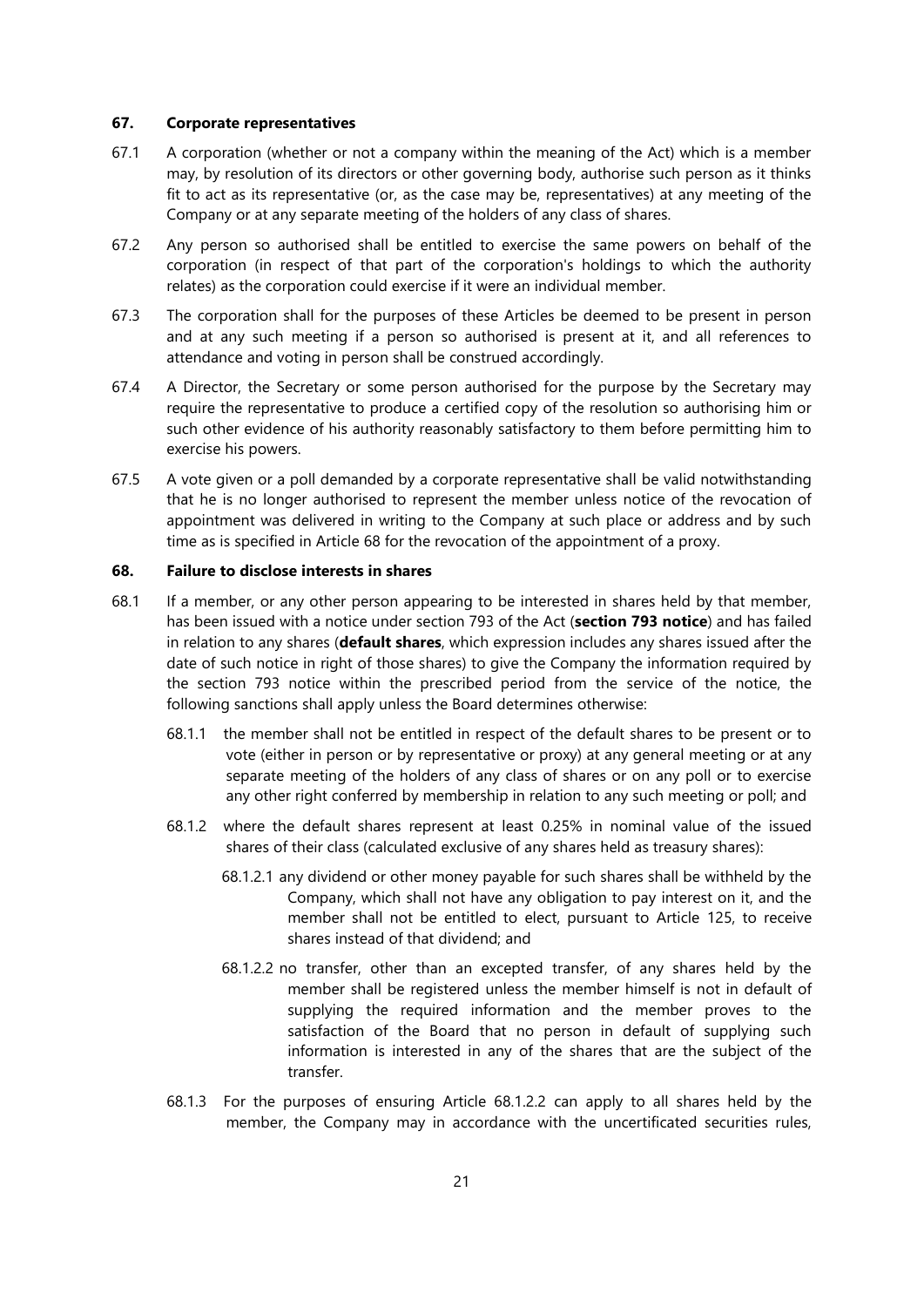### 67. Corporate representatives

67.1 A corporation (whether or not a company within the meaning of the Act) which is a member may, by resolution of its directors or other governing body, authorise such person as it thinks fit to act as its representative (or, as the case may be, representatives) at any meeting of the Company or at any separate meeting of the holders of any class of shares.

67.2 Any person so authorised shall be entitled to exercise the same powers on behalf of the corporation (in respect of that part of the corporation's holdings to which the authority relates) as the corporation could exercise if it were an individual member.

67.3 The corporation shall for the purposes of these Articles be deemed to be present in person and at any such meeting if a person so authorised is present at it, and all references to attendance and voting in person shall be construed accordingly.

67.4 A Director, the Secretary or some person authorised for the purpose by the Secretary may require the representative to produce a certified copy of the resolution so authorising him or such other evidence of his authority reasonably satisfactory to them before permitting him to exercise his powers.

67.5 A vote given or a poll demanded by a corporate representative shall be valid notwithstanding that he is no longer authorised to represent the member unless notice of the revocation of appointment was delivered in writing to the Company at such place or address and by such time as is specified in Article 68 for the revocation of the appointment of a proxy.

### 68. Failure to disclose interests in shares

68.1 If a member, or any other person appearing to be interested in shares held by that member, has been issued with a notice under section 793 of the Act (**section 793 notice**) and has failed in relation to any shares (**default shares**, which expression includes any shares issued after the date of such notice in right of those shares) to give the Company the information required by the section 793 notice within the prescribed period from the service of the notice, the following sanctions shall apply unless the Board determines otherwise:

68.1.1 the member shall not be entitled in respect of the default shares to be present or to vote (either in person or by representative or proxy) at any general meeting or at any separate meeting of the holders of any class of shares or on any poll or to exercise any other right conferred by membership in relation to any such meeting or poll; and

68.1.2 where the default shares represent at least 0.25% in nominal value of the issued shares of their class (calculated exclusive of any shares held as treasury shares):

68.1.2.1 any dividend or other money payable for such shares shall be withheld by the Company, which shall not have any obligation to pay interest on it, and the member shall not be entitled to elect, pursuant to Article 125, to receive shares instead of that dividend; and

68.1.2.2 no transfer, other than an excepted transfer, of any shares held by the member shall be registered unless the member himself is not in default of supplying the required information and the member proves to the satisfaction of the Board that no person in default of supplying such information is interested in any of the shares that are the subject of the transfer.

68.1.3 For the purposes of ensuring Article 68.1.2.2 can apply to all shares held by the member, the Company may in accordance with the uncertificated securities rules,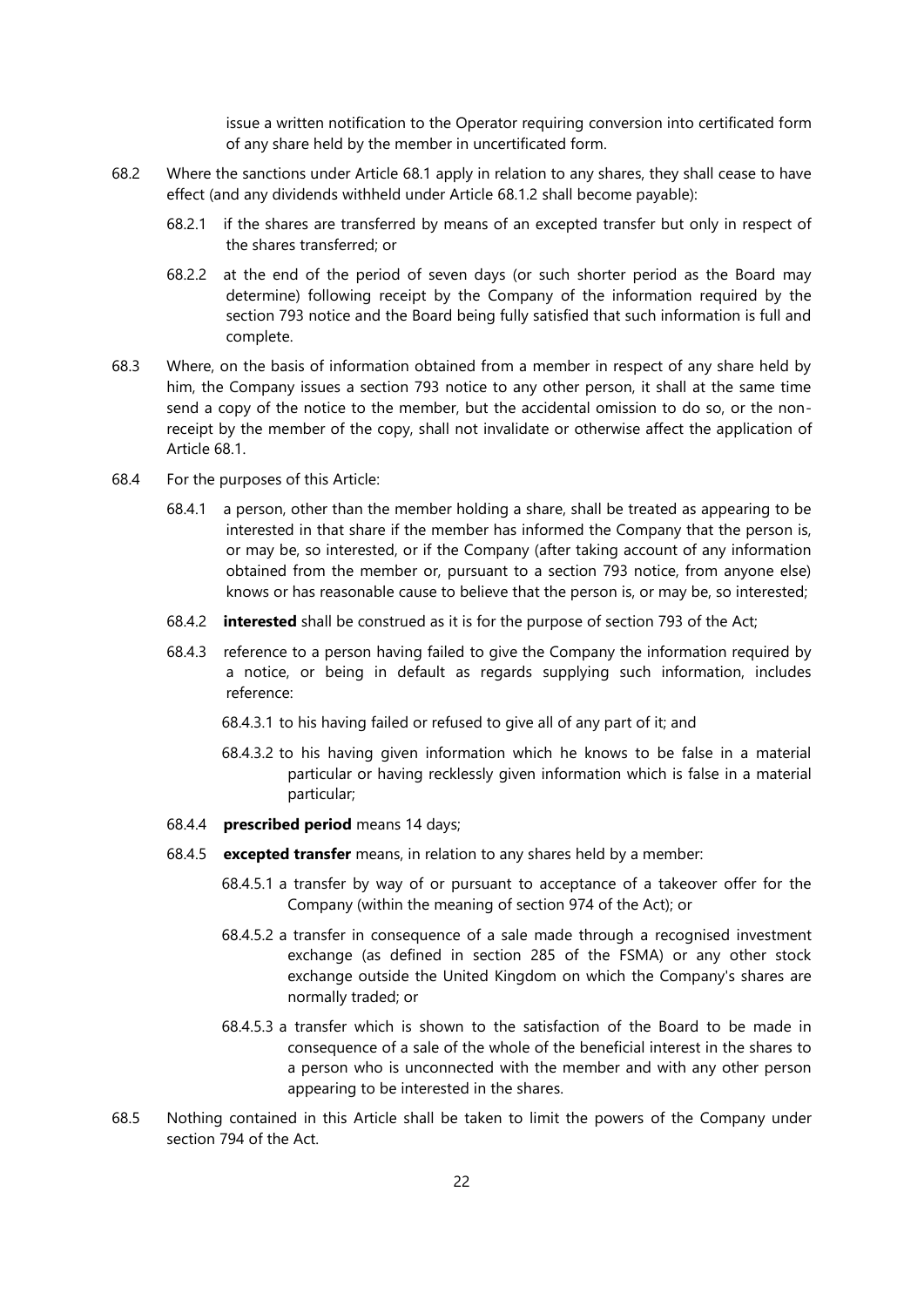issue a written notification to the Operator requiring conversion into certificated form of any share held by the member in uncertificated form.

68.2 Where the sanctions under Article 68.1 apply in relation to any shares, they shall cease to have effect (and any dividends withheld under Article 68.1.2 shall become payable):

68.2.1 if the shares are transferred by means of an excepted transfer but only in respect of the shares transferred; or

68.2.2 at the end of the period of seven days (or such shorter period as the Board may determine) following receipt by the Company of the information required by the section 793 notice and the Board being fully satisfied that such information is full and complete.

68.3 Where, on the basis of information obtained from a member in respect of any share held by him, the Company issues a section 793 notice to any other person, it shall at the same time send a copy of the notice to the member, but the accidental omission to do so, or the non-receipt by the member of the copy, shall not invalidate or otherwise affect the application of Article 68.1.

68.4 For the purposes of this Article:

68.4.1 a person, other than the member holding a share, shall be treated as appearing to be interested in that share if the member has informed the Company that the person is, or may be, so interested, or if the Company (after taking account of any information obtained from the member or, pursuant to a section 793 notice, from anyone else) knows or has reasonable cause to believe that the person is, or may be, so interested;

68.4.2 **interested** shall be construed as it is for the purpose of section 793 of the Act;

68.4.3 reference to a person having failed to give the Company the information required by a notice, or being in default as regards supplying such information, includes reference:

68.4.3.1 to his having failed or refused to give all of any part of it; and

68.4.3.2 to his having given information which he knows to be false in a material particular or having recklessly given information which is false in a material particular;

68.4.4 **prescribed period** means 14 days;

68.4.5 **excepted transfer** means, in relation to any shares held by a member:

68.4.5.1 a transfer by way of or pursuant to acceptance of a takeover offer for the Company (within the meaning of section 974 of the Act); or

68.4.5.2 a transfer in consequence of a sale made through a recognised investment exchange (as defined in section 285 of the FSMA) or any other stock exchange outside the United Kingdom on which the Company's shares are normally traded; or

68.4.5.3 a transfer which is shown to the satisfaction of the Board to be made in consequence of a sale of the whole of the beneficial interest in the shares to a person who is unconnected with the member and with any other person appearing to be interested in the shares.

68.5 Nothing contained in this Article shall be taken to limit the powers of the Company under section 794 of the Act.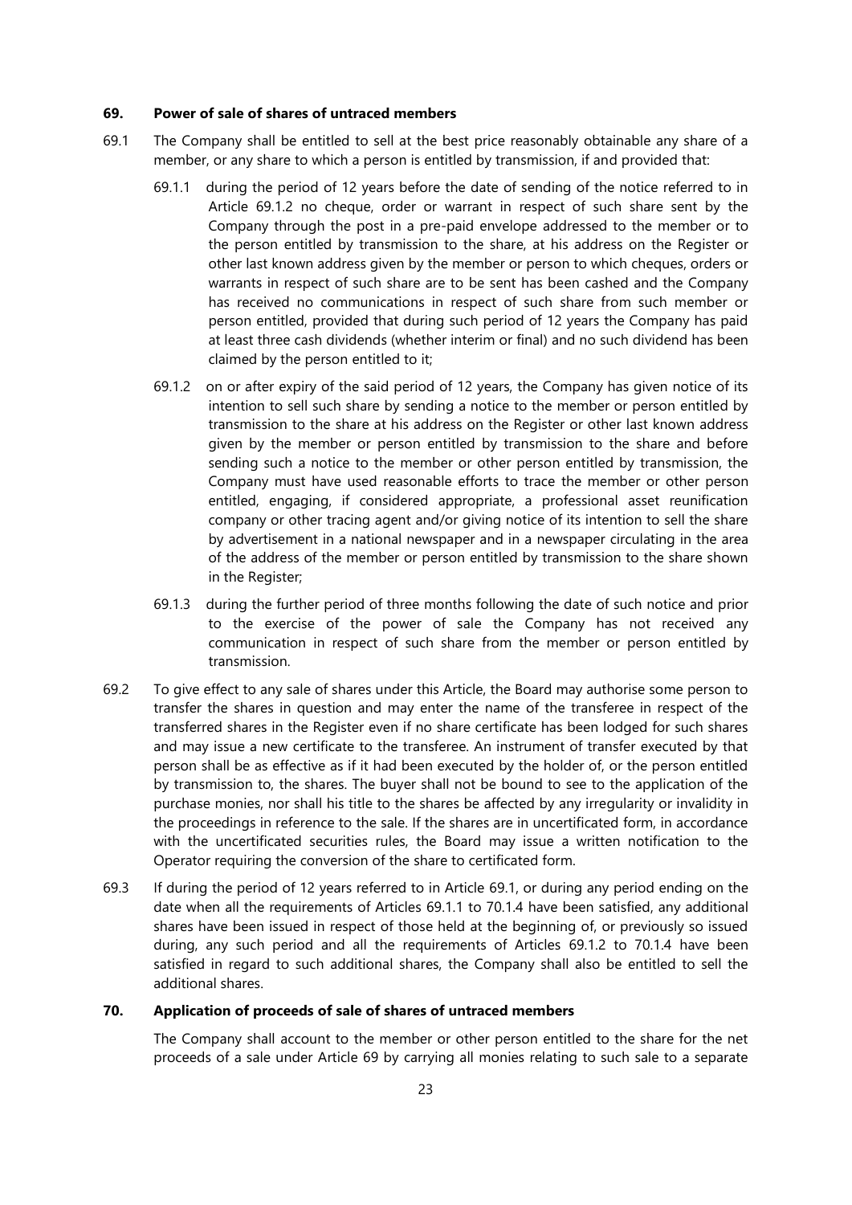## 69. Power of sale of shares of untraced members

69.1 The Company shall be entitled to sell at the best price reasonably obtainable any share of a member, or any share to which a person is entitled by transmission, if and provided that:

69.1.1 during the period of 12 years before the date of sending of the notice referred to in Article 69.1.2 no cheque, order or warrant in respect of such share sent by the Company through the post in a pre-paid envelope addressed to the member or to the person entitled by transmission to the share, at his address on the Register or other last known address given by the member or person to which cheques, orders or warrants in respect of such share are to be sent has been cashed and the Company has received no communications in respect of such share from such member or person entitled, provided that during such period of 12 years the Company has paid at least three cash dividends (whether interim or final) and no such dividend has been claimed by the person entitled to it;

69.1.2 on or after expiry of the said period of 12 years, the Company has given notice of its intention to sell such share by sending a notice to the member or person entitled by transmission to the share at his address on the Register or other last known address given by the member or person entitled by transmission to the share and before sending such a notice to the member or other person entitled by transmission, the Company must have used reasonable efforts to trace the member or other person entitled, engaging, if considered appropriate, a professional asset reunification company or other tracing agent and/or giving notice of its intention to sell the share by advertisement in a national newspaper and in a newspaper circulating in the area of the address of the member or person entitled by transmission to the share shown in the Register;

69.1.3 during the further period of three months following the date of such notice and prior to the exercise of the power of sale the Company has not received any communication in respect of such share from the member or person entitled by transmission.

69.2 To give effect to any sale of shares under this Article, the Board may authorise some person to transfer the shares in question and may enter the name of the transferee in respect of the transferred shares in the Register even if no share certificate has been lodged for such shares and may issue a new certificate to the transferee. An instrument of transfer executed by that person shall be as effective as if it had been executed by the holder of, or the person entitled by transmission to, the shares. The buyer shall not be bound to see to the application of the purchase monies, nor shall his title to the shares be affected by any irregularity or invalidity in the proceedings in reference to the sale. If the shares are in uncertificated form, in accordance with the uncertificated securities rules, the Board may issue a written notification to the Operator requiring the conversion of the share to certificated form.

69.3 If during the period of 12 years referred to in Article 69.1, or during any period ending on the date when all the requirements of Articles 69.1.1 to 70.1.4 have been satisfied, any additional shares have been issued in respect of those held at the beginning of, or previously so issued during, any such period and all the requirements of Articles 69.1.2 to 70.1.4 have been satisfied in regard to such additional shares, the Company shall also be entitled to sell the additional shares.

## 70. Application of proceeds of sale of shares of untraced members

The Company shall account to the member or other person entitled to the share for the net proceeds of a sale under Article 69 by carrying all monies relating to such sale to a separate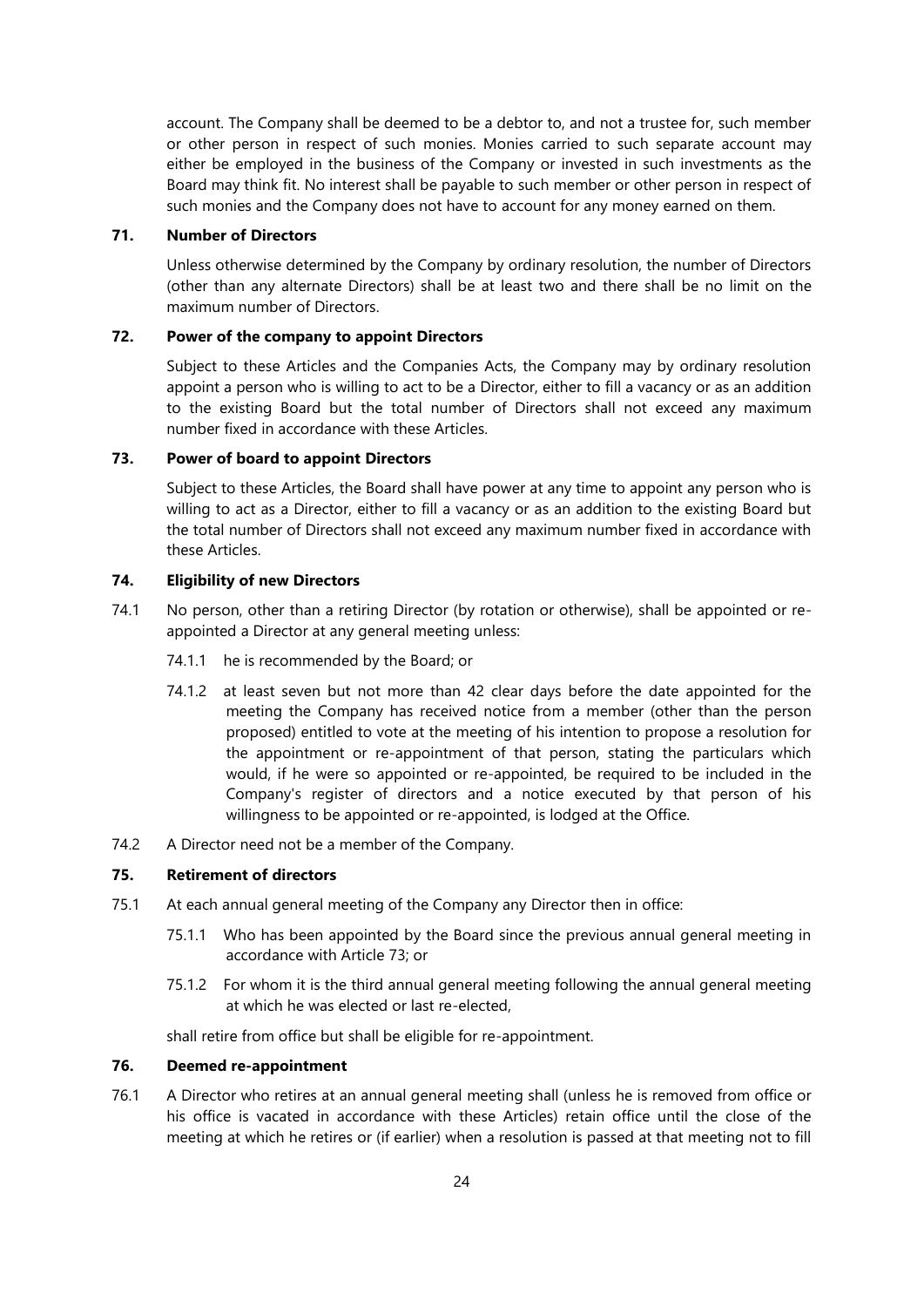account. The Company shall be deemed to be a debtor to, and not a trustee for, such member or other person in respect of such monies. Monies carried to such separate account may either be employed in the business of the Company or invested in such investments as the Board may think fit. No interest shall be payable to such member or other person in respect of such monies and the Company does not have to account for any money earned on them.

### 71. Number of Directors

Unless otherwise determined by the Company by ordinary resolution, the number of Directors (other than any alternate Directors) shall be at least two and there shall be no limit on the maximum number of Directors.

### 72. Power of the company to appoint Directors

Subject to these Articles and the Companies Acts, the Company may by ordinary resolution appoint a person who is willing to act to be a Director, either to fill a vacancy or as an addition to the existing Board but the total number of Directors shall not exceed any maximum number fixed in accordance with these Articles.

### 73. Power of board to appoint Directors

Subject to these Articles, the Board shall have power at any time to appoint any person who is willing to act as a Director, either to fill a vacancy or as an addition to the existing Board but the total number of Directors shall not exceed any maximum number fixed in accordance with these Articles.

### 74. Eligibility of new Directors

74.1 No person, other than a retiring Director (by rotation or otherwise), shall be appointed or re-appointed a Director at any general meeting unless:

74.1.1 he is recommended by the Board; or

74.1.2 at least seven but not more than 42 clear days before the date appointed for the meeting the Company has received notice from a member (other than the person proposed) entitled to vote at the meeting of his intention to propose a resolution for the appointment or re-appointment of that person, stating the particulars which would, if he were so appointed or re-appointed, be required to be included in the Company's register of directors and a notice executed by that person of his willingness to be appointed or re-appointed, is lodged at the Office.

74.2 A Director need not be a member of the Company.

### 75. Retirement of directors

75.1 At each annual general meeting of the Company any Director then in office:

75.1.1 Who has been appointed by the Board since the previous annual general meeting in accordance with Article 73; or

75.1.2 For whom it is the third annual general meeting following the annual general meeting at which he was elected or last re-elected,

shall retire from office but shall be eligible for re-appointment.

### 76. Deemed re-appointment

76.1 A Director who retires at an annual general meeting shall (unless he is removed from office or his office is vacated in accordance with these Articles) retain office until the close of the meeting at which he retires or (if earlier) when a resolution is passed at that meeting not to fill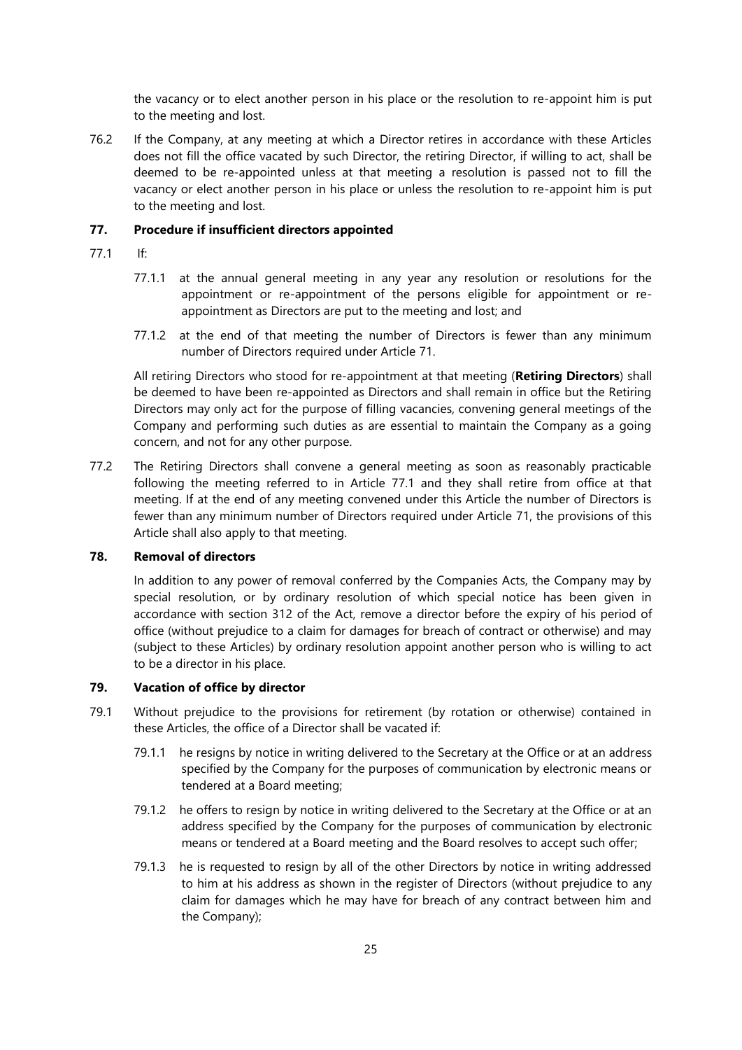the vacancy or to elect another person in his place or the resolution to re-appoint him is put to the meeting and lost.

76.2 If the Company, at any meeting at which a Director retires in accordance with these Articles does not fill the office vacated by such Director, the retiring Director, if willing to act, shall be deemed to be re-appointed unless at that meeting a resolution is passed not to fill the vacancy or elect another person in his place or unless the resolution to re-appoint him is put to the meeting and lost.

### 77. Procedure if insufficient directors appointed

77.1 If:

77.1.1 at the annual general meeting in any year any resolution or resolutions for the appointment or re-appointment of the persons eligible for appointment or re-appointment as Directors are put to the meeting and lost; and

77.1.2 at the end of that meeting the number of Directors is fewer than any minimum number of Directors required under Article 71.

All retiring Directors who stood for re-appointment at that meeting (**Retiring Directors**) shall be deemed to have been re-appointed as Directors and shall remain in office but the Retiring Directors may only act for the purpose of filling vacancies, convening general meetings of the Company and performing such duties as are essential to maintain the Company as a going concern, and not for any other purpose.

77.2 The Retiring Directors shall convene a general meeting as soon as reasonably practicable following the meeting referred to in Article 77.1 and they shall retire from office at that meeting. If at the end of any meeting convened under this Article the number of Directors is fewer than any minimum number of Directors required under Article 71, the provisions of this Article shall also apply to that meeting.

### 78. Removal of directors

In addition to any power of removal conferred by the Companies Acts, the Company may by special resolution, or by ordinary resolution of which special notice has been given in accordance with section 312 of the Act, remove a director before the expiry of his period of office (without prejudice to a claim for damages for breach of contract or otherwise) and may (subject to these Articles) by ordinary resolution appoint another person who is willing to act to be a director in his place.

### 79. Vacation of office by director

79.1 Without prejudice to the provisions for retirement (by rotation or otherwise) contained in these Articles, the office of a Director shall be vacated if:

79.1.1 he resigns by notice in writing delivered to the Secretary at the Office or at an address specified by the Company for the purposes of communication by electronic means or tendered at a Board meeting;

79.1.2 he offers to resign by notice in writing delivered to the Secretary at the Office or at an address specified by the Company for the purposes of communication by electronic means or tendered at a Board meeting and the Board resolves to accept such offer;

79.1.3 he is requested to resign by all of the other Directors by notice in writing addressed to him at his address as shown in the register of Directors (without prejudice to any claim for damages which he may have for breach of any contract between him and the Company);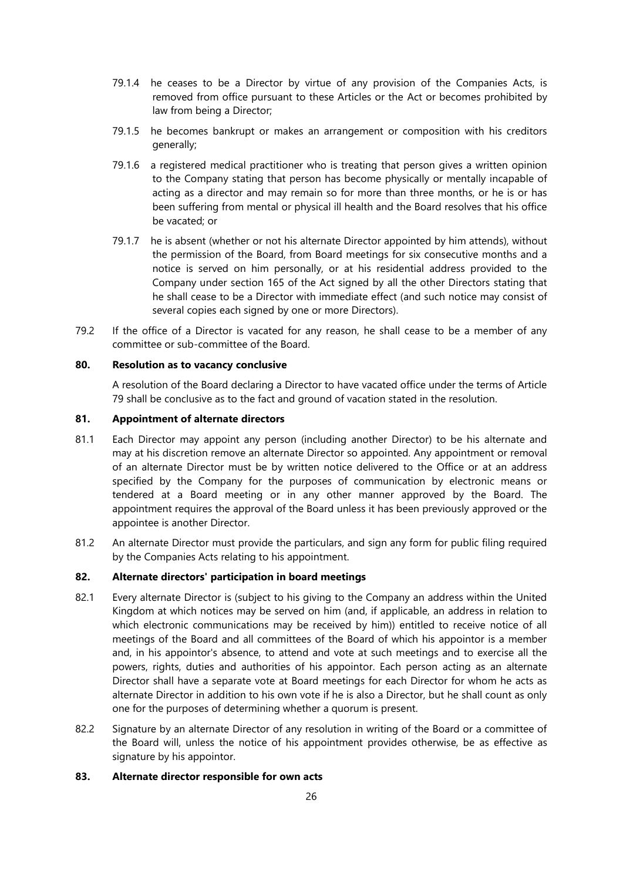79.1.4 he ceases to be a Director by virtue of any provision of the Companies Acts, is removed from office pursuant to these Articles or the Act or becomes prohibited by law from being a Director;

79.1.5 he becomes bankrupt or makes an arrangement or composition with his creditors generally;

79.1.6 a registered medical practitioner who is treating that person gives a written opinion to the Company stating that person has become physically or mentally incapable of acting as a director and may remain so for more than three months, or he is or has been suffering from mental or physical ill health and the Board resolves that his office be vacated; or

79.1.7 he is absent (whether or not his alternate Director appointed by him attends), without the permission of the Board, from Board meetings for six consecutive months and a notice is served on him personally, or at his residential address provided to the Company under section 165 of the Act signed by all the other Directors stating that he shall cease to be a Director with immediate effect (and such notice may consist of several copies each signed by one or more Directors).

79.2 If the office of a Director is vacated for any reason, he shall cease to be a member of any committee or sub-committee of the Board.

**80. Resolution as to vacancy conclusive**

A resolution of the Board declaring a Director to have vacated office under the terms of Article 79 shall be conclusive as to the fact and ground of vacation stated in the resolution.

**81. Appointment of alternate directors**

81.1 Each Director may appoint any person (including another Director) to be his alternate and may at his discretion remove an alternate Director so appointed. Any appointment or removal of an alternate Director must be by written notice delivered to the Office or at an address specified by the Company for the purposes of communication by electronic means or tendered at a Board meeting or in any other manner approved by the Board. The appointment requires the approval of the Board unless it has been previously approved or the appointee is another Director.

81.2 An alternate Director must provide the particulars, and sign any form for public filing required by the Companies Acts relating to his appointment.

**82. Alternate directors' participation in board meetings**

82.1 Every alternate Director is (subject to his giving to the Company an address within the United Kingdom at which notices may be served on him (and, if applicable, an address in relation to which electronic communications may be received by him)) entitled to receive notice of all meetings of the Board and all committees of the Board of which his appointor is a member and, in his appointor's absence, to attend and vote at such meetings and to exercise all the powers, rights, duties and authorities of his appointor. Each person acting as an alternate Director shall have a separate vote at Board meetings for each Director for whom he acts as alternate Director in addition to his own vote if he is also a Director, but he shall count as only one for the purposes of determining whether a quorum is present.

82.2 Signature by an alternate Director of any resolution in writing of the Board or a committee of the Board will, unless the notice of his appointment provides otherwise, be as effective as signature by his appointor.

**83. Alternate director responsible for own acts**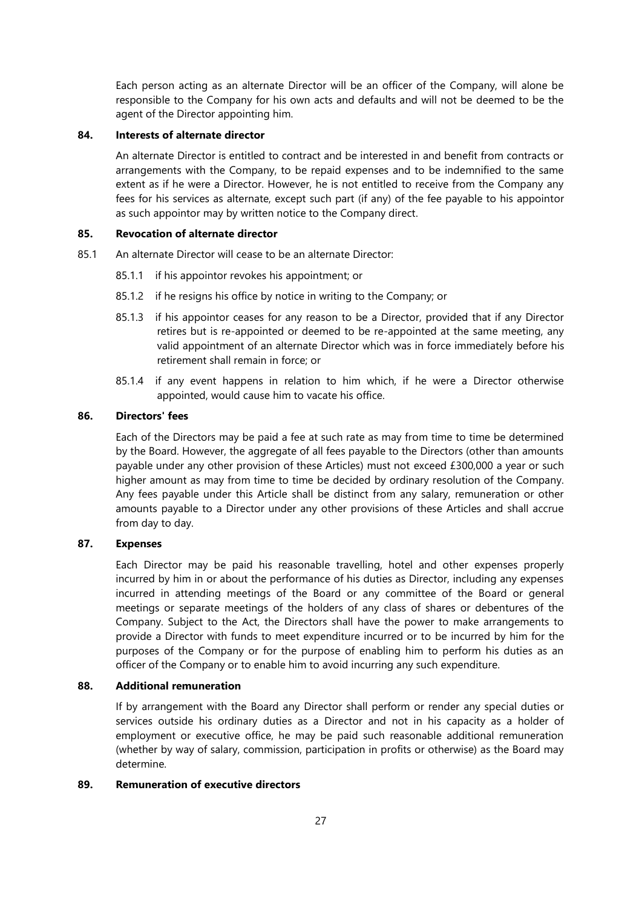Each person acting as an alternate Director will be an officer of the Company, will alone be responsible to the Company for his own acts and defaults and will not be deemed to be the agent of the Director appointing him.

## 84. Interests of alternate director

An alternate Director is entitled to contract and be interested in and benefit from contracts or arrangements with the Company, to be repaid expenses and to be indemnified to the same extent as if he were a Director. However, he is not entitled to receive from the Company any fees for his services as alternate, except such part (if any) of the fee payable to his appointor as such appointor may by written notice to the Company direct.

## 85. Revocation of alternate director

85.1 An alternate Director will cease to be an alternate Director:

- 85.1.1 if his appointor revokes his appointment; or
- 85.1.2 if he resigns his office by notice in writing to the Company; or
- 85.1.3 if his appointor ceases for any reason to be a Director, provided that if any Director retires but is re-appointed or deemed to be re-appointed at the same meeting, any valid appointment of an alternate Director which was in force immediately before his retirement shall remain in force; or
- 85.1.4 if any event happens in relation to him which, if he were a Director otherwise appointed, would cause him to vacate his office.

## 86. Directors' fees

Each of the Directors may be paid a fee at such rate as may from time to time be determined by the Board. However, the aggregate of all fees payable to the Directors (other than amounts payable under any other provision of these Articles) must not exceed £300,000 a year or such higher amount as may from time to time be decided by ordinary resolution of the Company. Any fees payable under this Article shall be distinct from any salary, remuneration or other amounts payable to a Director under any other provisions of these Articles and shall accrue from day to day.

## 87. Expenses

Each Director may be paid his reasonable travelling, hotel and other expenses properly incurred by him in or about the performance of his duties as Director, including any expenses incurred in attending meetings of the Board or any committee of the Board or general meetings or separate meetings of the holders of any class of shares or debentures of the Company. Subject to the Act, the Directors shall have the power to make arrangements to provide a Director with funds to meet expenditure incurred or to be incurred by him for the purposes of the Company or for the purpose of enabling him to perform his duties as an officer of the Company or to enable him to avoid incurring any such expenditure.

## 88. Additional remuneration

If by arrangement with the Board any Director shall perform or render any special duties or services outside his ordinary duties as a Director and not in his capacity as a holder of employment or executive office, he may be paid such reasonable additional remuneration (whether by way of salary, commission, participation in profits or otherwise) as the Board may determine.

## 89. Remuneration of executive directors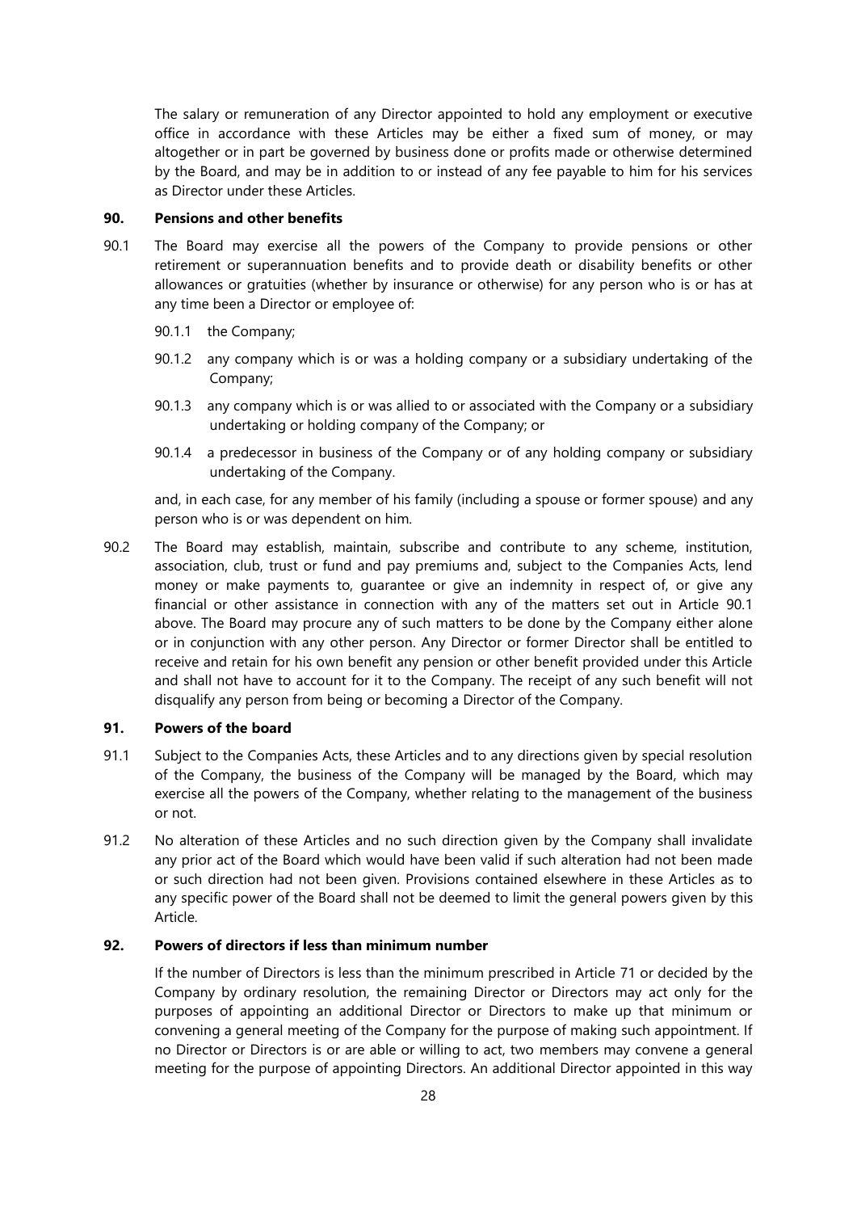The salary or remuneration of any Director appointed to hold any employment or executive office in accordance with these Articles may be either a fixed sum of money, or may altogether or in part be governed by business done or profits made or otherwise determined by the Board, and may be in addition to or instead of any fee payable to him for his services as Director under these Articles.

**90. Pensions and other benefits**

90.1 The Board may exercise all the powers of the Company to provide pensions or other retirement or superannuation benefits and to provide death or disability benefits or other allowances or gratuities (whether by insurance or otherwise) for any person who is or has at any time been a Director or employee of:

90.1.1 the Company;

90.1.2 any company which is or was a holding company or a subsidiary undertaking of the Company;

90.1.3 any company which is or was allied to or associated with the Company or a subsidiary undertaking or holding company of the Company; or

90.1.4 a predecessor in business of the Company or of any holding company or subsidiary undertaking of the Company.

and, in each case, for any member of his family (including a spouse or former spouse) and any person who is or was dependent on him.

90.2 The Board may establish, maintain, subscribe and contribute to any scheme, institution, association, club, trust or fund and pay premiums and, subject to the Companies Acts, lend money or make payments to, guarantee or give an indemnity in respect of, or give any financial or other assistance in connection with any of the matters set out in Article 90.1 above. The Board may procure any of such matters to be done by the Company either alone or in conjunction with any other person. Any Director or former Director shall be entitled to receive and retain for his own benefit any pension or other benefit provided under this Article and shall not have to account for it to the Company. The receipt of any such benefit will not disqualify any person from being or becoming a Director of the Company.

**91. Powers of the board**

91.1 Subject to the Companies Acts, these Articles and to any directions given by special resolution of the Company, the business of the Company will be managed by the Board, which may exercise all the powers of the Company, whether relating to the management of the business or not.

91.2 No alteration of these Articles and no such direction given by the Company shall invalidate any prior act of the Board which would have been valid if such alteration had not been made or such direction had not been given. Provisions contained elsewhere in these Articles as to any specific power of the Board shall not be deemed to limit the general powers given by this Article.

**92. Powers of directors if less than minimum number**

If the number of Directors is less than the minimum prescribed in Article 71 or decided by the Company by ordinary resolution, the remaining Director or Directors may act only for the purposes of appointing an additional Director or Directors to make up that minimum or convening a general meeting of the Company for the purpose of making such appointment. If no Director or Directors is or are able or willing to act, two members may convene a general meeting for the purpose of appointing Directors. An additional Director appointed in this way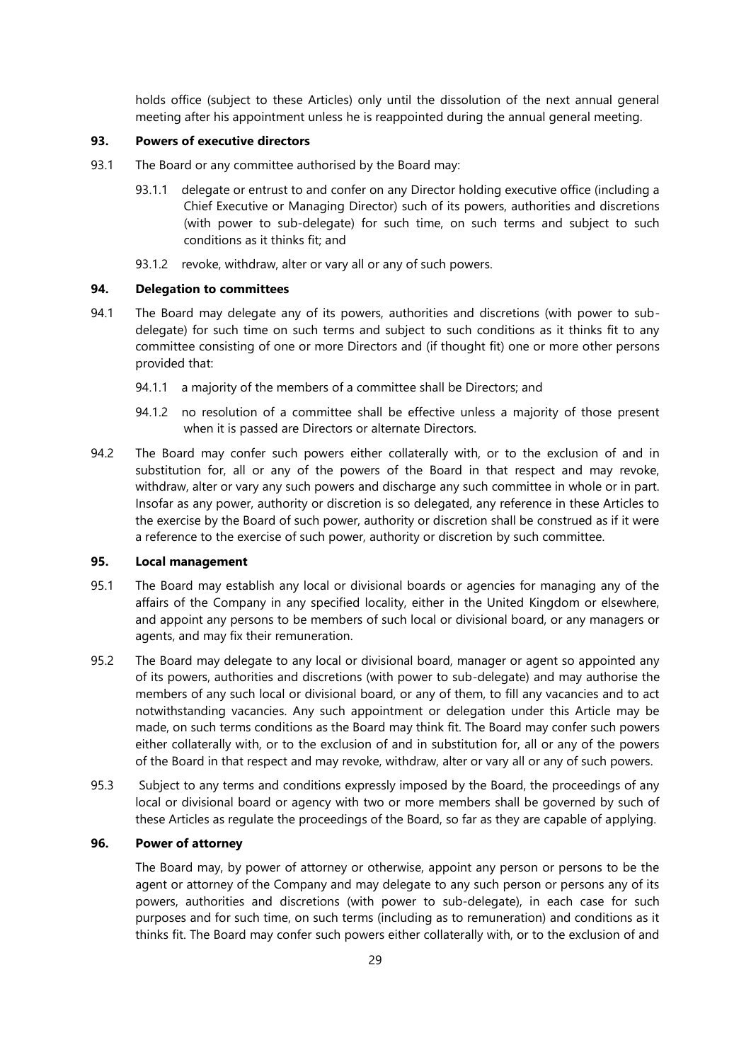holds office (subject to these Articles) only until the dissolution of the next annual general meeting after his appointment unless he is reappointed during the annual general meeting.

**93. Powers of executive directors**

93.1 The Board or any committee authorised by the Board may:

93.1.1 delegate or entrust to and confer on any Director holding executive office (including a Chief Executive or Managing Director) such of its powers, authorities and discretions (with power to sub-delegate) for such time, on such terms and subject to such conditions as it thinks fit; and

93.1.2 revoke, withdraw, alter or vary all or any of such powers.

**94. Delegation to committees**

94.1 The Board may delegate any of its powers, authorities and discretions (with power to sub-delegate) for such time on such terms and subject to such conditions as it thinks fit to any committee consisting of one or more Directors and (if thought fit) one or more other persons provided that:

94.1.1 a majority of the members of a committee shall be Directors; and

94.1.2 no resolution of a committee shall be effective unless a majority of those present when it is passed are Directors or alternate Directors.

94.2 The Board may confer such powers either collaterally with, or to the exclusion of and in substitution for, all or any of the powers of the Board in that respect and may revoke, withdraw, alter or vary any such powers and discharge any such committee in whole or in part. Insofar as any power, authority or discretion is so delegated, any reference in these Articles to the exercise by the Board of such power, authority or discretion shall be construed as if it were a reference to the exercise of such power, authority or discretion by such committee.

**95. Local management**

95.1 The Board may establish any local or divisional boards or agencies for managing any of the affairs of the Company in any specified locality, either in the United Kingdom or elsewhere, and appoint any persons to be members of such local or divisional board, or any managers or agents, and may fix their remuneration.

95.2 The Board may delegate to any local or divisional board, manager or agent so appointed any of its powers, authorities and discretions (with power to sub-delegate) and may authorise the members of any such local or divisional board, or any of them, to fill any vacancies and to act notwithstanding vacancies. Any such appointment or delegation under this Article may be made, on such terms conditions as the Board may think fit. The Board may confer such powers either collaterally with, or to the exclusion of and in substitution for, all or any of the powers of the Board in that respect and may revoke, withdraw, alter or vary all or any of such powers.

95.3 Subject to any terms and conditions expressly imposed by the Board, the proceedings of any local or divisional board or agency with two or more members shall be governed by such of these Articles as regulate the proceedings of the Board, so far as they are capable of applying.

**96. Power of attorney**

The Board may, by power of attorney or otherwise, appoint any person or persons to be the agent or attorney of the Company and may delegate to any such person or persons any of its powers, authorities and discretions (with power to sub-delegate), in each case for such purposes and for such time, on such terms (including as to remuneration) and conditions as it thinks fit. The Board may confer such powers either collaterally with, or to the exclusion of and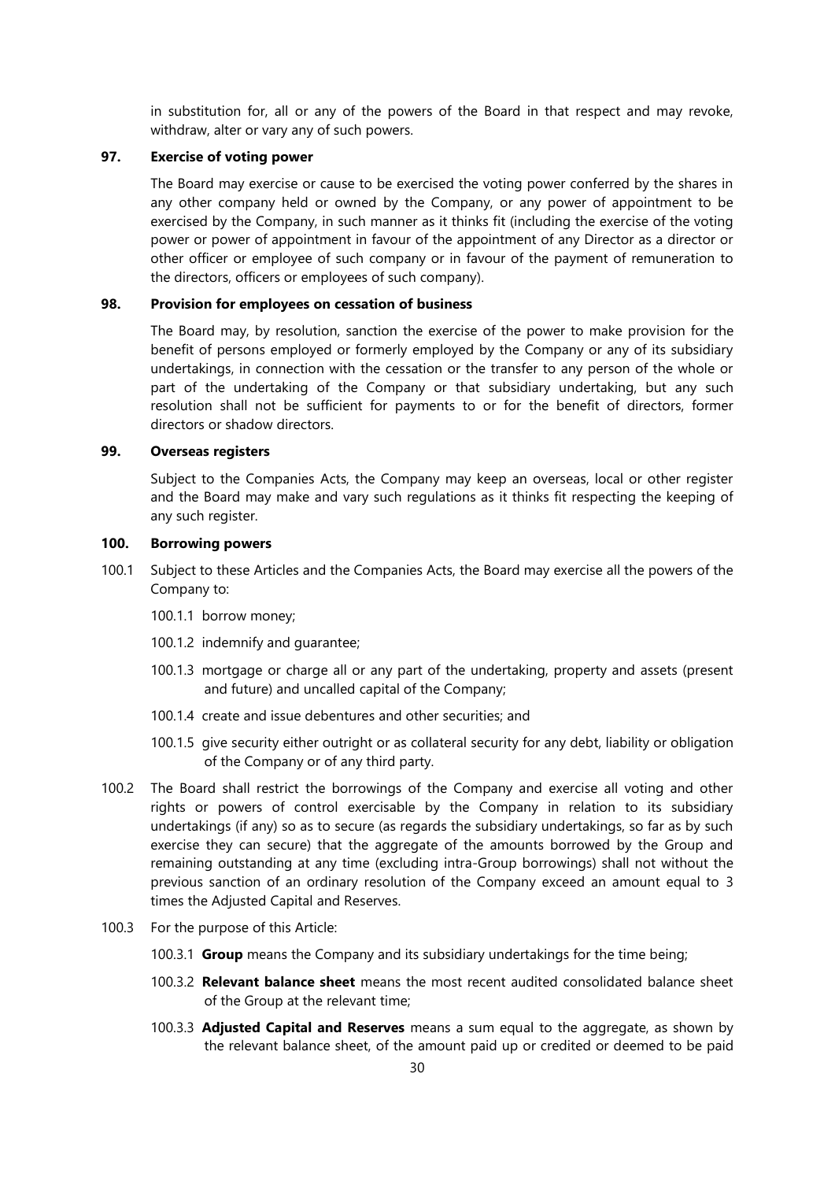in substitution for, all or any of the powers of the Board in that respect and may revoke, withdraw, alter or vary any of such powers.

### 97. Exercise of voting power

The Board may exercise or cause to be exercised the voting power conferred by the shares in any other company held or owned by the Company, or any power of appointment to be exercised by the Company, in such manner as it thinks fit (including the exercise of the voting power or power of appointment in favour of the appointment of any Director as a director or other officer or employee of such company or in favour of the payment of remuneration to the directors, officers or employees of such company).

### 98. Provision for employees on cessation of business

The Board may, by resolution, sanction the exercise of the power to make provision for the benefit of persons employed or formerly employed by the Company or any of its subsidiary undertakings, in connection with the cessation or the transfer to any person of the whole or part of the undertaking of the Company or that subsidiary undertaking, but any such resolution shall not be sufficient for payments to or for the benefit of directors, former directors or shadow directors.

### 99. Overseas registers

Subject to the Companies Acts, the Company may keep an overseas, local or other register and the Board may make and vary such regulations as it thinks fit respecting the keeping of any such register.

### 100. Borrowing powers

100.1 Subject to these Articles and the Companies Acts, the Board may exercise all the powers of the Company to:

- 100.1.1 borrow money;
- 100.1.2 indemnify and guarantee;
- 100.1.3 mortgage or charge all or any part of the undertaking, property and assets (present and future) and uncalled capital of the Company;
- 100.1.4 create and issue debentures and other securities; and
- 100.1.5 give security either outright or as collateral security for any debt, liability or obligation of the Company or of any third party.

100.2 The Board shall restrict the borrowings of the Company and exercise all voting and other rights or powers of control exercisable by the Company in relation to its subsidiary undertakings (if any) so as to secure (as regards the subsidiary undertakings, so far as by such exercise they can secure) that the aggregate of the amounts borrowed by the Group and remaining outstanding at any time (excluding intra-Group borrowings) shall not without the previous sanction of an ordinary resolution of the Company exceed an amount equal to 3 times the Adjusted Capital and Reserves.

100.3 For the purpose of this Article:

- 100.3.1 **Group** means the Company and its subsidiary undertakings for the time being;
- 100.3.2 **Relevant balance sheet** means the most recent audited consolidated balance sheet of the Group at the relevant time;
- 100.3.3 **Adjusted Capital and Reserves** means a sum equal to the aggregate, as shown by the relevant balance sheet, of the amount paid up or credited or deemed to be paid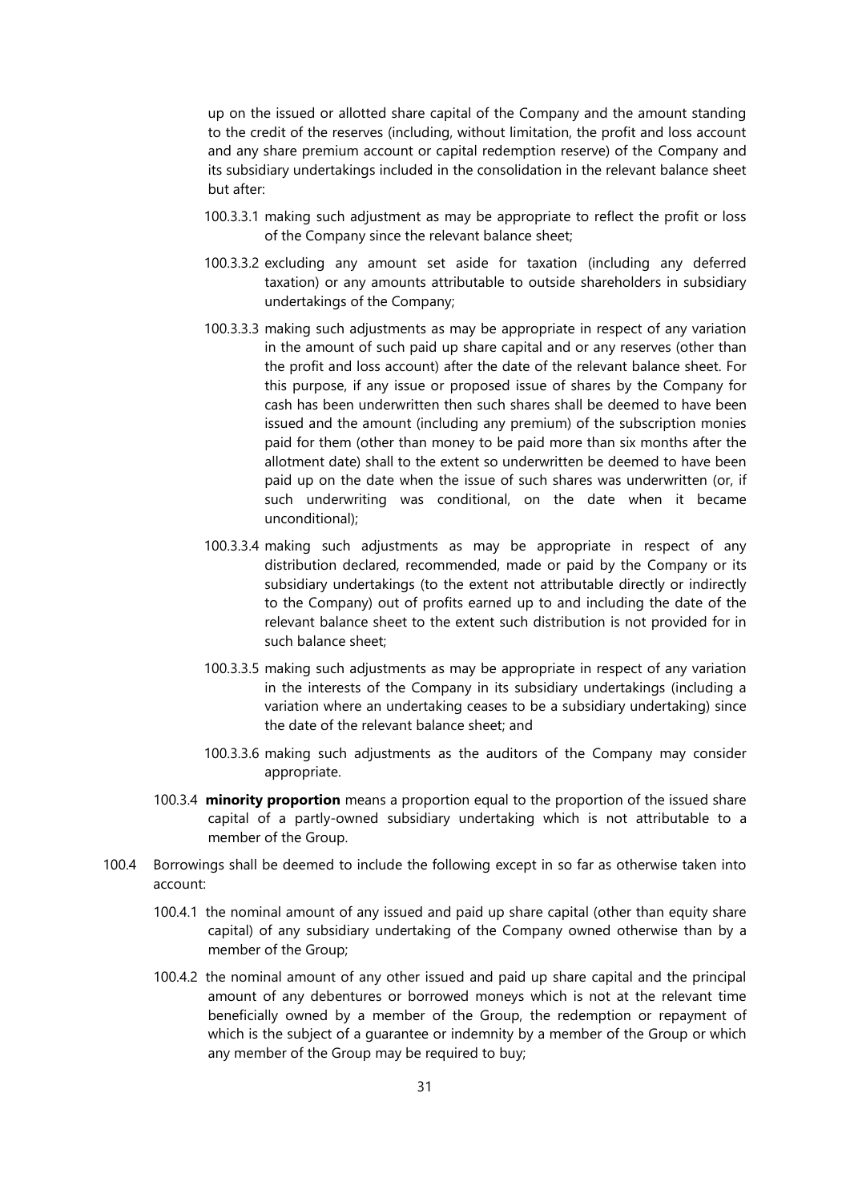up on the issued or allotted share capital of the Company and the amount standing to the credit of the reserves (including, without limitation, the profit and loss account and any share premium account or capital redemption reserve) of the Company and its subsidiary undertakings included in the consolidation in the relevant balance sheet but after:

100.3.3.1 making such adjustment as may be appropriate to reflect the profit or loss of the Company since the relevant balance sheet;

100.3.3.2 excluding any amount set aside for taxation (including any deferred taxation) or any amounts attributable to outside shareholders in subsidiary undertakings of the Company;

100.3.3.3 making such adjustments as may be appropriate in respect of any variation in the amount of such paid up share capital and or any reserves (other than the profit and loss account) after the date of the relevant balance sheet. For this purpose, if any issue or proposed issue of shares by the Company for cash has been underwritten then such shares shall be deemed to have been issued and the amount (including any premium) of the subscription monies paid for them (other than money to be paid more than six months after the allotment date) shall to the extent so underwritten be deemed to have been paid up on the date when the issue of such shares was underwritten (or, if such underwriting was conditional, on the date when it became unconditional);

100.3.3.4 making such adjustments as may be appropriate in respect of any distribution declared, recommended, made or paid by the Company or its subsidiary undertakings (to the extent not attributable directly or indirectly to the Company) out of profits earned up to and including the date of the relevant balance sheet to the extent such distribution is not provided for in such balance sheet;

100.3.3.5 making such adjustments as may be appropriate in respect of any variation in the interests of the Company in its subsidiary undertakings (including a variation where an undertaking ceases to be a subsidiary undertaking) since the date of the relevant balance sheet; and

100.3.3.6 making such adjustments as the auditors of the Company may consider appropriate.

100.3.4 **minority proportion** means a proportion equal to the proportion of the issued share capital of a partly-owned subsidiary undertaking which is not attributable to a member of the Group.

100.4 Borrowings shall be deemed to include the following except in so far as otherwise taken into account:

100.4.1 the nominal amount of any issued and paid up share capital (other than equity share capital) of any subsidiary undertaking of the Company owned otherwise than by a member of the Group;

100.4.2 the nominal amount of any other issued and paid up share capital and the principal amount of any debentures or borrowed moneys which is not at the relevant time beneficially owned by a member of the Group, the redemption or repayment of which is the subject of a guarantee or indemnity by a member of the Group or which any member of the Group may be required to buy;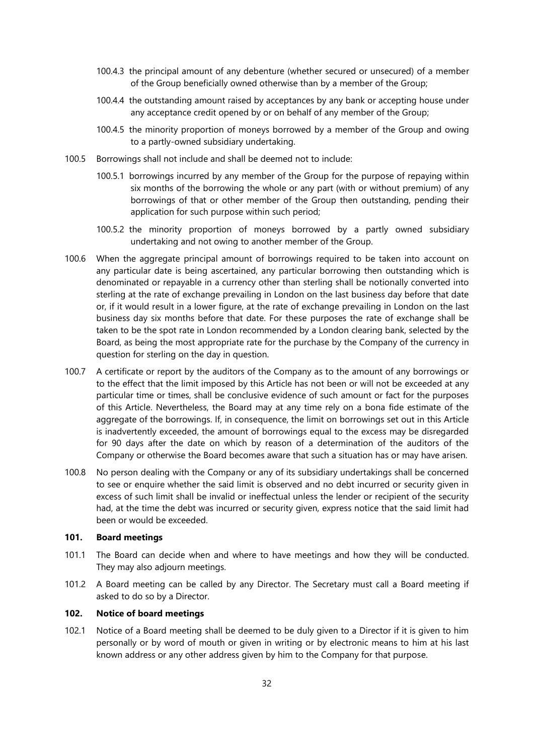100.4.3 the principal amount of any debenture (whether secured or unsecured) of a member of the Group beneficially owned otherwise than by a member of the Group;

100.4.4 the outstanding amount raised by acceptances by any bank or accepting house under any acceptance credit opened by or on behalf of any member of the Group;

100.4.5 the minority proportion of moneys borrowed by a member of the Group and owing to a partly-owned subsidiary undertaking.

100.5 Borrowings shall not include and shall be deemed not to include:

100.5.1 borrowings incurred by any member of the Group for the purpose of repaying within six months of the borrowing the whole or any part (with or without premium) of any borrowings of that or other member of the Group then outstanding, pending their application for such purpose within such period;

100.5.2 the minority proportion of moneys borrowed by a partly owned subsidiary undertaking and not owing to another member of the Group.

100.6 When the aggregate principal amount of borrowings required to be taken into account on any particular date is being ascertained, any particular borrowing then outstanding which is denominated or repayable in a currency other than sterling shall be notionally converted into sterling at the rate of exchange prevailing in London on the last business day before that date or, if it would result in a lower figure, at the rate of exchange prevailing in London on the last business day six months before that date. For these purposes the rate of exchange shall be taken to be the spot rate in London recommended by a London clearing bank, selected by the Board, as being the most appropriate rate for the purchase by the Company of the currency in question for sterling on the day in question.

100.7 A certificate or report by the auditors of the Company as to the amount of any borrowings or to the effect that the limit imposed by this Article has not been or will not be exceeded at any particular time or times, shall be conclusive evidence of such amount or fact for the purposes of this Article. Nevertheless, the Board may at any time rely on a bona fide estimate of the aggregate of the borrowings. If, in consequence, the limit on borrowings set out in this Article is inadvertently exceeded, the amount of borrowings equal to the excess may be disregarded for 90 days after the date on which by reason of a determination of the auditors of the Company or otherwise the Board becomes aware that such a situation has or may have arisen.

100.8 No person dealing with the Company or any of its subsidiary undertakings shall be concerned to see or enquire whether the said limit is observed and no debt incurred or security given in excess of such limit shall be invalid or ineffectual unless the lender or recipient of the security had, at the time the debt was incurred or security given, express notice that the said limit had been or would be exceeded.

## 101. Board meetings

101.1 The Board can decide when and where to have meetings and how they will be conducted. They may also adjourn meetings.

101.2 A Board meeting can be called by any Director. The Secretary must call a Board meeting if asked to do so by a Director.

## 102. Notice of board meetings

102.1 Notice of a Board meeting shall be deemed to be duly given to a Director if it is given to him personally or by word of mouth or given in writing or by electronic means to him at his last known address or any other address given by him to the Company for that purpose.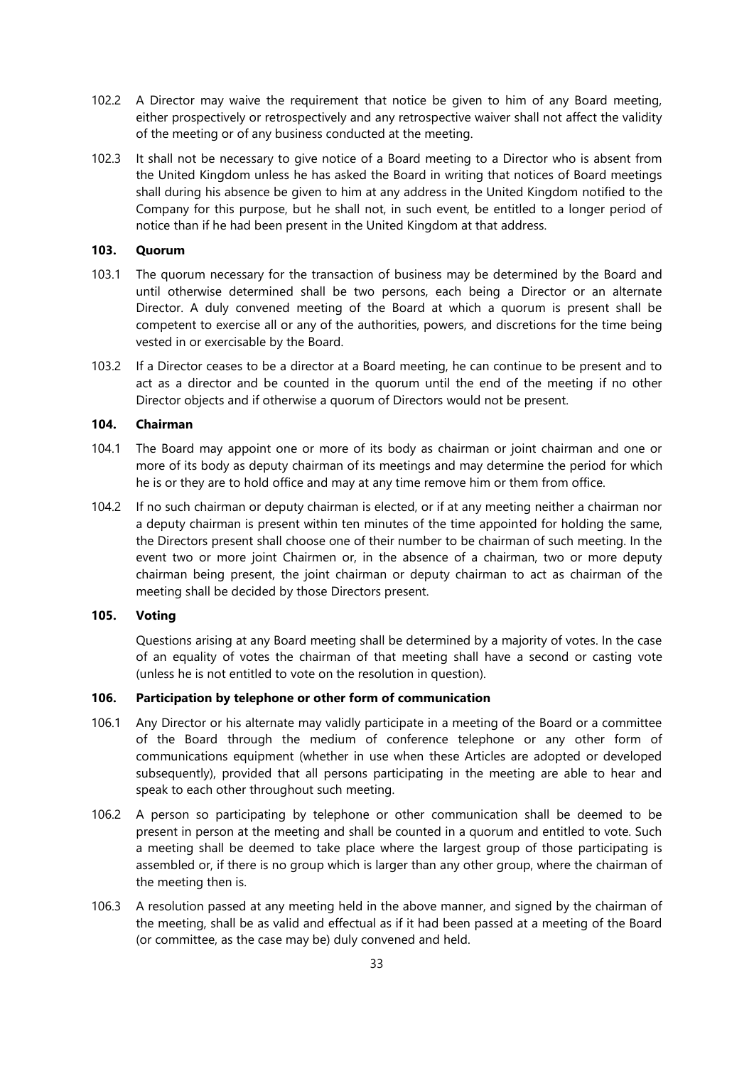102.2 A Director may waive the requirement that notice be given to him of any Board meeting, either prospectively or retrospectively and any retrospective waiver shall not affect the validity of the meeting or of any business conducted at the meeting.

102.3 It shall not be necessary to give notice of a Board meeting to a Director who is absent from the United Kingdom unless he has asked the Board in writing that notices of Board meetings shall during his absence be given to him at any address in the United Kingdom notified to the Company for this purpose, but he shall not, in such event, be entitled to a longer period of notice than if he had been present in the United Kingdom at that address.

### 103. Quorum

103.1 The quorum necessary for the transaction of business may be determined by the Board and until otherwise determined shall be two persons, each being a Director or an alternate Director. A duly convened meeting of the Board at which a quorum is present shall be competent to exercise all or any of the authorities, powers, and discretions for the time being vested in or exercisable by the Board.

103.2 If a Director ceases to be a director at a Board meeting, he can continue to be present and to act as a director and be counted in the quorum until the end of the meeting if no other Director objects and if otherwise a quorum of Directors would not be present.

### 104. Chairman

104.1 The Board may appoint one or more of its body as chairman or joint chairman and one or more of its body as deputy chairman of its meetings and may determine the period for which he is or they are to hold office and may at any time remove him or them from office.

104.2 If no such chairman or deputy chairman is elected, or if at any meeting neither a chairman nor a deputy chairman is present within ten minutes of the time appointed for holding the same, the Directors present shall choose one of their number to be chairman of such meeting. In the event two or more joint Chairmen or, in the absence of a chairman, two or more deputy chairman being present, the joint chairman or deputy chairman to act as chairman of the meeting shall be decided by those Directors present.

### 105. Voting

Questions arising at any Board meeting shall be determined by a majority of votes. In the case of an equality of votes the chairman of that meeting shall have a second or casting vote (unless he is not entitled to vote on the resolution in question).

### 106. Participation by telephone or other form of communication

106.1 Any Director or his alternate may validly participate in a meeting of the Board or a committee of the Board through the medium of conference telephone or any other form of communications equipment (whether in use when these Articles are adopted or developed subsequently), provided that all persons participating in the meeting are able to hear and speak to each other throughout such meeting.

106.2 A person so participating by telephone or other communication shall be deemed to be present in person at the meeting and shall be counted in a quorum and entitled to vote. Such a meeting shall be deemed to take place where the largest group of those participating is assembled or, if there is no group which is larger than any other group, where the chairman of the meeting then is.

106.3 A resolution passed at any meeting held in the above manner, and signed by the chairman of the meeting, shall be as valid and effectual as if it had been passed at a meeting of the Board (or committee, as the case may be) duly convened and held.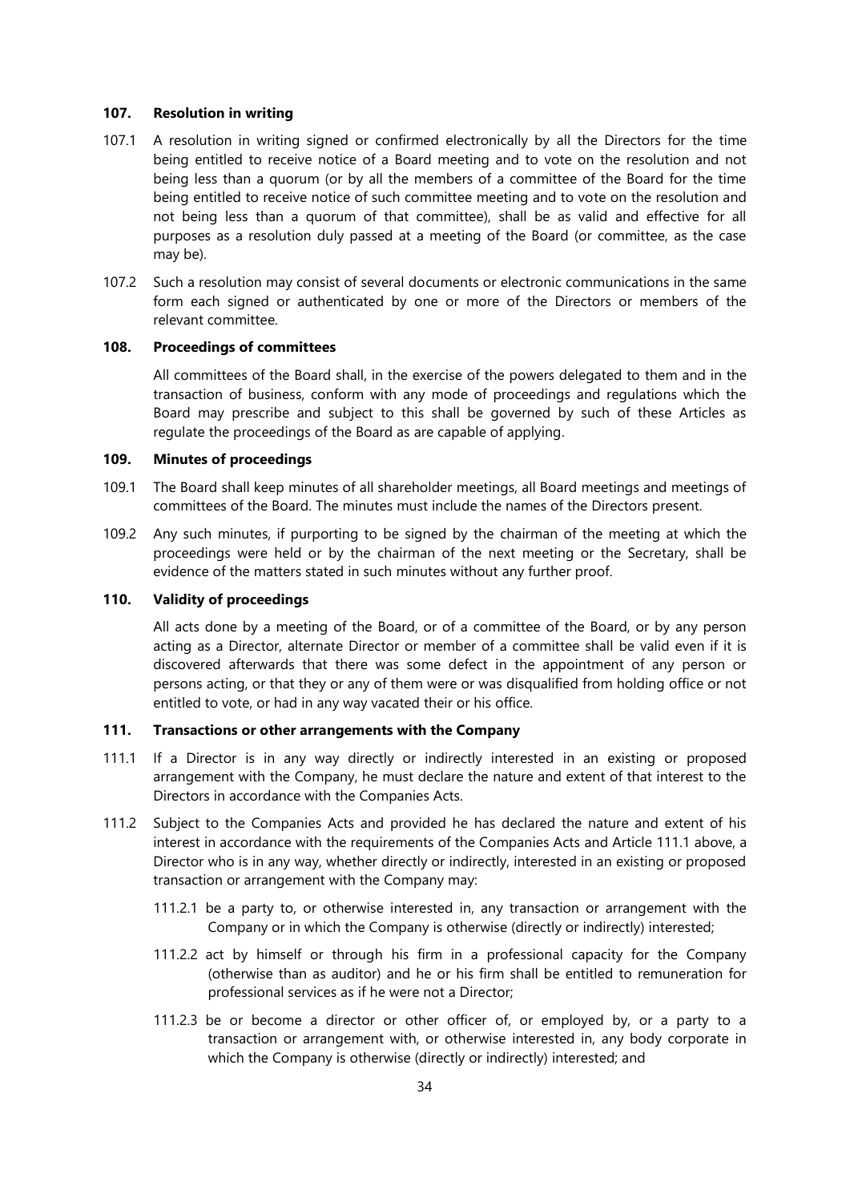### 107. Resolution in writing

107.1 A resolution in writing signed or confirmed electronically by all the Directors for the time being entitled to receive notice of a Board meeting and to vote on the resolution and not being less than a quorum (or by all the members of a committee of the Board for the time being entitled to receive notice of such committee meeting and to vote on the resolution and not being less than a quorum of that committee), shall be as valid and effective for all purposes as a resolution duly passed at a meeting of the Board (or committee, as the case may be).

107.2 Such a resolution may consist of several documents or electronic communications in the same form each signed or authenticated by one or more of the Directors or members of the relevant committee.

### 108. Proceedings of committees

All committees of the Board shall, in the exercise of the powers delegated to them and in the transaction of business, conform with any mode of proceedings and regulations which the Board may prescribe and subject to this shall be governed by such of these Articles as regulate the proceedings of the Board as are capable of applying.

### 109. Minutes of proceedings

109.1 The Board shall keep minutes of all shareholder meetings, all Board meetings and meetings of committees of the Board. The minutes must include the names of the Directors present.

109.2 Any such minutes, if purporting to be signed by the chairman of the meeting at which the proceedings were held or by the chairman of the next meeting or the Secretary, shall be evidence of the matters stated in such minutes without any further proof.

### 110. Validity of proceedings

All acts done by a meeting of the Board, or of a committee of the Board, or by any person acting as a Director, alternate Director or member of a committee shall be valid even if it is discovered afterwards that there was some defect in the appointment of any person or persons acting, or that they or any of them were or was disqualified from holding office or not entitled to vote, or had in any way vacated their or his office.

### 111. Transactions or other arrangements with the Company

111.1 If a Director is in any way directly or indirectly interested in an existing or proposed arrangement with the Company, he must declare the nature and extent of that interest to the Directors in accordance with the Companies Acts.

111.2 Subject to the Companies Acts and provided he has declared the nature and extent of his interest in accordance with the requirements of the Companies Acts and Article 111.1 above, a Director who is in any way, whether directly or indirectly, interested in an existing or proposed transaction or arrangement with the Company may:

111.2.1 be a party to, or otherwise interested in, any transaction or arrangement with the Company or in which the Company is otherwise (directly or indirectly) interested;

111.2.2 act by himself or through his firm in a professional capacity for the Company (otherwise than as auditor) and he or his firm shall be entitled to remuneration for professional services as if he were not a Director;

111.2.3 be or become a director or other officer of, or employed by, or a party to a transaction or arrangement with, or otherwise interested in, any body corporate in which the Company is otherwise (directly or indirectly) interested; and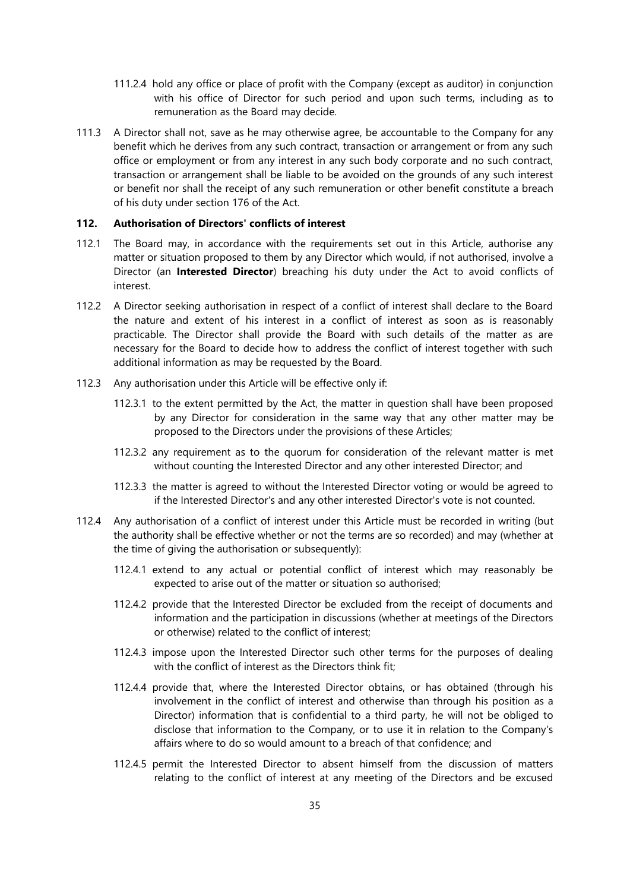111.2.4 hold any office or place of profit with the Company (except as auditor) in conjunction with his office of Director for such period and upon such terms, including as to remuneration as the Board may decide.

111.3 A Director shall not, save as he may otherwise agree, be accountable to the Company for any benefit which he derives from any such contract, transaction or arrangement or from any such office or employment or from any interest in any such body corporate and no such contract, transaction or arrangement shall be liable to be avoided on the grounds of any such interest or benefit nor shall the receipt of any such remuneration or other benefit constitute a breach of his duty under section 176 of the Act.

**112. Authorisation of Directors' conflicts of interest**

112.1 The Board may, in accordance with the requirements set out in this Article, authorise any matter or situation proposed to them by any Director which would, if not authorised, involve a Director (an **Interested Director**) breaching his duty under the Act to avoid conflicts of interest.

112.2 A Director seeking authorisation in respect of a conflict of interest shall declare to the Board the nature and extent of his interest in a conflict of interest as soon as is reasonably practicable. The Director shall provide the Board with such details of the matter as are necessary for the Board to decide how to address the conflict of interest together with such additional information as may be requested by the Board.

112.3 Any authorisation under this Article will be effective only if:

112.3.1 to the extent permitted by the Act, the matter in question shall have been proposed by any Director for consideration in the same way that any other matter may be proposed to the Directors under the provisions of these Articles;

112.3.2 any requirement as to the quorum for consideration of the relevant matter is met without counting the Interested Director and any other interested Director; and

112.3.3 the matter is agreed to without the Interested Director voting or would be agreed to if the Interested Director's and any other interested Director's vote is not counted.

112.4 Any authorisation of a conflict of interest under this Article must be recorded in writing (but the authority shall be effective whether or not the terms are so recorded) and may (whether at the time of giving the authorisation or subsequently):

112.4.1 extend to any actual or potential conflict of interest which may reasonably be expected to arise out of the matter or situation so authorised;

112.4.2 provide that the Interested Director be excluded from the receipt of documents and information and the participation in discussions (whether at meetings of the Directors or otherwise) related to the conflict of interest;

112.4.3 impose upon the Interested Director such other terms for the purposes of dealing with the conflict of interest as the Directors think fit;

112.4.4 provide that, where the Interested Director obtains, or has obtained (through his involvement in the conflict of interest and otherwise than through his position as a Director) information that is confidential to a third party, he will not be obliged to disclose that information to the Company, or to use it in relation to the Company's affairs where to do so would amount to a breach of that confidence; and

112.4.5 permit the Interested Director to absent himself from the discussion of matters relating to the conflict of interest at any meeting of the Directors and be excused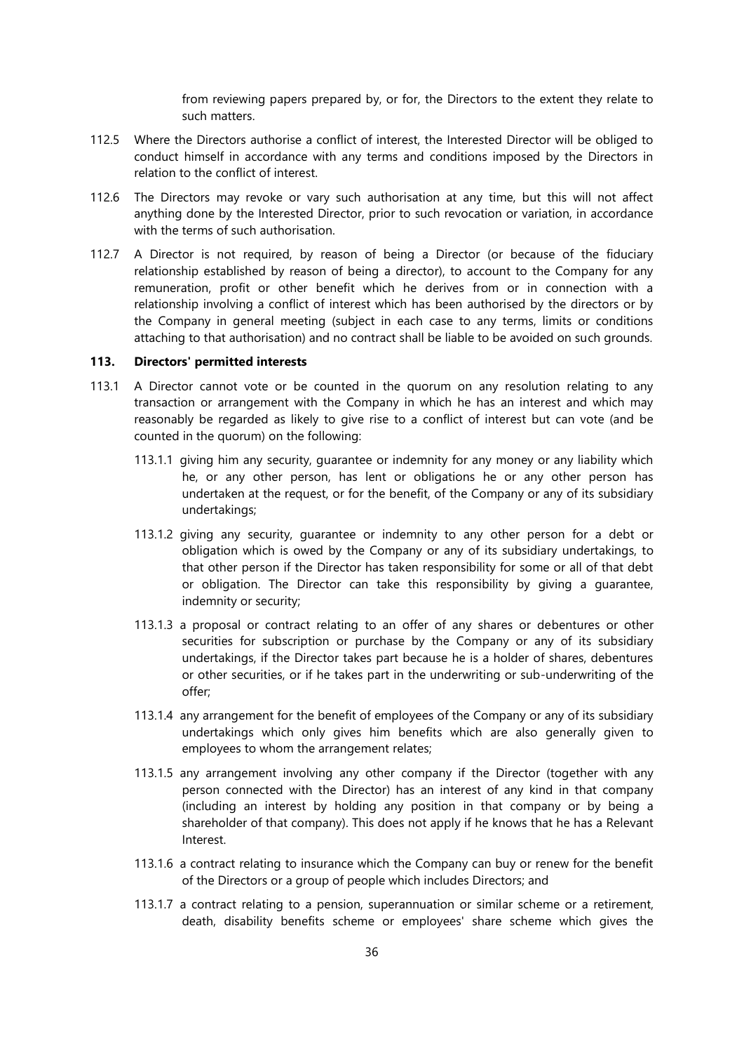from reviewing papers prepared by, or for, the Directors to the extent they relate to such matters.

112.5 Where the Directors authorise a conflict of interest, the Interested Director will be obliged to conduct himself in accordance with any terms and conditions imposed by the Directors in relation to the conflict of interest.

112.6 The Directors may revoke or vary such authorisation at any time, but this will not affect anything done by the Interested Director, prior to such revocation or variation, in accordance with the terms of such authorisation.

112.7 A Director is not required, by reason of being a Director (or because of the fiduciary relationship established by reason of being a director), to account to the Company for any remuneration, profit or other benefit which he derives from or in connection with a relationship involving a conflict of interest which has been authorised by the directors or by the Company in general meeting (subject in each case to any terms, limits or conditions attaching to that authorisation) and no contract shall be liable to be avoided on such grounds.

### 113. Directors' permitted interests

113.1 A Director cannot vote or be counted in the quorum on any resolution relating to any transaction or arrangement with the Company in which he has an interest and which may reasonably be regarded as likely to give rise to a conflict of interest but can vote (and be counted in the quorum) on the following:

113.1.1 giving him any security, guarantee or indemnity for any money or any liability which he, or any other person, has lent or obligations he or any other person has undertaken at the request, or for the benefit, of the Company or any of its subsidiary undertakings;

113.1.2 giving any security, guarantee or indemnity to any other person for a debt or obligation which is owed by the Company or any of its subsidiary undertakings, to that other person if the Director has taken responsibility for some or all of that debt or obligation. The Director can take this responsibility by giving a guarantee, indemnity or security;

113.1.3 a proposal or contract relating to an offer of any shares or debentures or other securities for subscription or purchase by the Company or any of its subsidiary undertakings, if the Director takes part because he is a holder of shares, debentures or other securities, or if he takes part in the underwriting or sub-underwriting of the offer;

113.1.4 any arrangement for the benefit of employees of the Company or any of its subsidiary undertakings which only gives him benefits which are also generally given to employees to whom the arrangement relates;

113.1.5 any arrangement involving any other company if the Director (together with any person connected with the Director) has an interest of any kind in that company (including an interest by holding any position in that company or by being a shareholder of that company). This does not apply if he knows that he has a Relevant Interest.

113.1.6 a contract relating to insurance which the Company can buy or renew for the benefit of the Directors or a group of people which includes Directors; and

113.1.7 a contract relating to a pension, superannuation or similar scheme or a retirement, death, disability benefits scheme or employees' share scheme which gives the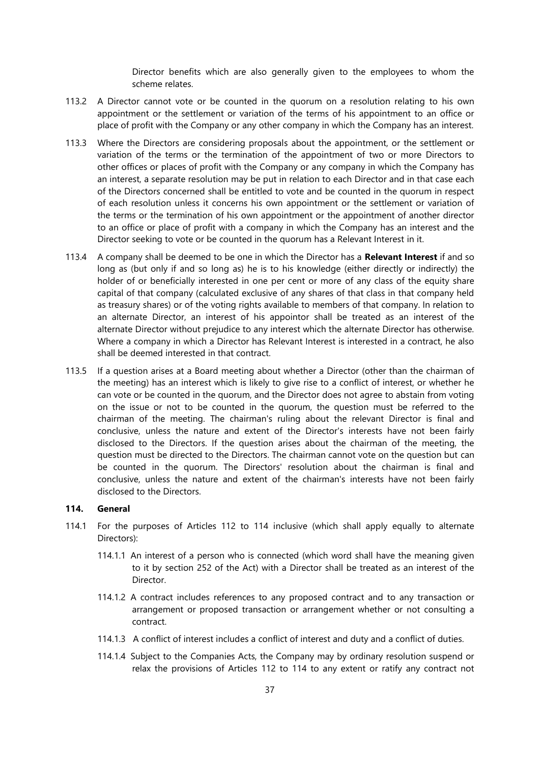Director benefits which are also generally given to the employees to whom the scheme relates.

113.2 A Director cannot vote or be counted in the quorum on a resolution relating to his own appointment or the settlement or variation of the terms of his appointment to an office or place of profit with the Company or any other company in which the Company has an interest.

113.3 Where the Directors are considering proposals about the appointment, or the settlement or variation of the terms or the termination of the appointment of two or more Directors to other offices or places of profit with the Company or any company in which the Company has an interest, a separate resolution may be put in relation to each Director and in that case each of the Directors concerned shall be entitled to vote and be counted in the quorum in respect of each resolution unless it concerns his own appointment or the settlement or variation of the terms or the termination of his own appointment or the appointment of another director to an office or place of profit with a company in which the Company has an interest and the Director seeking to vote or be counted in the quorum has a Relevant Interest in it.

113.4 A company shall be deemed to be one in which the Director has a **Relevant Interest** if and so long as (but only if and so long as) he is to his knowledge (either directly or indirectly) the holder of or beneficially interested in one per cent or more of any class of the equity share capital of that company (calculated exclusive of any shares of that class in that company held as treasury shares) or of the voting rights available to members of that company. In relation to an alternate Director, an interest of his appointor shall be treated as an interest of the alternate Director without prejudice to any interest which the alternate Director has otherwise. Where a company in which a Director has Relevant Interest is interested in a contract, he also shall be deemed interested in that contract.

113.5 If a question arises at a Board meeting about whether a Director (other than the chairman of the meeting) has an interest which is likely to give rise to a conflict of interest, or whether he can vote or be counted in the quorum, and the Director does not agree to abstain from voting on the issue or not to be counted in the quorum, the question must be referred to the chairman of the meeting. The chairman's ruling about the relevant Director is final and conclusive, unless the nature and extent of the Director's interests have not been fairly disclosed to the Directors. If the question arises about the chairman of the meeting, the question must be directed to the Directors. The chairman cannot vote on the question but can be counted in the quorum. The Directors' resolution about the chairman is final and conclusive, unless the nature and extent of the chairman's interests have not been fairly disclosed to the Directors.

**114. General**

114.1 For the purposes of Articles 112 to 114 inclusive (which shall apply equally to alternate Directors):

114.1.1 An interest of a person who is connected (which word shall have the meaning given to it by section 252 of the Act) with a Director shall be treated as an interest of the Director.

114.1.2 A contract includes references to any proposed contract and to any transaction or arrangement or proposed transaction or arrangement whether or not consulting a contract.

114.1.3 A conflict of interest includes a conflict of interest and duty and a conflict of duties.

114.1.4 Subject to the Companies Acts, the Company may by ordinary resolution suspend or relax the provisions of Articles 112 to 114 to any extent or ratify any contract not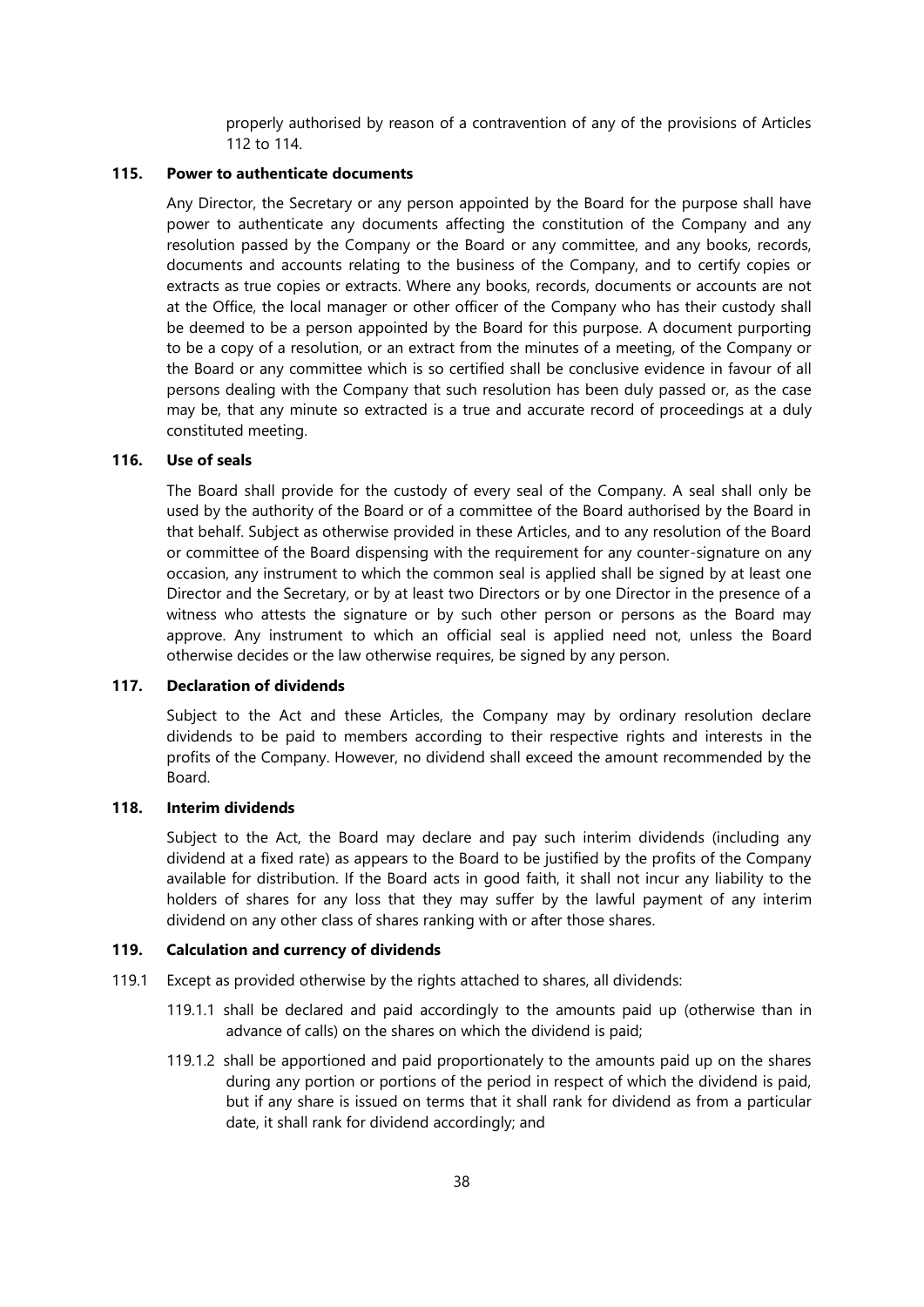properly authorised by reason of a contravention of any of the provisions of Articles 112 to 114.

### 115. Power to authenticate documents

Any Director, the Secretary or any person appointed by the Board for the purpose shall have power to authenticate any documents affecting the constitution of the Company and any resolution passed by the Company or the Board or any committee, and any books, records, documents and accounts relating to the business of the Company, and to certify copies or extracts as true copies or extracts. Where any books, records, documents or accounts are not at the Office, the local manager or other officer of the Company who has their custody shall be deemed to be a person appointed by the Board for this purpose. A document purporting to be a copy of a resolution, or an extract from the minutes of a meeting, of the Company or the Board or any committee which is so certified shall be conclusive evidence in favour of all persons dealing with the Company that such resolution has been duly passed or, as the case may be, that any minute so extracted is a true and accurate record of proceedings at a duly constituted meeting.

### 116. Use of seals

The Board shall provide for the custody of every seal of the Company. A seal shall only be used by the authority of the Board or of a committee of the Board authorised by the Board in that behalf. Subject as otherwise provided in these Articles, and to any resolution of the Board or committee of the Board dispensing with the requirement for any counter-signature on any occasion, any instrument to which the common seal is applied shall be signed by at least one Director and the Secretary, or by at least two Directors or by one Director in the presence of a witness who attests the signature or by such other person or persons as the Board may approve. Any instrument to which an official seal is applied need not, unless the Board otherwise decides or the law otherwise requires, be signed by any person.

### 117. Declaration of dividends

Subject to the Act and these Articles, the Company may by ordinary resolution declare dividends to be paid to members according to their respective rights and interests in the profits of the Company. However, no dividend shall exceed the amount recommended by the Board.

### 118. Interim dividends

Subject to the Act, the Board may declare and pay such interim dividends (including any dividend at a fixed rate) as appears to the Board to be justified by the profits of the Company available for distribution. If the Board acts in good faith, it shall not incur any liability to the holders of shares for any loss that they may suffer by the lawful payment of any interim dividend on any other class of shares ranking with or after those shares.

### 119. Calculation and currency of dividends

119.1 Except as provided otherwise by the rights attached to shares, all dividends:

119.1.1 shall be declared and paid accordingly to the amounts paid up (otherwise than in advance of calls) on the shares on which the dividend is paid;

119.1.2 shall be apportioned and paid proportionately to the amounts paid up on the shares during any portion or portions of the period in respect of which the dividend is paid, but if any share is issued on terms that it shall rank for dividend as from a particular date, it shall rank for dividend accordingly; and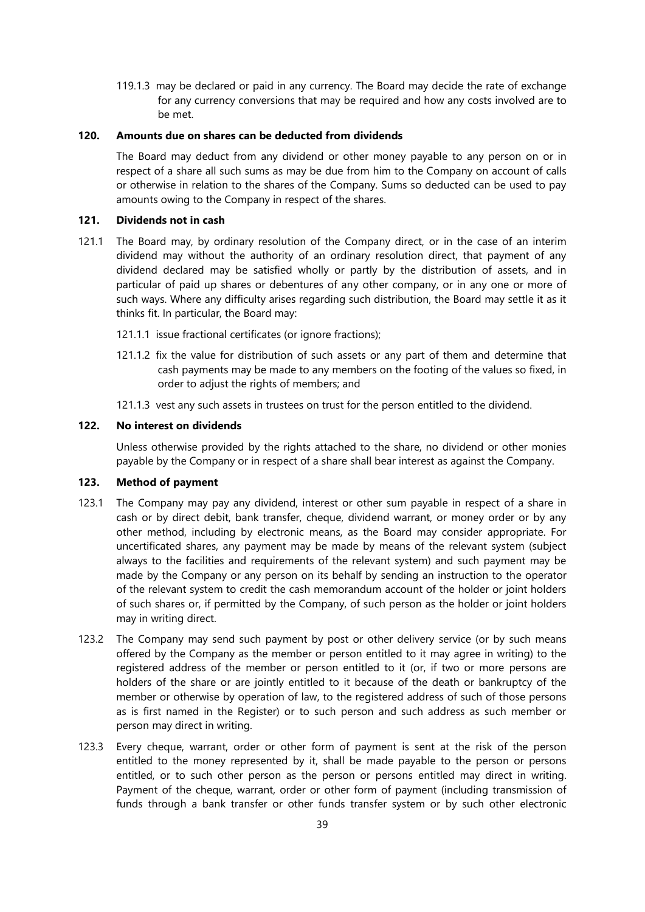119.1.3 may be declared or paid in any currency. The Board may decide the rate of exchange for any currency conversions that may be required and how any costs involved are to be met.

**120. Amounts due on shares can be deducted from dividends**

The Board may deduct from any dividend or other money payable to any person on or in respect of a share all such sums as may be due from him to the Company on account of calls or otherwise in relation to the shares of the Company. Sums so deducted can be used to pay amounts owing to the Company in respect of the shares.

**121. Dividends not in cash**

121.1 The Board may, by ordinary resolution of the Company direct, or in the case of an interim dividend may without the authority of an ordinary resolution direct, that payment of any dividend declared may be satisfied wholly or partly by the distribution of assets, and in particular of paid up shares or debentures of any other company, or in any one or more of such ways. Where any difficulty arises regarding such distribution, the Board may settle it as it thinks fit. In particular, the Board may:

121.1.1 issue fractional certificates (or ignore fractions);

121.1.2 fix the value for distribution of such assets or any part of them and determine that cash payments may be made to any members on the footing of the values so fixed, in order to adjust the rights of members; and

121.1.3 vest any such assets in trustees on trust for the person entitled to the dividend.

**122. No interest on dividends**

Unless otherwise provided by the rights attached to the share, no dividend or other monies payable by the Company or in respect of a share shall bear interest as against the Company.

**123. Method of payment**

123.1 The Company may pay any dividend, interest or other sum payable in respect of a share in cash or by direct debit, bank transfer, cheque, dividend warrant, or money order or by any other method, including by electronic means, as the Board may consider appropriate. For uncertificated shares, any payment may be made by means of the relevant system (subject always to the facilities and requirements of the relevant system) and such payment may be made by the Company or any person on its behalf by sending an instruction to the operator of the relevant system to credit the cash memorandum account of the holder or joint holders of such shares or, if permitted by the Company, of such person as the holder or joint holders may in writing direct.

123.2 The Company may send such payment by post or other delivery service (or by such means offered by the Company as the member or person entitled to it may agree in writing) to the registered address of the member or person entitled to it (or, if two or more persons are holders of the share or are jointly entitled to it because of the death or bankruptcy of the member or otherwise by operation of law, to the registered address of such of those persons as is first named in the Register) or to such person and such address as such member or person may direct in writing.

123.3 Every cheque, warrant, order or other form of payment is sent at the risk of the person entitled to the money represented by it, shall be made payable to the person or persons entitled, or to such other person as the person or persons entitled may direct in writing. Payment of the cheque, warrant, order or other form of payment (including transmission of funds through a bank transfer or other funds transfer system or by such other electronic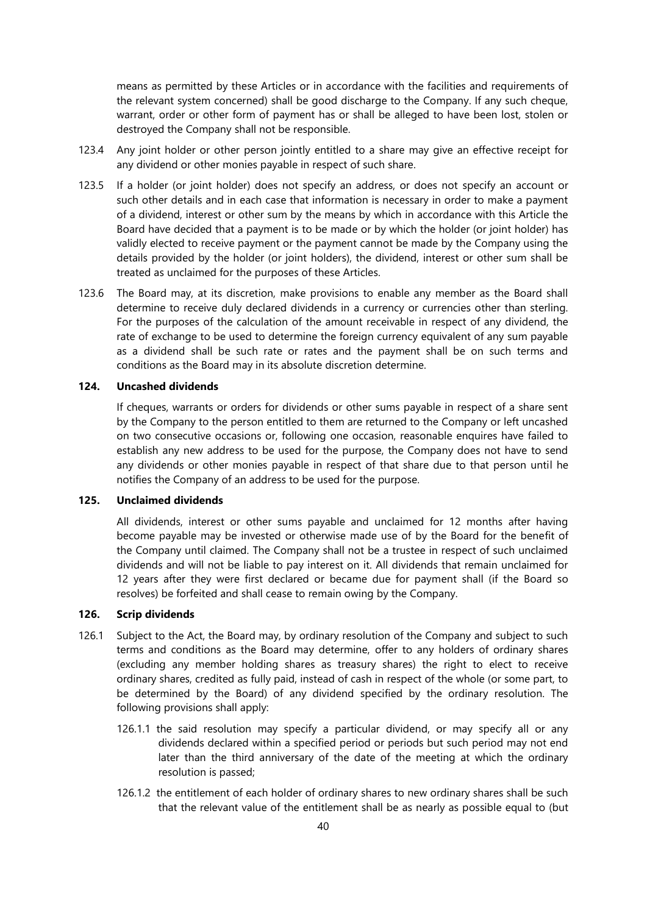means as permitted by these Articles or in accordance with the facilities and requirements of the relevant system concerned) shall be good discharge to the Company. If any such cheque, warrant, order or other form of payment has or shall be alleged to have been lost, stolen or destroyed the Company shall not be responsible.

123.4 Any joint holder or other person jointly entitled to a share may give an effective receipt for any dividend or other monies payable in respect of such share.

123.5 If a holder (or joint holder) does not specify an address, or does not specify an account or such other details and in each case that information is necessary in order to make a payment of a dividend, interest or other sum by the means by which in accordance with this Article the Board have decided that a payment is to be made or by which the holder (or joint holder) has validly elected to receive payment or the payment cannot be made by the Company using the details provided by the holder (or joint holders), the dividend, interest or other sum shall be treated as unclaimed for the purposes of these Articles.

123.6 The Board may, at its discretion, make provisions to enable any member as the Board shall determine to receive duly declared dividends in a currency or currencies other than sterling. For the purposes of the calculation of the amount receivable in respect of any dividend, the rate of exchange to be used to determine the foreign currency equivalent of any sum payable as a dividend shall be such rate or rates and the payment shall be on such terms and conditions as the Board may in its absolute discretion determine.

**124. Uncashed dividends**

If cheques, warrants or orders for dividends or other sums payable in respect of a share sent by the Company to the person entitled to them are returned to the Company or left uncashed on two consecutive occasions or, following one occasion, reasonable enquires have failed to establish any new address to be used for the purpose, the Company does not have to send any dividends or other monies payable in respect of that share due to that person until he notifies the Company of an address to be used for the purpose.

**125. Unclaimed dividends**

All dividends, interest or other sums payable and unclaimed for 12 months after having become payable may be invested or otherwise made use of by the Board for the benefit of the Company until claimed. The Company shall not be a trustee in respect of such unclaimed dividends and will not be liable to pay interest on it. All dividends that remain unclaimed for 12 years after they were first declared or became due for payment shall (if the Board so resolves) be forfeited and shall cease to remain owing by the Company.

**126. Scrip dividends**

126.1 Subject to the Act, the Board may, by ordinary resolution of the Company and subject to such terms and conditions as the Board may determine, offer to any holders of ordinary shares (excluding any member holding shares as treasury shares) the right to elect to receive ordinary shares, credited as fully paid, instead of cash in respect of the whole (or some part, to be determined by the Board) of any dividend specified by the ordinary resolution. The following provisions shall apply:

126.1.1 the said resolution may specify a particular dividend, or may specify all or any dividends declared within a specified period or periods but such period may not end later than the third anniversary of the date of the meeting at which the ordinary resolution is passed;

126.1.2 the entitlement of each holder of ordinary shares to new ordinary shares shall be such that the relevant value of the entitlement shall be as nearly as possible equal to (but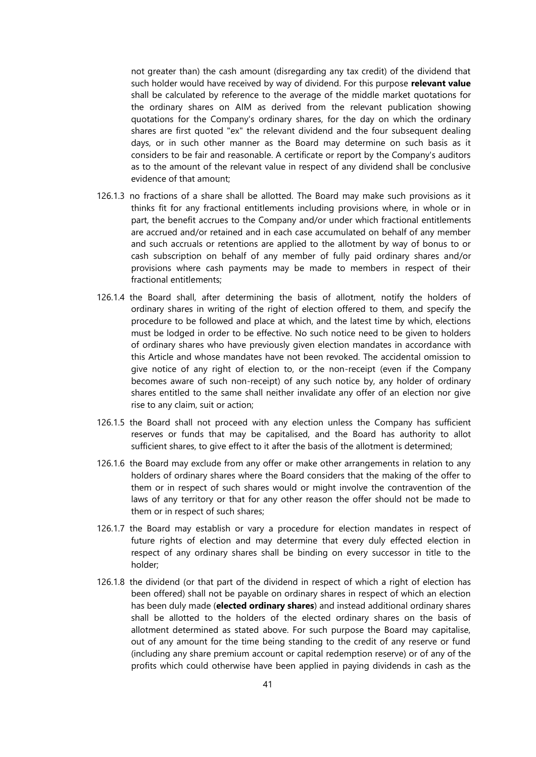not greater than) the cash amount (disregarding any tax credit) of the dividend that such holder would have received by way of dividend. For this purpose **relevant value** shall be calculated by reference to the average of the middle market quotations for the ordinary shares on AIM as derived from the relevant publication showing quotations for the Company's ordinary shares, for the day on which the ordinary shares are first quoted "ex" the relevant dividend and the four subsequent dealing days, or in such other manner as the Board may determine on such basis as it considers to be fair and reasonable. A certificate or report by the Company's auditors as to the amount of the relevant value in respect of any dividend shall be conclusive evidence of that amount;

126.1.3 no fractions of a share shall be allotted. The Board may make such provisions as it thinks fit for any fractional entitlements including provisions where, in whole or in part, the benefit accrues to the Company and/or under which fractional entitlements are accrued and/or retained and in each case accumulated on behalf of any member and such accruals or retentions are applied to the allotment by way of bonus to or cash subscription on behalf of any member of fully paid ordinary shares and/or provisions where cash payments may be made to members in respect of their fractional entitlements;

126.1.4 the Board shall, after determining the basis of allotment, notify the holders of ordinary shares in writing of the right of election offered to them, and specify the procedure to be followed and place at which, and the latest time by which, elections must be lodged in order to be effective. No such notice need to be given to holders of ordinary shares who have previously given election mandates in accordance with this Article and whose mandates have not been revoked. The accidental omission to give notice of any right of election to, or the non-receipt (even if the Company becomes aware of such non-receipt) of any such notice by, any holder of ordinary shares entitled to the same shall neither invalidate any offer of an election nor give rise to any claim, suit or action;

126.1.5 the Board shall not proceed with any election unless the Company has sufficient reserves or funds that may be capitalised, and the Board has authority to allot sufficient shares, to give effect to it after the basis of the allotment is determined;

126.1.6 the Board may exclude from any offer or make other arrangements in relation to any holders of ordinary shares where the Board considers that the making of the offer to them or in respect of such shares would or might involve the contravention of the laws of any territory or that for any other reason the offer should not be made to them or in respect of such shares;

126.1.7 the Board may establish or vary a procedure for election mandates in respect of future rights of election and may determine that every duly effected election in respect of any ordinary shares shall be binding on every successor in title to the holder;

126.1.8 the dividend (or that part of the dividend in respect of which a right of election has been offered) shall not be payable on ordinary shares in respect of which an election has been duly made (**elected ordinary shares**) and instead additional ordinary shares shall be allotted to the holders of the elected ordinary shares on the basis of allotment determined as stated above. For such purpose the Board may capitalise, out of any amount for the time being standing to the credit of any reserve or fund (including any share premium account or capital redemption reserve) or of any of the profits which could otherwise have been applied in paying dividends in cash as the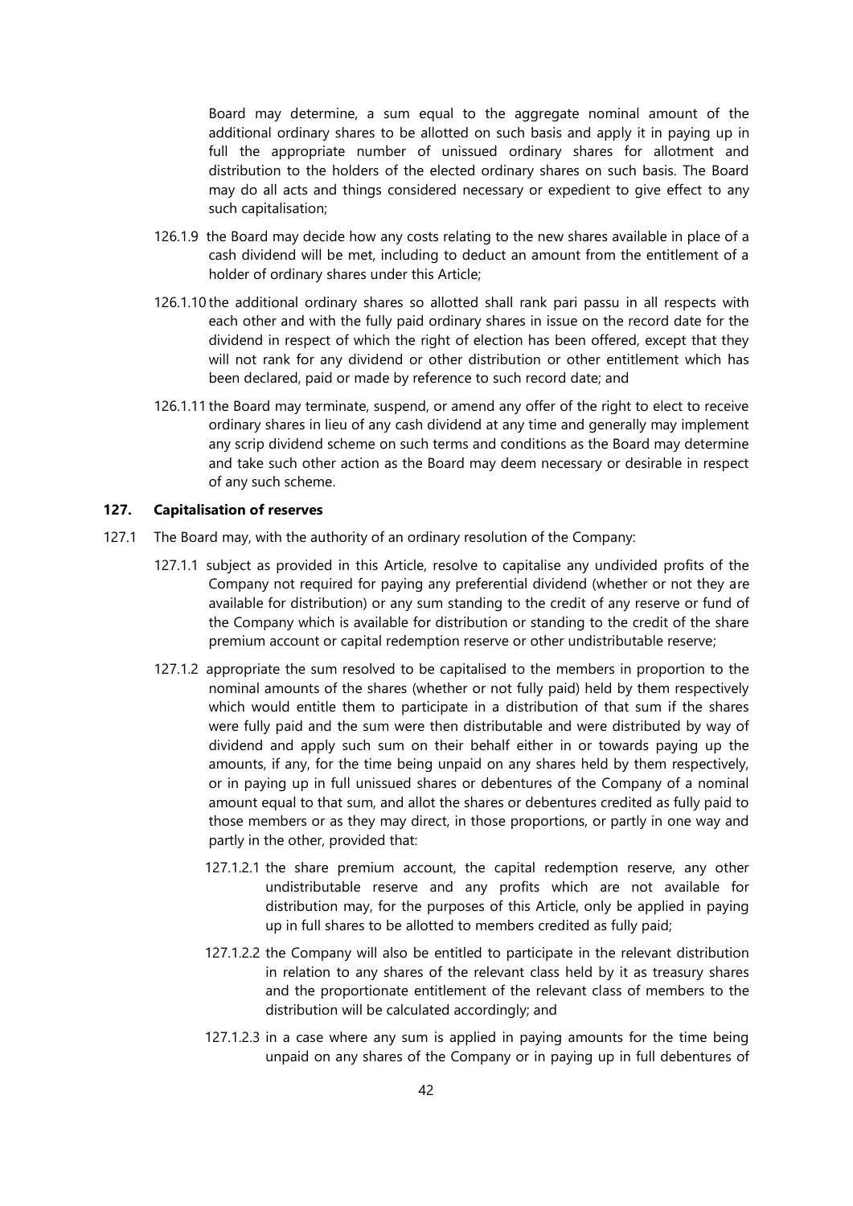Board may determine, a sum equal to the aggregate nominal amount of the additional ordinary shares to be allotted on such basis and apply it in paying up in full the appropriate number of unissued ordinary shares for allotment and distribution to the holders of the elected ordinary shares on such basis. The Board may do all acts and things considered necessary or expedient to give effect to any such capitalisation;

126.1.9 the Board may decide how any costs relating to the new shares available in place of a cash dividend will be met, including to deduct an amount from the entitlement of a holder of ordinary shares under this Article;

126.1.10 the additional ordinary shares so allotted shall rank pari passu in all respects with each other and with the fully paid ordinary shares in issue on the record date for the dividend in respect of which the right of election has been offered, except that they will not rank for any dividend or other distribution or other entitlement which has been declared, paid or made by reference to such record date; and

126.1.11 the Board may terminate, suspend, or amend any offer of the right to elect to receive ordinary shares in lieu of any cash dividend at any time and generally may implement any scrip dividend scheme on such terms and conditions as the Board may determine and take such other action as the Board may deem necessary or desirable in respect of any such scheme.

**127. Capitalisation of reserves**

127.1 The Board may, with the authority of an ordinary resolution of the Company:

127.1.1 subject as provided in this Article, resolve to capitalise any undivided profits of the Company not required for paying any preferential dividend (whether or not they are available for distribution) or any sum standing to the credit of any reserve or fund of the Company which is available for distribution or standing to the credit of the share premium account or capital redemption reserve or other undistributable reserve;

127.1.2 appropriate the sum resolved to be capitalised to the members in proportion to the nominal amounts of the shares (whether or not fully paid) held by them respectively which would entitle them to participate in a distribution of that sum if the shares were fully paid and the sum were then distributable and were distributed by way of dividend and apply such sum on their behalf either in or towards paying up the amounts, if any, for the time being unpaid on any shares held by them respectively, or in paying up in full unissued shares or debentures of the Company of a nominal amount equal to that sum, and allot the shares or debentures credited as fully paid to those members or as they may direct, in those proportions, or partly in one way and partly in the other, provided that:

127.1.2.1 the share premium account, the capital redemption reserve, any other undistributable reserve and any profits which are not available for distribution may, for the purposes of this Article, only be applied in paying up in full shares to be allotted to members credited as fully paid;

127.1.2.2 the Company will also be entitled to participate in the relevant distribution in relation to any shares of the relevant class held by it as treasury shares and the proportionate entitlement of the relevant class of members to the distribution will be calculated accordingly; and

127.1.2.3 in a case where any sum is applied in paying amounts for the time being unpaid on any shares of the Company or in paying up in full debentures of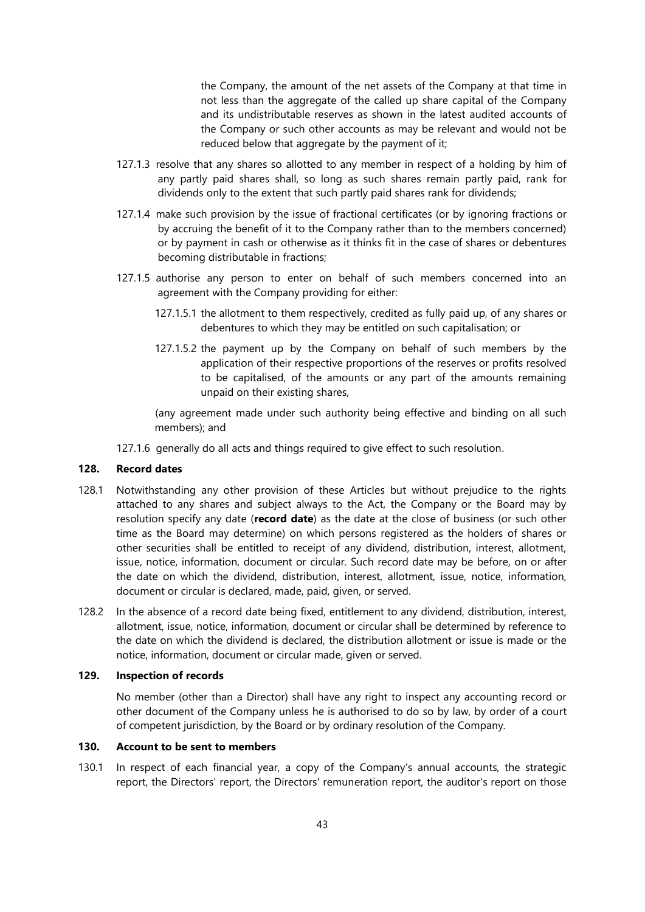the Company, the amount of the net assets of the Company at that time in not less than the aggregate of the called up share capital of the Company and its undistributable reserves as shown in the latest audited accounts of the Company or such other accounts as may be relevant and would not be reduced below that aggregate by the payment of it;

127.1.3 resolve that any shares so allotted to any member in respect of a holding by him of any partly paid shares shall, so long as such shares remain partly paid, rank for dividends only to the extent that such partly paid shares rank for dividends;

127.1.4 make such provision by the issue of fractional certificates (or by ignoring fractions or by accruing the benefit of it to the Company rather than to the members concerned) or by payment in cash or otherwise as it thinks fit in the case of shares or debentures becoming distributable in fractions;

127.1.5 authorise any person to enter on behalf of such members concerned into an agreement with the Company providing for either:

127.1.5.1 the allotment to them respectively, credited as fully paid up, of any shares or debentures to which they may be entitled on such capitalisation; or

127.1.5.2 the payment up by the Company on behalf of such members by the application of their respective proportions of the reserves or profits resolved to be capitalised, of the amounts or any part of the amounts remaining unpaid on their existing shares,

(any agreement made under such authority being effective and binding on all such members); and

127.1.6 generally do all acts and things required to give effect to such resolution.

## 128. Record dates

128.1 Notwithstanding any other provision of these Articles but without prejudice to the rights attached to any shares and subject always to the Act, the Company or the Board may by resolution specify any date (**record date**) as the date at the close of business (or such other time as the Board may determine) on which persons registered as the holders of shares or other securities shall be entitled to receipt of any dividend, distribution, interest, allotment, issue, notice, information, document or circular. Such record date may be before, on or after the date on which the dividend, distribution, interest, allotment, issue, notice, information, document or circular is declared, made, paid, given, or served.

128.2 In the absence of a record date being fixed, entitlement to any dividend, distribution, interest, allotment, issue, notice, information, document or circular shall be determined by reference to the date on which the dividend is declared, the distribution allotment or issue is made or the notice, information, document or circular made, given or served.

## 129. Inspection of records

No member (other than a Director) shall have any right to inspect any accounting record or other document of the Company unless he is authorised to do so by law, by order of a court of competent jurisdiction, by the Board or by ordinary resolution of the Company.

## 130. Account to be sent to members

130.1 In respect of each financial year, a copy of the Company's annual accounts, the strategic report, the Directors' report, the Directors' remuneration report, the auditor's report on those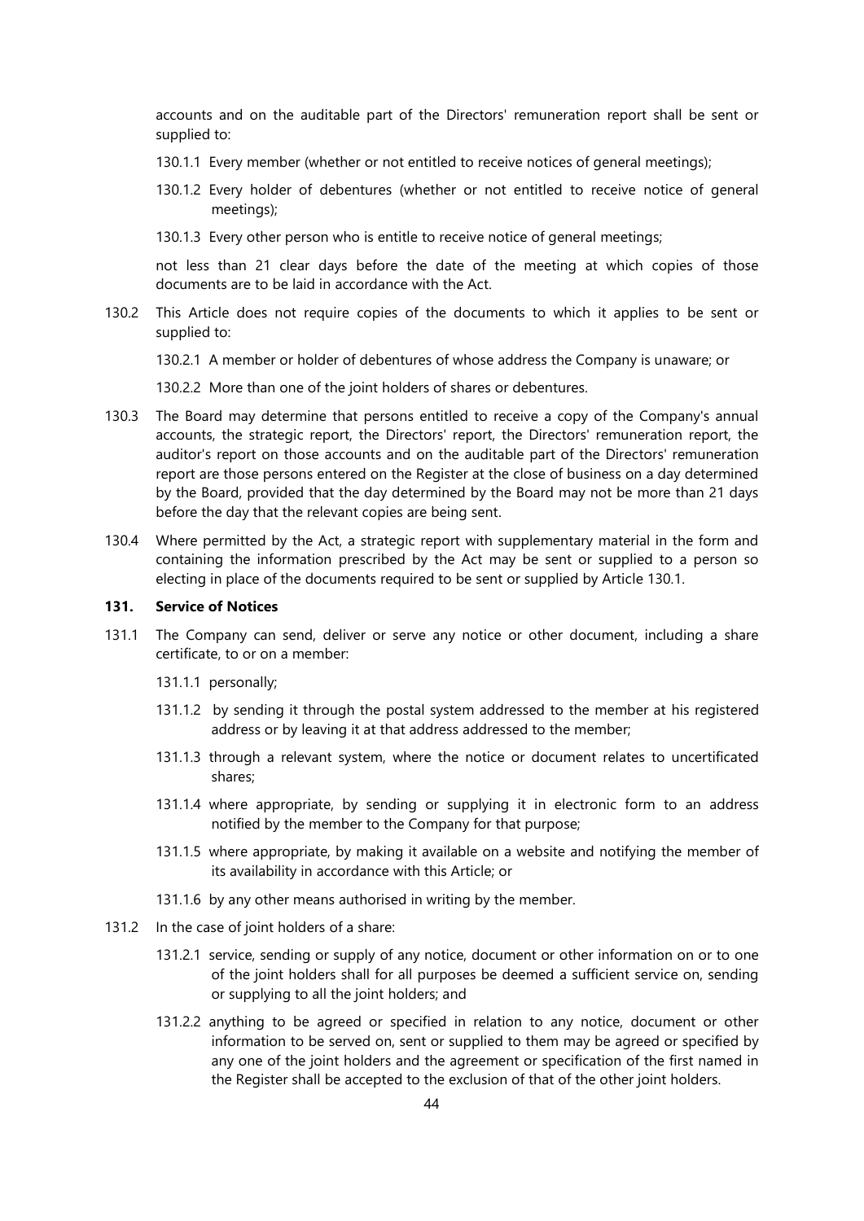accounts and on the auditable part of the Directors' remuneration report shall be sent or supplied to:

130.1.1 Every member (whether or not entitled to receive notices of general meetings);

130.1.2 Every holder of debentures (whether or not entitled to receive notice of general meetings);

130.1.3 Every other person who is entitle to receive notice of general meetings;

not less than 21 clear days before the date of the meeting at which copies of those documents are to be laid in accordance with the Act.

130.2 This Article does not require copies of the documents to which it applies to be sent or supplied to:

130.2.1 A member or holder of debentures of whose address the Company is unaware; or

130.2.2 More than one of the joint holders of shares or debentures.

130.3 The Board may determine that persons entitled to receive a copy of the Company's annual accounts, the strategic report, the Directors' report, the Directors' remuneration report, the auditor's report on those accounts and on the auditable part of the Directors' remuneration report are those persons entered on the Register at the close of business on a day determined by the Board, provided that the day determined by the Board may not be more than 21 days before the day that the relevant copies are being sent.

130.4 Where permitted by the Act, a strategic report with supplementary material in the form and containing the information prescribed by the Act may be sent or supplied to a person so electing in place of the documents required to be sent or supplied by Article 130.1.

**131. Service of Notices**

131.1 The Company can send, deliver or serve any notice or other document, including a share certificate, to or on a member:

131.1.1 personally;

131.1.2 by sending it through the postal system addressed to the member at his registered address or by leaving it at that address addressed to the member;

131.1.3 through a relevant system, where the notice or document relates to uncertificated shares;

131.1.4 where appropriate, by sending or supplying it in electronic form to an address notified by the member to the Company for that purpose;

131.1.5 where appropriate, by making it available on a website and notifying the member of its availability in accordance with this Article; or

131.1.6 by any other means authorised in writing by the member.

131.2 In the case of joint holders of a share:

131.2.1 service, sending or supply of any notice, document or other information on or to one of the joint holders shall for all purposes be deemed a sufficient service on, sending or supplying to all the joint holders; and

131.2.2 anything to be agreed or specified in relation to any notice, document or other information to be served on, sent or supplied to them may be agreed or specified by any one of the joint holders and the agreement or specification of the first named in the Register shall be accepted to the exclusion of that of the other joint holders.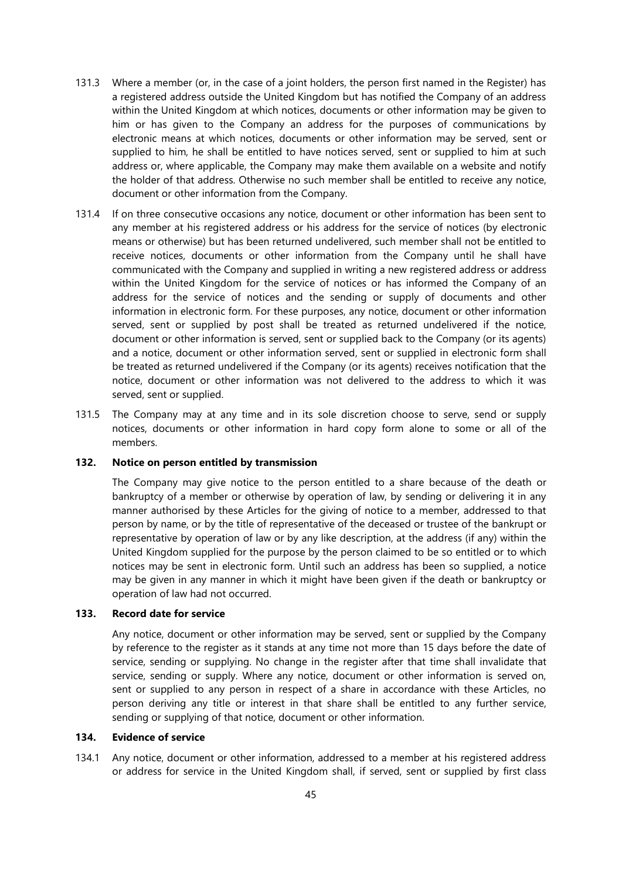131.3 Where a member (or, in the case of a joint holders, the person first named in the Register) has a registered address outside the United Kingdom but has notified the Company of an address within the United Kingdom at which notices, documents or other information may be given to him or has given to the Company an address for the purposes of communications by electronic means at which notices, documents or other information may be served, sent or supplied to him, he shall be entitled to have notices served, sent or supplied to him at such address or, where applicable, the Company may make them available on a website and notify the holder of that address. Otherwise no such member shall be entitled to receive any notice, document or other information from the Company.

131.4 If on three consecutive occasions any notice, document or other information has been sent to any member at his registered address or his address for the service of notices (by electronic means or otherwise) but has been returned undelivered, such member shall not be entitled to receive notices, documents or other information from the Company until he shall have communicated with the Company and supplied in writing a new registered address or address within the United Kingdom for the service of notices or has informed the Company of an address for the service of notices and the sending or supply of documents and other information in electronic form. For these purposes, any notice, document or other information served, sent or supplied by post shall be treated as returned undelivered if the notice, document or other information is served, sent or supplied back to the Company (or its agents) and a notice, document or other information served, sent or supplied in electronic form shall be treated as returned undelivered if the Company (or its agents) receives notification that the notice, document or other information was not delivered to the address to which it was served, sent or supplied.

131.5 The Company may at any time and in its sole discretion choose to serve, send or supply notices, documents or other information in hard copy form alone to some or all of the members.

### 132. Notice on person entitled by transmission

The Company may give notice to the person entitled to a share because of the death or bankruptcy of a member or otherwise by operation of law, by sending or delivering it in any manner authorised by these Articles for the giving of notice to a member, addressed to that person by name, or by the title of representative of the deceased or trustee of the bankrupt or representative by operation of law or by any like description, at the address (if any) within the United Kingdom supplied for the purpose by the person claimed to be so entitled or to which notices may be sent in electronic form. Until such an address has been so supplied, a notice may be given in any manner in which it might have been given if the death or bankruptcy or operation of law had not occurred.

### 133. Record date for service

Any notice, document or other information may be served, sent or supplied by the Company by reference to the register as it stands at any time not more than 15 days before the date of service, sending or supplying. No change in the register after that time shall invalidate that service, sending or supply. Where any notice, document or other information is served on, sent or supplied to any person in respect of a share in accordance with these Articles, no person deriving any title or interest in that share shall be entitled to any further service, sending or supplying of that notice, document or other information.

### 134. Evidence of service

134.1 Any notice, document or other information, addressed to a member at his registered address or address for service in the United Kingdom shall, if served, sent or supplied by first class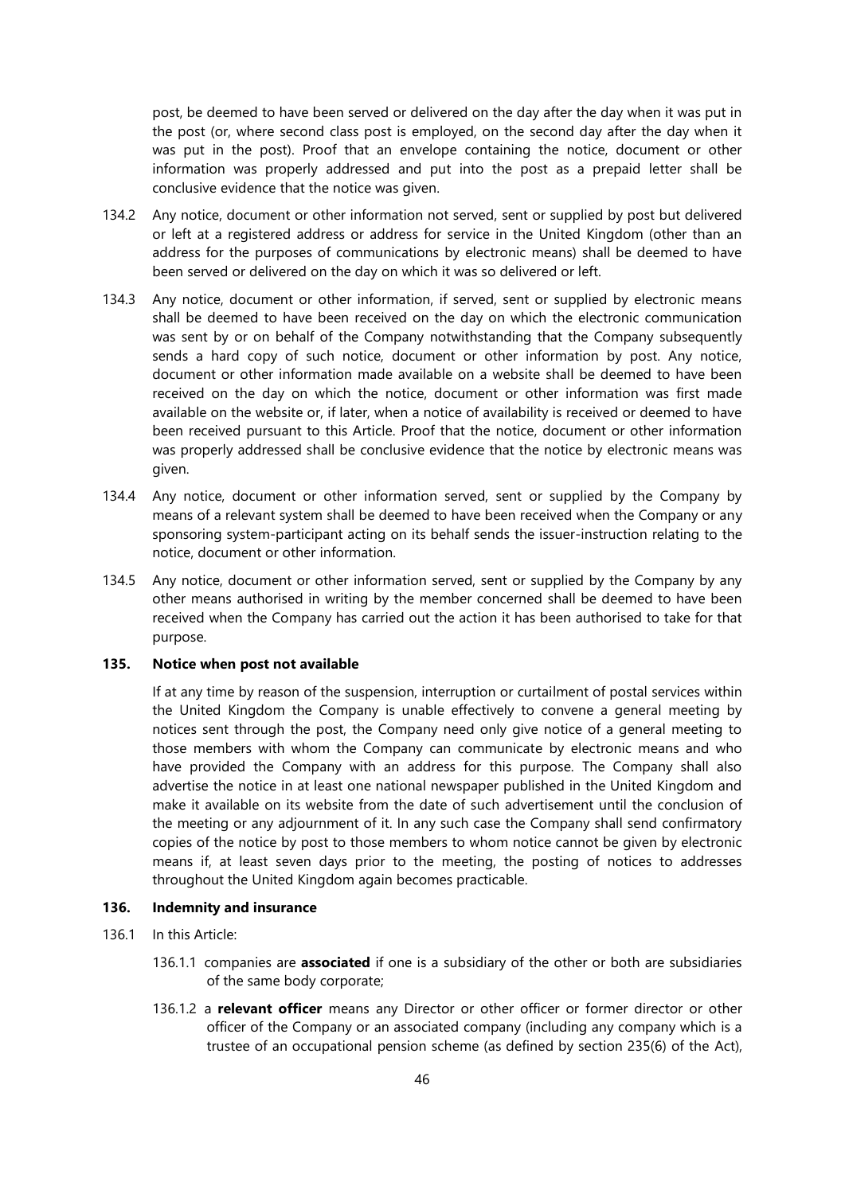post, be deemed to have been served or delivered on the day after the day when it was put in the post (or, where second class post is employed, on the second day after the day when it was put in the post). Proof that an envelope containing the notice, document or other information was properly addressed and put into the post as a prepaid letter shall be conclusive evidence that the notice was given.

134.2 Any notice, document or other information not served, sent or supplied by post but delivered or left at a registered address or address for service in the United Kingdom (other than an address for the purposes of communications by electronic means) shall be deemed to have been served or delivered on the day on which it was so delivered or left.

134.3 Any notice, document or other information, if served, sent or supplied by electronic means shall be deemed to have been received on the day on which the electronic communication was sent by or on behalf of the Company notwithstanding that the Company subsequently sends a hard copy of such notice, document or other information by post. Any notice, document or other information made available on a website shall be deemed to have been received on the day on which the notice, document or other information was first made available on the website or, if later, when a notice of availability is received or deemed to have been received pursuant to this Article. Proof that the notice, document or other information was properly addressed shall be conclusive evidence that the notice by electronic means was given.

134.4 Any notice, document or other information served, sent or supplied by the Company by means of a relevant system shall be deemed to have been received when the Company or any sponsoring system-participant acting on its behalf sends the issuer-instruction relating to the notice, document or other information.

134.5 Any notice, document or other information served, sent or supplied by the Company by any other means authorised in writing by the member concerned shall be deemed to have been received when the Company has carried out the action it has been authorised to take for that purpose.

## 135. Notice when post not available

If at any time by reason of the suspension, interruption or curtailment of postal services within the United Kingdom the Company is unable effectively to convene a general meeting by notices sent through the post, the Company need only give notice of a general meeting to those members with whom the Company can communicate by electronic means and who have provided the Company with an address for this purpose. The Company shall also advertise the notice in at least one national newspaper published in the United Kingdom and make it available on its website from the date of such advertisement until the conclusion of the meeting or any adjournment of it. In any such case the Company shall send confirmatory copies of the notice by post to those members to whom notice cannot be given by electronic means if, at least seven days prior to the meeting, the posting of notices to addresses throughout the United Kingdom again becomes practicable.

## 136. Indemnity and insurance

136.1 In this Article:

136.1.1 companies are **associated** if one is a subsidiary of the other or both are subsidiaries of the same body corporate;

136.1.2 a **relevant officer** means any Director or other officer or former director or other officer of the Company or an associated company (including any company which is a trustee of an occupational pension scheme (as defined by section 235(6) of the Act),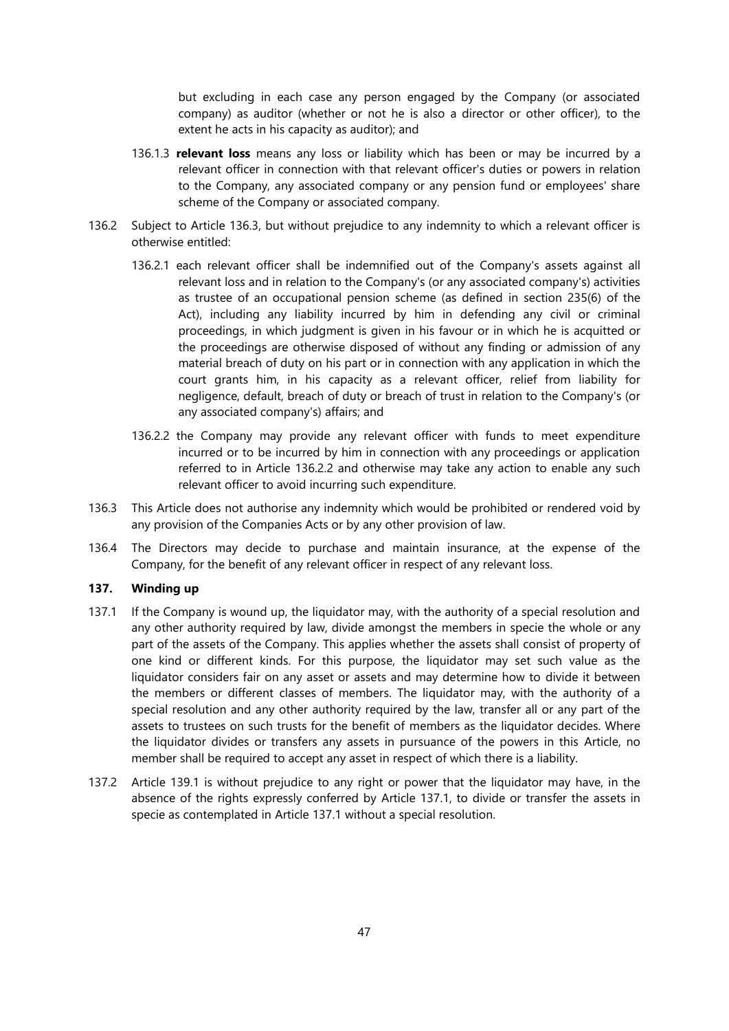but excluding in each case any person engaged by the Company (or associated company) as auditor (whether or not he is also a director or other officer), to the extent he acts in his capacity as auditor); and

136.1.3 **relevant loss** means any loss or liability which has been or may be incurred by a relevant officer in connection with that relevant officer's duties or powers in relation to the Company, any associated company or any pension fund or employees' share scheme of the Company or associated company.

136.2 Subject to Article 136.3, but without prejudice to any indemnity to which a relevant officer is otherwise entitled:

136.2.1 each relevant officer shall be indemnified out of the Company's assets against all relevant loss and in relation to the Company's (or any associated company's) activities as trustee of an occupational pension scheme (as defined in section 235(6) of the Act), including any liability incurred by him in defending any civil or criminal proceedings, in which judgment is given in his favour or in which he is acquitted or the proceedings are otherwise disposed of without any finding or admission of any material breach of duty on his part or in connection with any application in which the court grants him, in his capacity as a relevant officer, relief from liability for negligence, default, breach of duty or breach of trust in relation to the Company's (or any associated company's) affairs; and

136.2.2 the Company may provide any relevant officer with funds to meet expenditure incurred or to be incurred by him in connection with any proceedings or application referred to in Article 136.2.2 and otherwise may take any action to enable any such relevant officer to avoid incurring such expenditure.

136.3 This Article does not authorise any indemnity which would be prohibited or rendered void by any provision of the Companies Acts or by any other provision of law.

136.4 The Directors may decide to purchase and maintain insurance, at the expense of the Company, for the benefit of any relevant officer in respect of any relevant loss.

## 137. Winding up

137.1 If the Company is wound up, the liquidator may, with the authority of a special resolution and any other authority required by law, divide amongst the members in specie the whole or any part of the assets of the Company. This applies whether the assets shall consist of property of one kind or different kinds. For this purpose, the liquidator may set such value as the liquidator considers fair on any asset or assets and may determine how to divide it between the members or different classes of members. The liquidator may, with the authority of a special resolution and any other authority required by the law, transfer all or any part of the assets to trustees on such trusts for the benefit of members as the liquidator decides. Where the liquidator divides or transfers any assets in pursuance of the powers in this Article, no member shall be required to accept any asset in respect of which there is a liability.

137.2 Article 139.1 is without prejudice to any right or power that the liquidator may have, in the absence of the rights expressly conferred by Article 137.1, to divide or transfer the assets in specie as contemplated in Article 137.1 without a special resolution.